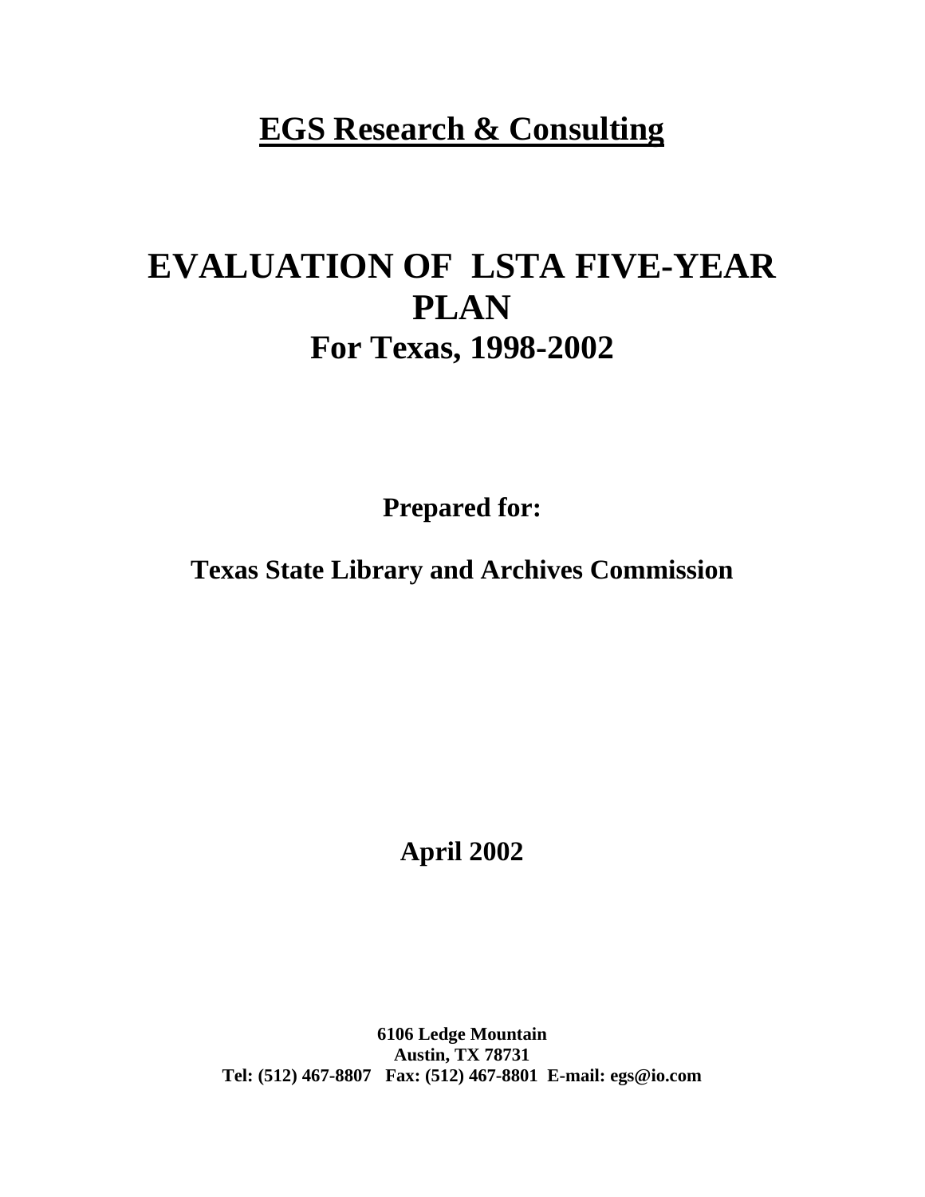**EGS Research & Consulting**

# EVALUATION OF LSTA FIVE-YEAR PLAN

## For Texas, 1998-2002

**Prepared for:**

**Texas State Library and Archives Commission**

**April 2002**

**6106 Ledge Mountain**
**Austin, TX 78731**
**Tel: (512) 467-8807 Fax: (512) 467-8801 E-mail: egs@io.com**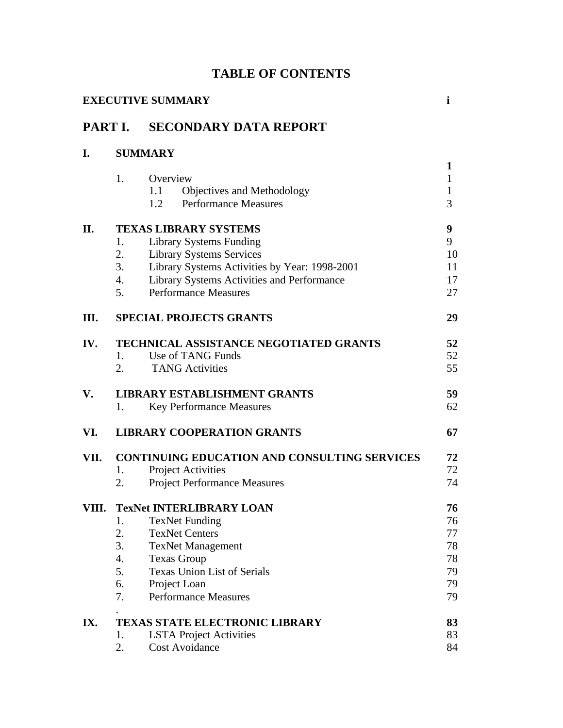# TABLE OF CONTENTS

| | | |
|---|---|---|
| **EXECUTIVE SUMMARY** | | **i** |

## PART I. SECONDARY DATA REPORT

| | | |
|---|---|---|
| **I.** | **SUMMARY** | **1** |
| | 1. Overview | 1 |
| | 1.1 Objectives and Methodology | 1 |
| | 1.2 Performance Measures | 3 |
| **II.** | **TEXAS LIBRARY SYSTEMS** | **9** |
| | 1. Library Systems Funding | 9 |
| | 2. Library Systems Services | 10 |
| | 3. Library Systems Activities by Year: 1998-2001 | 11 |
| | 4. Library Systems Activities and Performance | 17 |
| | 5. Performance Measures | 27 |
| **III.** | **SPECIAL PROJECTS GRANTS** | **29** |
| **IV.** | **TECHNICAL ASSISTANCE NEGOTIATED GRANTS** | **52** |
| | 1. Use of TANG Funds | 52 |
| | 2. TANG Activities | 55 |
| **V.** | **LIBRARY ESTABLISHMENT GRANTS** | **59** |
| | 1. Key Performance Measures | 62 |
| **VI.** | **LIBRARY COOPERATION GRANTS** | **67** |
| **VII.** | **CONTINUING EDUCATION AND CONSULTING SERVICES** | **72** |
| | 1. Project Activities | 72 |
| | 2. Project Performance Measures | 74 |
| **VIII.** | **TexNet INTERLIBRARY LOAN** | **76** |
| | 1. TexNet Funding | 76 |
| | 2. TexNet Centers | 77 |
| | 3. TexNet Management | 78 |
| | 4. Texas Group | 78 |
| | 5. Texas Union List of Serials | 79 |
| | 6. Project Loan | 79 |
| | 7. Performance Measures | 79 |
| **IX.** | **TEXAS STATE ELECTRONIC LIBRARY** | **83** |
| | 1. LSTA Project Activities | 83 |
| | 2. Cost Avoidance | 84 |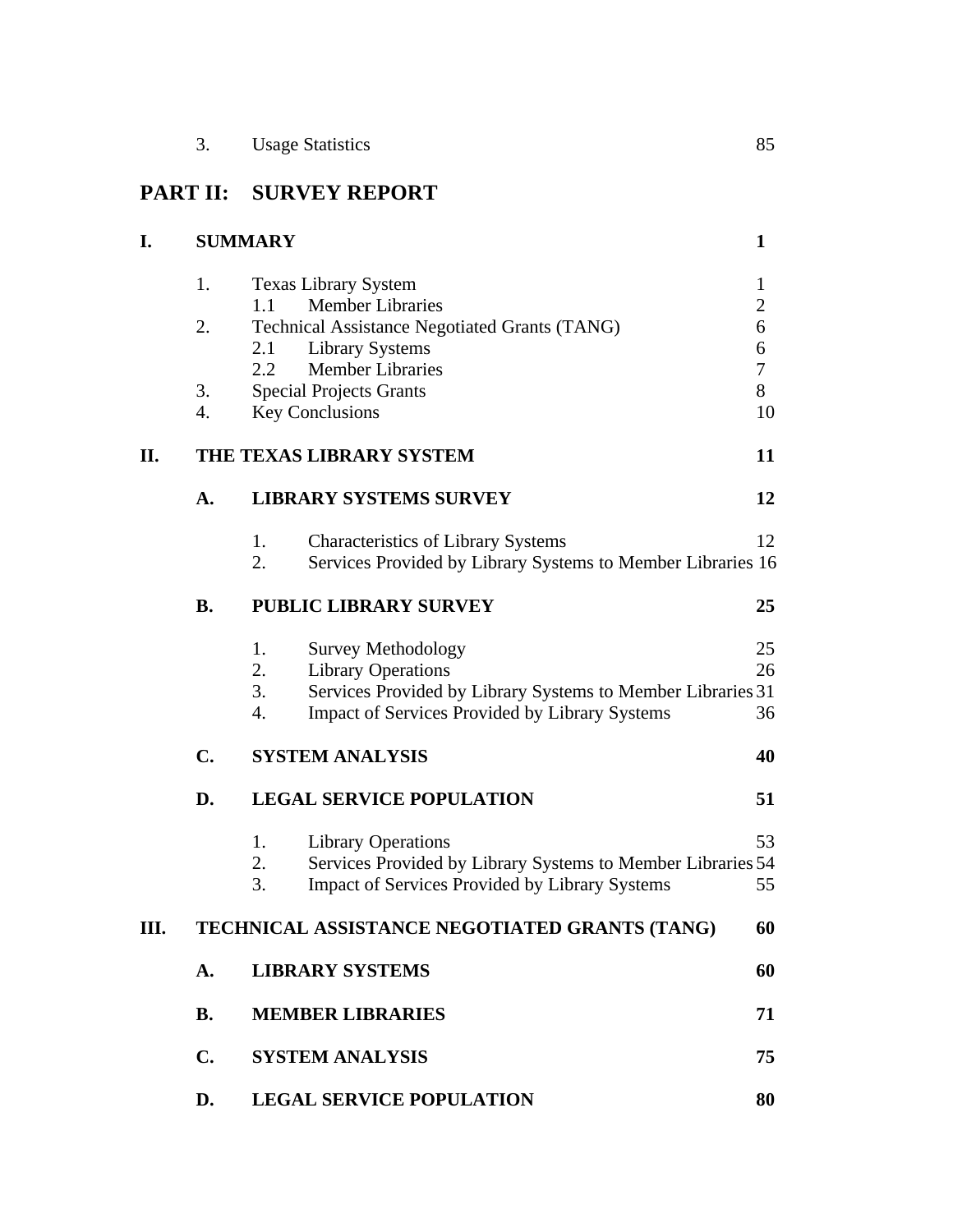| | | | |
|---|---|---|---|
| 3. | Usage Statistics | | 85 |

## PART II: SURVEY REPORT

| | | | | |
|---|---|---|---|---|
| **I.** | **SUMMARY** | | | **1** |
| | 1. | Texas Library System | | 1 |
| | | 1.1 | Member Libraries | 2 |
| | 2. | Technical Assistance Negotiated Grants (TANG) | | 6 |
| | | 2.1 | Library Systems | 6 |
| | | 2.2 | Member Libraries | 7 |
| | 3. | Special Projects Grants | | 8 |
| | 4. | Key Conclusions | | 10 |
| **II.** | **THE TEXAS LIBRARY SYSTEM** | | | **11** |
| | **A.** | **LIBRARY SYSTEMS SURVEY** | | **12** |
| | | 1. | Characteristics of Library Systems | 12 |
| | | 2. | Services Provided by Library Systems to Member Libraries | 16 |
| | **B.** | **PUBLIC LIBRARY SURVEY** | | **25** |
| | | 1. | Survey Methodology | 25 |
| | | 2. | Library Operations | 26 |
| | | 3. | Services Provided by Library Systems to Member Libraries | 31 |
| | | 4. | Impact of Services Provided by Library Systems | 36 |
| | **C.** | **SYSTEM ANALYSIS** | | **40** |
| | **D.** | **LEGAL SERVICE POPULATION** | | **51** |
| | | 1. | Library Operations | 53 |
| | | 2. | Services Provided by Library Systems to Member Libraries | 54 |
| | | 3. | Impact of Services Provided by Library Systems | 55 |
| **III.** | **TECHNICAL ASSISTANCE NEGOTIATED GRANTS (TANG)** | | | **60** |
| | **A.** | **LIBRARY SYSTEMS** | | **60** |
| | **B.** | **MEMBER LIBRARIES** | | **71** |
| | **C.** | **SYSTEM ANALYSIS** | | **75** |
| | **D.** | **LEGAL SERVICE POPULATION** | | **80** |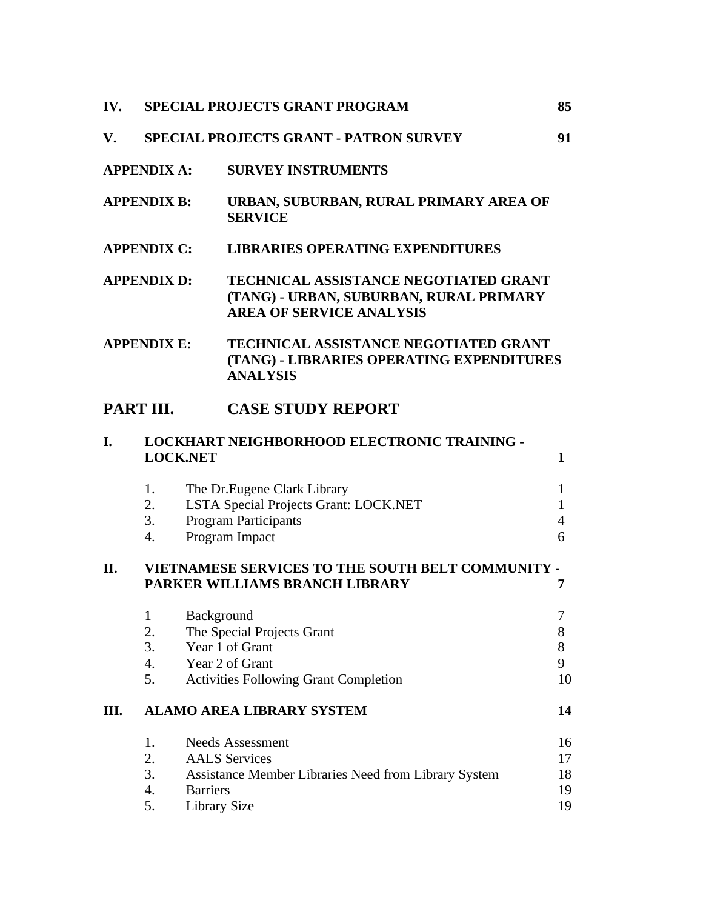| | | |
|---|---|---|
| **IV.** | **SPECIAL PROJECTS GRANT PROGRAM** | **85** |
| **V.** | **SPECIAL PROJECTS GRANT - PATRON SURVEY** | **91** |

**APPENDIX A:** **SURVEY INSTRUMENTS**

**APPENDIX B:** **URBAN, SUBURBAN, RURAL PRIMARY AREA OF SERVICE**

**APPENDIX C:** **LIBRARIES OPERATING EXPENDITURES**

**APPENDIX D:** **TECHNICAL ASSISTANCE NEGOTIATED GRANT (TANG) - URBAN, SUBURBAN, RURAL PRIMARY AREA OF SERVICE ANALYSIS**

**APPENDIX E:** **TECHNICAL ASSISTANCE NEGOTIATED GRANT (TANG) - LIBRARIES OPERATING EXPENDITURES ANALYSIS**

## PART III. CASE STUDY REPORT

| | | | |
|---|---|---|---|
| **I.** | **LOCKHART NEIGHBORHOOD ELECTRONIC TRAINING - LOCK.NET** | | **1** |
| | 1. | The Dr.Eugene Clark Library | 1 |
| | 2. | LSTA Special Projects Grant: LOCK.NET | 1 |
| | 3. | Program Participants | 4 |
| | 4. | Program Impact | 6 |
| **II.** | **VIETNAMESE SERVICES TO THE SOUTH BELT COMMUNITY - PARKER WILLIAMS BRANCH LIBRARY** | | **7** |
| | 1 | Background | 7 |
| | 2. | The Special Projects Grant | 8 |
| | 3. | Year 1 of Grant | 8 |
| | 4. | Year 2 of Grant | 9 |
| | 5. | Activities Following Grant Completion | 10 |
| **III.** | **ALAMO AREA LIBRARY SYSTEM** | | **14** |
| | 1. | Needs Assessment | 16 |
| | 2. | AALS Services | 17 |
| | 3. | Assistance Member Libraries Need from Library System | 18 |
| | 4. | Barriers | 19 |
| | 5. | Library Size | 19 |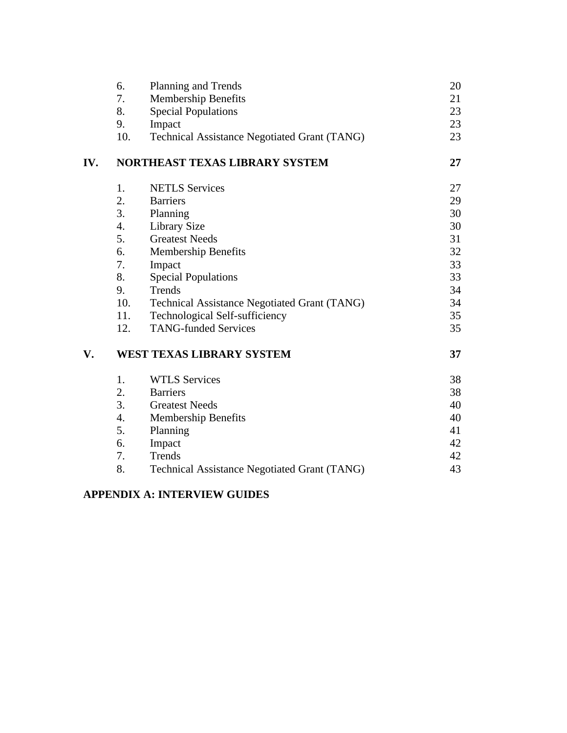| | | | |
|---|---|---|---|
| | 6. | Planning and Trends | 20 |
| | 7. | Membership Benefits | 21 |
| | 8. | Special Populations | 23 |
| | 9. | Impact | 23 |
| | 10. | Technical Assistance Negotiated Grant (TANG) | 23 |
| **IV.** | **NORTHEAST TEXAS LIBRARY SYSTEM** | | **27** |
| | 1. | NETLS Services | 27 |
| | 2. | Barriers | 29 |
| | 3. | Planning | 30 |
| | 4. | Library Size | 30 |
| | 5. | Greatest Needs | 31 |
| | 6. | Membership Benefits | 32 |
| | 7. | Impact | 33 |
| | 8. | Special Populations | 33 |
| | 9. | Trends | 34 |
| | 10. | Technical Assistance Negotiated Grant (TANG) | 34 |
| | 11. | Technological Self-sufficiency | 35 |
| | 12. | TANG-funded Services | 35 |
| **V.** | **WEST TEXAS LIBRARY SYSTEM** | | **37** |
| | 1. | WTLS Services | 38 |
| | 2. | Barriers | 38 |
| | 3. | Greatest Needs | 40 |
| | 4. | Membership Benefits | 40 |
| | 5. | Planning | 41 |
| | 6. | Impact | 42 |
| | 7. | Trends | 42 |
| | 8. | Technical Assistance Negotiated Grant (TANG) | 43 |

**APPENDIX A: INTERVIEW GUIDES**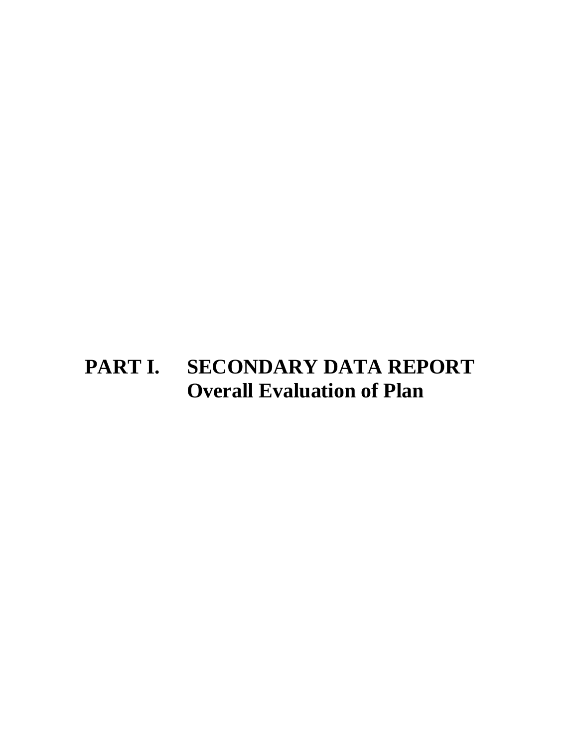# PART I. SECONDARY DATA REPORT
## Overall Evaluation of Plan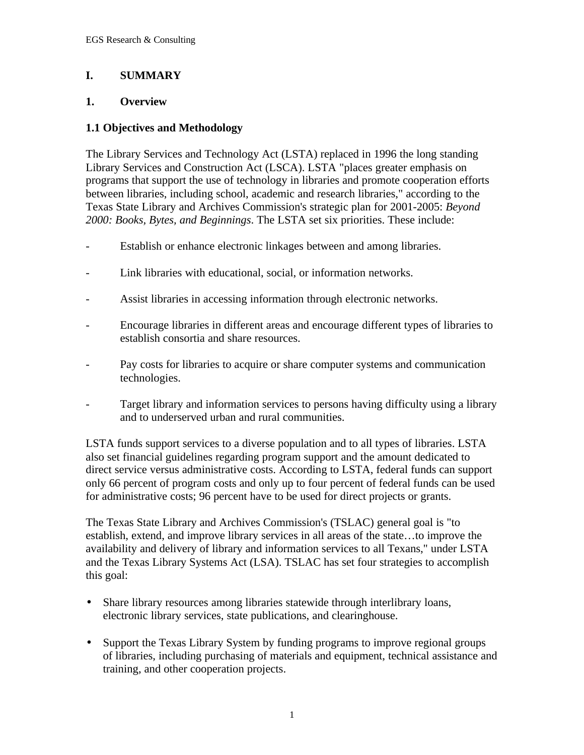# I. SUMMARY

## 1. Overview

### 1.1 Objectives and Methodology

The Library Services and Technology Act (LSTA) replaced in 1996 the long standing Library Services and Construction Act (LSCA). LSTA "places greater emphasis on programs that support the use of technology in libraries and promote cooperation efforts between libraries, including school, academic and research libraries," according to the Texas State Library and Archives Commission's strategic plan for 2001-2005: *Beyond 2000: Books, Bytes, and Beginnings*. The LSTA set six priorities. These include:

- Establish or enhance electronic linkages between and among libraries.
- Link libraries with educational, social, or information networks.
- Assist libraries in accessing information through electronic networks.
- Encourage libraries in different areas and encourage different types of libraries to establish consortia and share resources.
- Pay costs for libraries to acquire or share computer systems and communication technologies.
- Target library and information services to persons having difficulty using a library and to underserved urban and rural communities.

LSTA funds support services to a diverse population and to all types of libraries. LSTA also set financial guidelines regarding program support and the amount dedicated to direct service versus administrative costs. According to LSTA, federal funds can support only 66 percent of program costs and only up to four percent of federal funds can be used for administrative costs; 96 percent have to be used for direct projects or grants.

The Texas State Library and Archives Commission's (TSLAC) general goal is "to establish, extend, and improve library services in all areas of the state…to improve the availability and delivery of library and information services to all Texans," under LSTA and the Texas Library Systems Act (LSA). TSLAC has set four strategies to accomplish this goal:

- Share library resources among libraries statewide through interlibrary loans, electronic library services, state publications, and clearinghouse.
- Support the Texas Library System by funding programs to improve regional groups of libraries, including purchasing of materials and equipment, technical assistance and training, and other cooperation projects.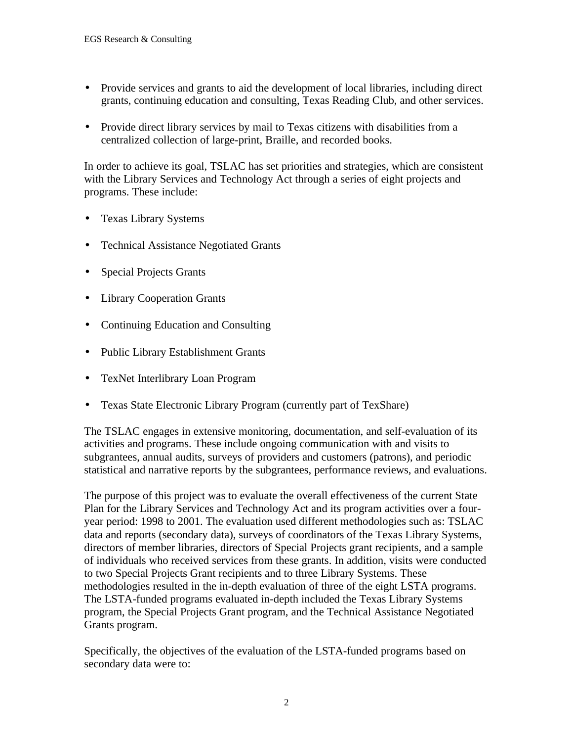- Provide services and grants to aid the development of local libraries, including direct grants, continuing education and consulting, Texas Reading Club, and other services.

- Provide direct library services by mail to Texas citizens with disabilities from a centralized collection of large-print, Braille, and recorded books.

In order to achieve its goal, TSLAC has set priorities and strategies, which are consistent with the Library Services and Technology Act through a series of eight projects and programs. These include:

- Texas Library Systems

- Technical Assistance Negotiated Grants

- Special Projects Grants

- Library Cooperation Grants

- Continuing Education and Consulting

- Public Library Establishment Grants

- TexNet Interlibrary Loan Program

- Texas State Electronic Library Program (currently part of TexShare)

The TSLAC engages in extensive monitoring, documentation, and self-evaluation of its activities and programs. These include ongoing communication with and visits to subgrantees, annual audits, surveys of providers and customers (patrons), and periodic statistical and narrative reports by the subgrantees, performance reviews, and evaluations.

The purpose of this project was to evaluate the overall effectiveness of the current State Plan for the Library Services and Technology Act and its program activities over a four-year period: 1998 to 2001. The evaluation used different methodologies such as: TSLAC data and reports (secondary data), surveys of coordinators of the Texas Library Systems, directors of member libraries, directors of Special Projects grant recipients, and a sample of individuals who received services from these grants. In addition, visits were conducted to two Special Projects Grant recipients and to three Library Systems. These methodologies resulted in the in-depth evaluation of three of the eight LSTA programs. The LSTA-funded programs evaluated in-depth included the Texas Library Systems program, the Special Projects Grant program, and the Technical Assistance Negotiated Grants program.

Specifically, the objectives of the evaluation of the LSTA-funded programs based on secondary data were to: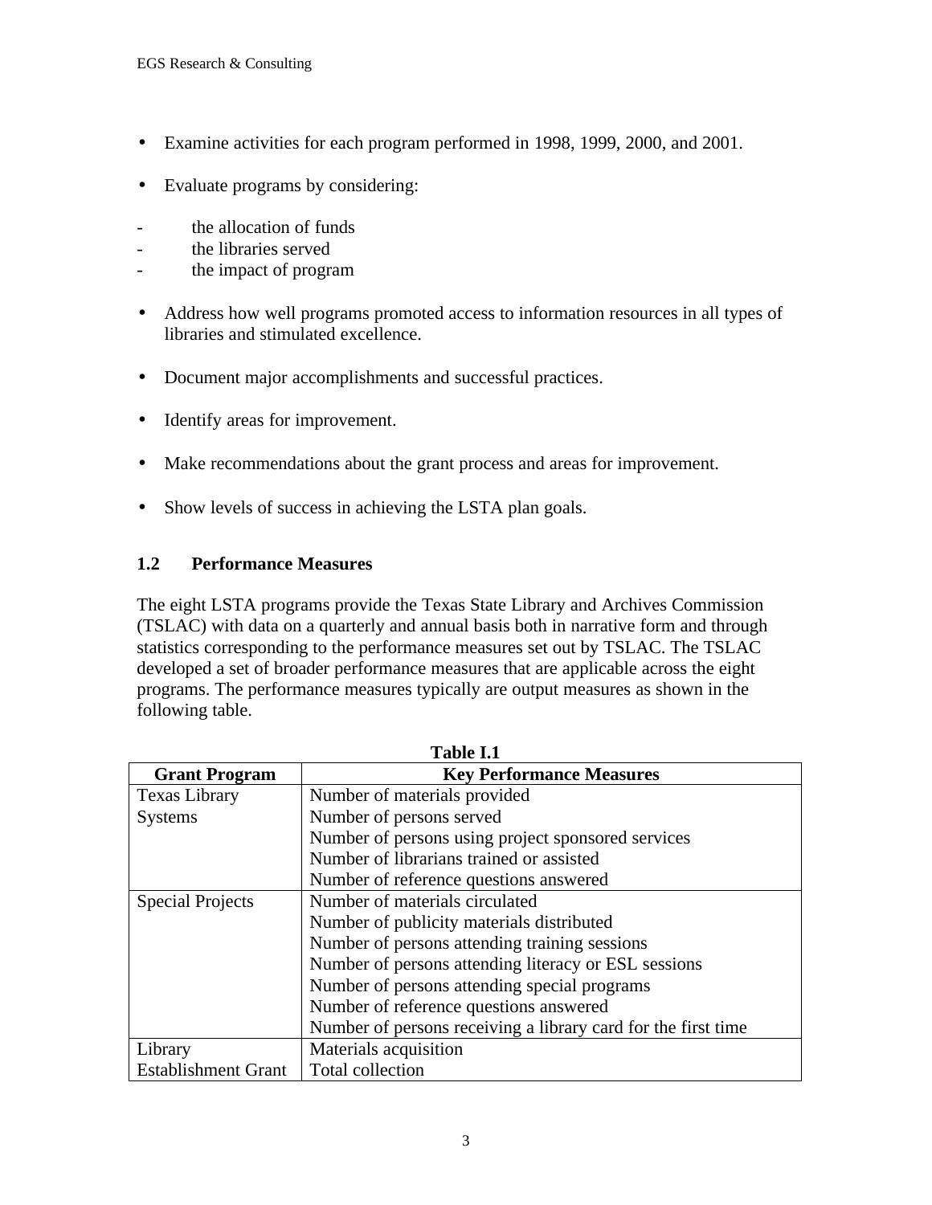- Examine activities for each program performed in 1998, 1999, 2000, and 2001.

- Evaluate programs by considering:

  - the allocation of funds
  - the libraries served
  - the impact of program

- Address how well programs promoted access to information resources in all types of libraries and stimulated excellence.

- Document major accomplishments and successful practices.

- Identify areas for improvement.

- Make recommendations about the grant process and areas for improvement.

- Show levels of success in achieving the LSTA plan goals.

## 1.2 Performance Measures

The eight LSTA programs provide the Texas State Library and Archives Commission (TSLAC) with data on a quarterly and annual basis both in narrative form and through statistics corresponding to the performance measures set out by TSLAC. The TSLAC developed a set of broader performance measures that are applicable across the eight programs. The performance measures typically are output measures as shown in the following table.

**Table I.1**

| Grant Program | Key Performance Measures |
|---|---|
| Texas Library Systems | Number of materials provided<br>Number of persons served<br>Number of persons using project sponsored services<br>Number of librarians trained or assisted<br>Number of reference questions answered |
| Special Projects | Number of materials circulated<br>Number of publicity materials distributed<br>Number of persons attending training sessions<br>Number of persons attending literacy or ESL sessions<br>Number of persons attending special programs<br>Number of reference questions answered<br>Number of persons receiving a library card for the first time |
| Library Establishment Grant | Materials acquisition<br>Total collection |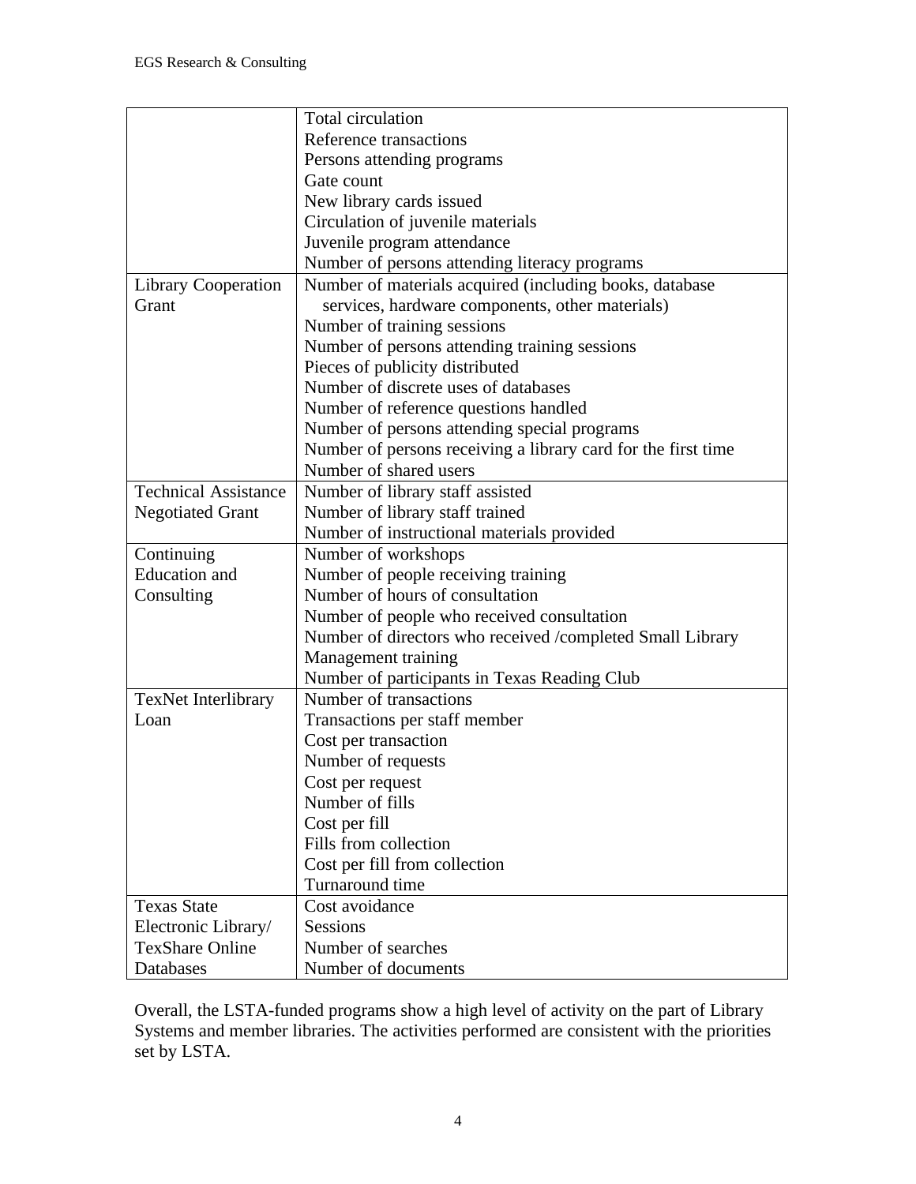| | |
|---|---|
| | Total circulation<br>Reference transactions<br>Persons attending programs<br>Gate count<br>New library cards issued<br>Circulation of juvenile materials<br>Juvenile program attendance<br>Number of persons attending literacy programs |
| Library Cooperation Grant | Number of materials acquired (including books, database services, hardware components, other materials)<br>Number of training sessions<br>Number of persons attending training sessions<br>Pieces of publicity distributed<br>Number of discrete uses of databases<br>Number of reference questions handled<br>Number of persons attending special programs<br>Number of persons receiving a library card for the first time<br>Number of shared users |
| Technical Assistance Negotiated Grant | Number of library staff assisted<br>Number of library staff trained<br>Number of instructional materials provided |
| Continuing Education and Consulting | Number of workshops<br>Number of people receiving training<br>Number of hours of consultation<br>Number of people who received consultation<br>Number of directors who received /completed Small Library Management training<br>Number of participants in Texas Reading Club |
| TexNet Interlibrary Loan | Number of transactions<br>Transactions per staff member<br>Cost per transaction<br>Number of requests<br>Cost per request<br>Number of fills<br>Cost per fill<br>Fills from collection<br>Cost per fill from collection<br>Turnaround time |
| Texas State Electronic Library/ TexShare Online Databases | Cost avoidance<br>Sessions<br>Number of searches<br>Number of documents |

Overall, the LSTA-funded programs show a high level of activity on the part of Library Systems and member libraries. The activities performed are consistent with the priorities set by LSTA.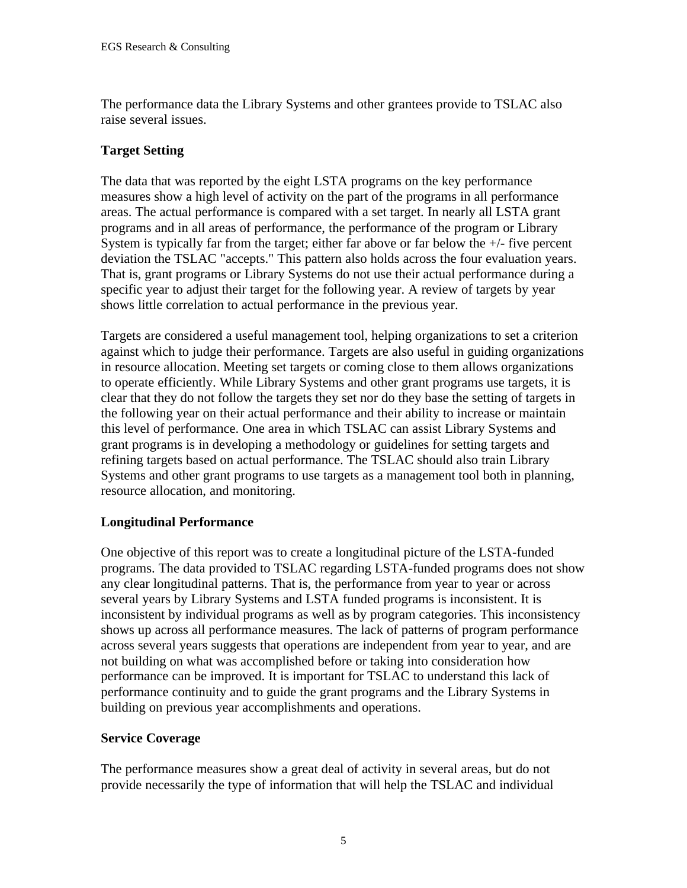The performance data the Library Systems and other grantees provide to TSLAC also raise several issues.

### Target Setting

The data that was reported by the eight LSTA programs on the key performance measures show a high level of activity on the part of the programs in all performance areas. The actual performance is compared with a set target. In nearly all LSTA grant programs and in all areas of performance, the performance of the program or Library System is typically far from the target; either far above or far below the +/- five percent deviation the TSLAC "accepts." This pattern also holds across the four evaluation years. That is, grant programs or Library Systems do not use their actual performance during a specific year to adjust their target for the following year. A review of targets by year shows little correlation to actual performance in the previous year.

Targets are considered a useful management tool, helping organizations to set a criterion against which to judge their performance. Targets are also useful in guiding organizations in resource allocation. Meeting set targets or coming close to them allows organizations to operate efficiently. While Library Systems and other grant programs use targets, it is clear that they do not follow the targets they set nor do they base the setting of targets in the following year on their actual performance and their ability to increase or maintain this level of performance. One area in which TSLAC can assist Library Systems and grant programs is in developing a methodology or guidelines for setting targets and refining targets based on actual performance. The TSLAC should also train Library Systems and other grant programs to use targets as a management tool both in planning, resource allocation, and monitoring.

### Longitudinal Performance

One objective of this report was to create a longitudinal picture of the LSTA-funded programs. The data provided to TSLAC regarding LSTA-funded programs does not show any clear longitudinal patterns. That is, the performance from year to year or across several years by Library Systems and LSTA funded programs is inconsistent. It is inconsistent by individual programs as well as by program categories. This inconsistency shows up across all performance measures. The lack of patterns of program performance across several years suggests that operations are independent from year to year, and are not building on what was accomplished before or taking into consideration how performance can be improved. It is important for TSLAC to understand this lack of performance continuity and to guide the grant programs and the Library Systems in building on previous year accomplishments and operations.

### Service Coverage

The performance measures show a great deal of activity in several areas, but do not provide necessarily the type of information that will help the TSLAC and individual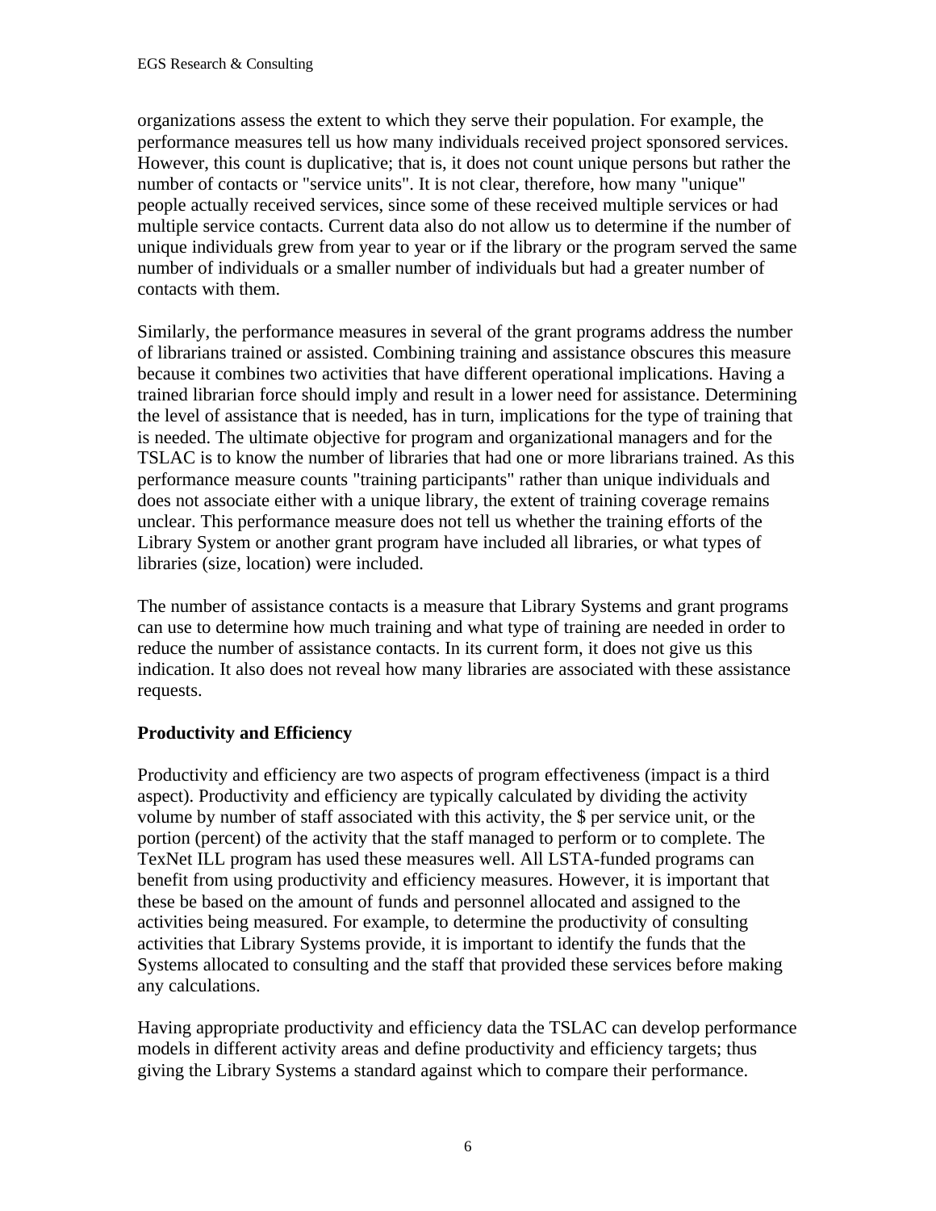organizations assess the extent to which they serve their population. For example, the performance measures tell us how many individuals received project sponsored services. However, this count is duplicative; that is, it does not count unique persons but rather the number of contacts or "service units". It is not clear, therefore, how many "unique" people actually received services, since some of these received multiple services or had multiple service contacts. Current data also do not allow us to determine if the number of unique individuals grew from year to year or if the library or the program served the same number of individuals or a smaller number of individuals but had a greater number of contacts with them.

Similarly, the performance measures in several of the grant programs address the number of librarians trained or assisted. Combining training and assistance obscures this measure because it combines two activities that have different operational implications. Having a trained librarian force should imply and result in a lower need for assistance. Determining the level of assistance that is needed, has in turn, implications for the type of training that is needed. The ultimate objective for program and organizational managers and for the TSLAC is to know the number of libraries that had one or more librarians trained. As this performance measure counts "training participants" rather than unique individuals and does not associate either with a unique library, the extent of training coverage remains unclear. This performance measure does not tell us whether the training efforts of the Library System or another grant program have included all libraries, or what types of libraries (size, location) were included.

The number of assistance contacts is a measure that Library Systems and grant programs can use to determine how much training and what type of training are needed in order to reduce the number of assistance contacts. In its current form, it does not give us this indication. It also does not reveal how many libraries are associated with these assistance requests.

**Productivity and Efficiency**

Productivity and efficiency are two aspects of program effectiveness (impact is a third aspect). Productivity and efficiency are typically calculated by dividing the activity volume by number of staff associated with this activity, the $ per service unit, or the portion (percent) of the activity that the staff managed to perform or to complete. The TexNet ILL program has used these measures well. All LSTA-funded programs can benefit from using productivity and efficiency measures. However, it is important that these be based on the amount of funds and personnel allocated and assigned to the activities being measured. For example, to determine the productivity of consulting activities that Library Systems provide, it is important to identify the funds that the Systems allocated to consulting and the staff that provided these services before making any calculations.

Having appropriate productivity and efficiency data the TSLAC can develop performance models in different activity areas and define productivity and efficiency targets; thus giving the Library Systems a standard against which to compare their performance.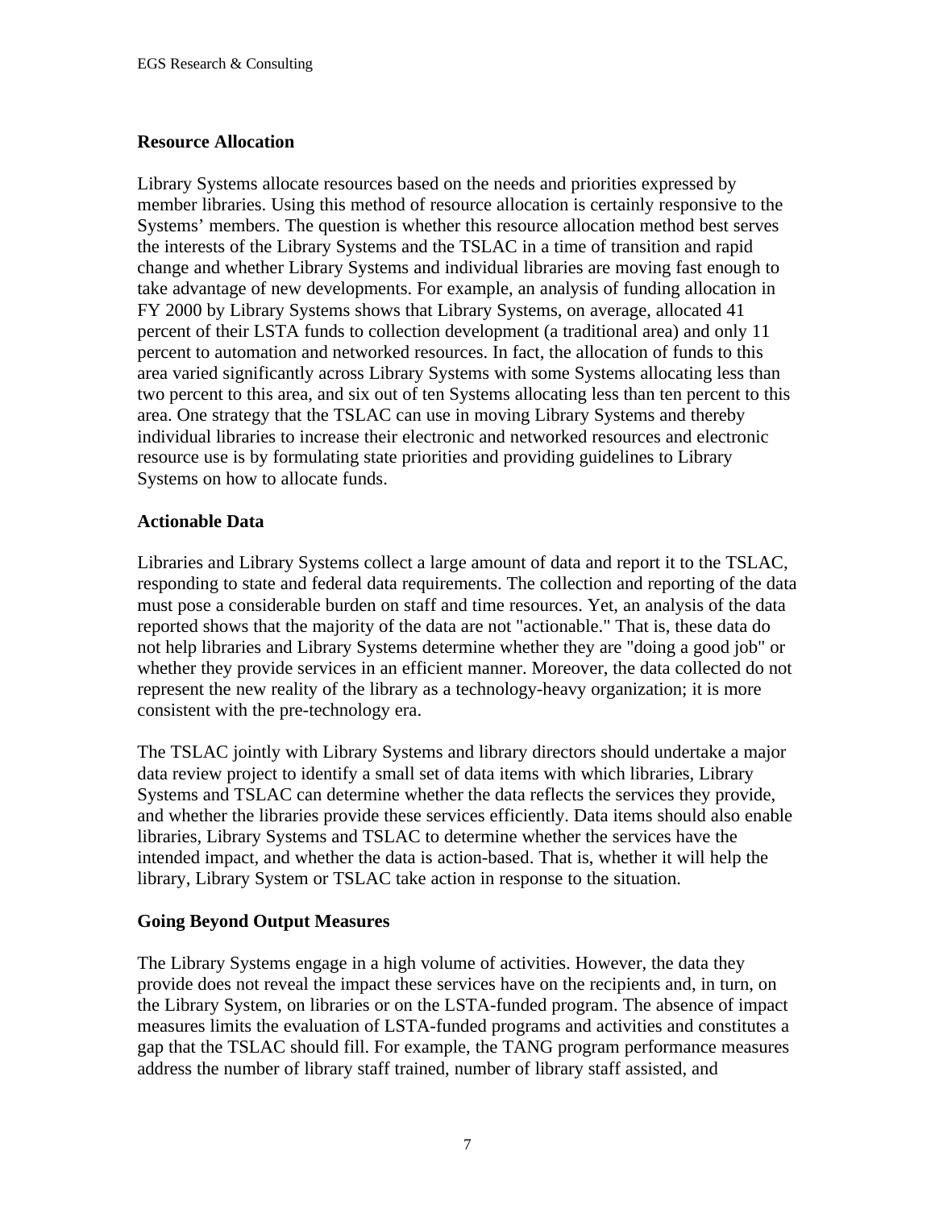### Resource Allocation

Library Systems allocate resources based on the needs and priorities expressed by member libraries. Using this method of resource allocation is certainly responsive to the Systems' members. The question is whether this resource allocation method best serves the interests of the Library Systems and the TSLAC in a time of transition and rapid change and whether Library Systems and individual libraries are moving fast enough to take advantage of new developments. For example, an analysis of funding allocation in FY 2000 by Library Systems shows that Library Systems, on average, allocated 41 percent of their LSTA funds to collection development (a traditional area) and only 11 percent to automation and networked resources. In fact, the allocation of funds to this area varied significantly across Library Systems with some Systems allocating less than two percent to this area, and six out of ten Systems allocating less than ten percent to this area. One strategy that the TSLAC can use in moving Library Systems and thereby individual libraries to increase their electronic and networked resources and electronic resource use is by formulating state priorities and providing guidelines to Library Systems on how to allocate funds.

### Actionable Data

Libraries and Library Systems collect a large amount of data and report it to the TSLAC, responding to state and federal data requirements. The collection and reporting of the data must pose a considerable burden on staff and time resources. Yet, an analysis of the data reported shows that the majority of the data are not "actionable." That is, these data do not help libraries and Library Systems determine whether they are "doing a good job" or whether they provide services in an efficient manner. Moreover, the data collected do not represent the new reality of the library as a technology-heavy organization; it is more consistent with the pre-technology era.

The TSLAC jointly with Library Systems and library directors should undertake a major data review project to identify a small set of data items with which libraries, Library Systems and TSLAC can determine whether the data reflects the services they provide, and whether the libraries provide these services efficiently. Data items should also enable libraries, Library Systems and TSLAC to determine whether the services have the intended impact, and whether the data is action-based. That is, whether it will help the library, Library System or TSLAC take action in response to the situation.

### Going Beyond Output Measures

The Library Systems engage in a high volume of activities. However, the data they provide does not reveal the impact these services have on the recipients and, in turn, on the Library System, on libraries or on the LSTA-funded program. The absence of impact measures limits the evaluation of LSTA-funded programs and activities and constitutes a gap that the TSLAC should fill. For example, the TANG program performance measures address the number of library staff trained, number of library staff assisted, and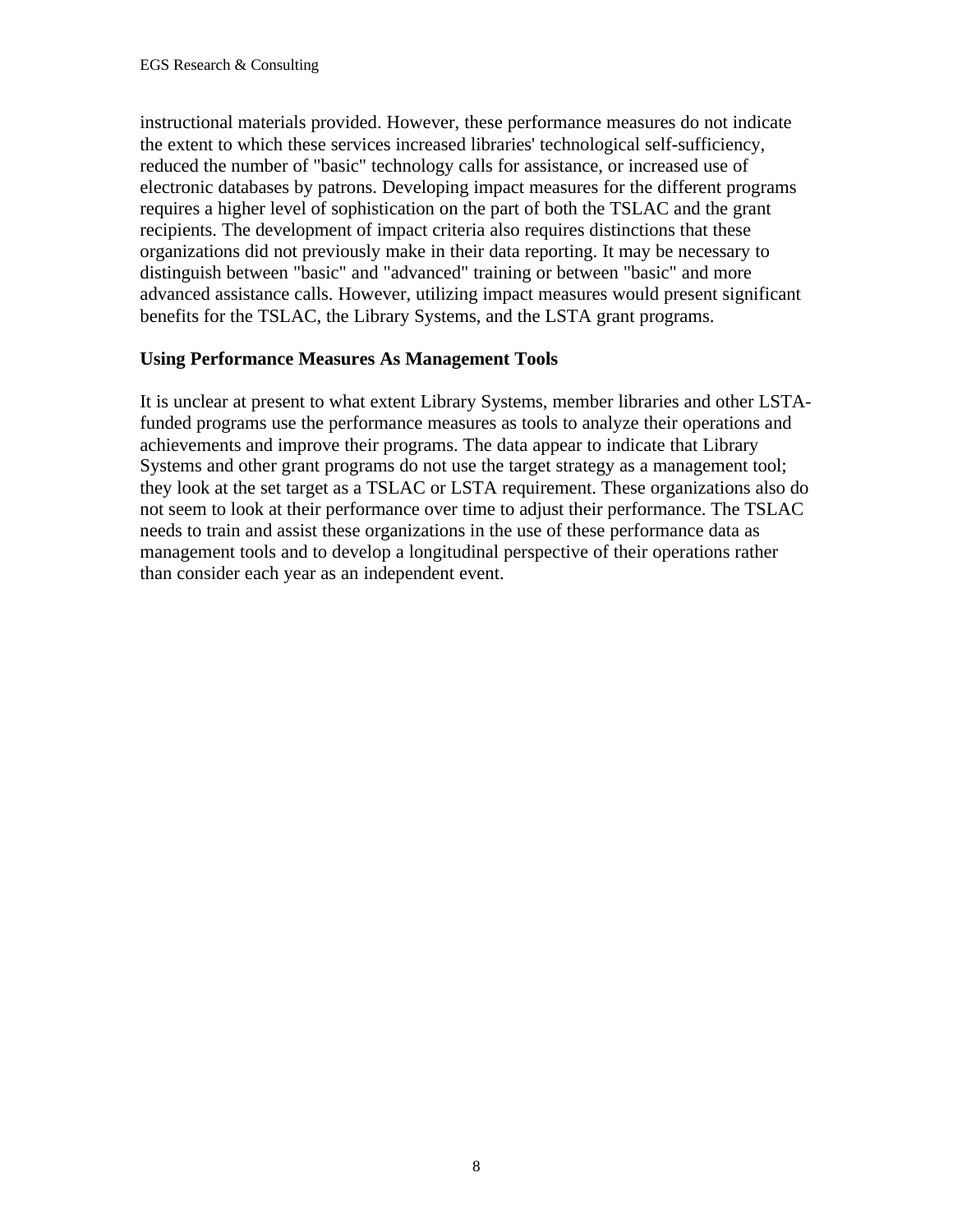instructional materials provided. However, these performance measures do not indicate the extent to which these services increased libraries' technological self-sufficiency, reduced the number of "basic" technology calls for assistance, or increased use of electronic databases by patrons. Developing impact measures for the different programs requires a higher level of sophistication on the part of both the TSLAC and the grant recipients. The development of impact criteria also requires distinctions that these organizations did not previously make in their data reporting. It may be necessary to distinguish between "basic" and "advanced" training or between "basic" and more advanced assistance calls. However, utilizing impact measures would present significant benefits for the TSLAC, the Library Systems, and the LSTA grant programs.

**Using Performance Measures As Management Tools**

It is unclear at present to what extent Library Systems, member libraries and other LSTA-funded programs use the performance measures as tools to analyze their operations and achievements and improve their programs. The data appear to indicate that Library Systems and other grant programs do not use the target strategy as a management tool; they look at the set target as a TSLAC or LSTA requirement. These organizations also do not seem to look at their performance over time to adjust their performance. The TSLAC needs to train and assist these organizations in the use of these performance data as management tools and to develop a longitudinal perspective of their operations rather than consider each year as an independent event.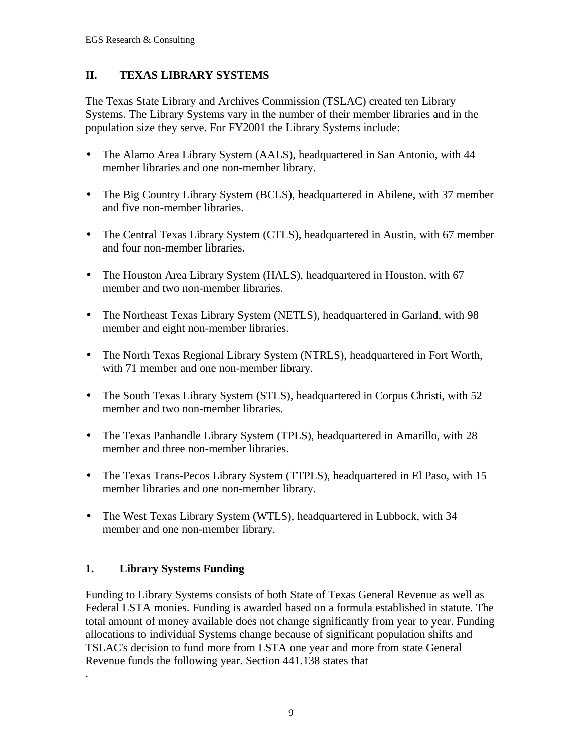## II. TEXAS LIBRARY SYSTEMS

The Texas State Library and Archives Commission (TSLAC) created ten Library Systems. The Library Systems vary in the number of their member libraries and in the population size they serve. For FY2001 the Library Systems include:

- The Alamo Area Library System (AALS), headquartered in San Antonio, with 44 member libraries and one non-member library.
- The Big Country Library System (BCLS), headquartered in Abilene, with 37 member and five non-member libraries.
- The Central Texas Library System (CTLS), headquartered in Austin, with 67 member and four non-member libraries.
- The Houston Area Library System (HALS), headquartered in Houston, with 67 member and two non-member libraries.
- The Northeast Texas Library System (NETLS), headquartered in Garland, with 98 member and eight non-member libraries.
- The North Texas Regional Library System (NTRLS), headquartered in Fort Worth, with 71 member and one non-member library.
- The South Texas Library System (STLS), headquartered in Corpus Christi, with 52 member and two non-member libraries.
- The Texas Panhandle Library System (TPLS), headquartered in Amarillo, with 28 member and three non-member libraries.
- The Texas Trans-Pecos Library System (TTPLS), headquartered in El Paso, with 15 member libraries and one non-member library.
- The West Texas Library System (WTLS), headquartered in Lubbock, with 34 member and one non-member library.

### 1. Library Systems Funding

Funding to Library Systems consists of both State of Texas General Revenue as well as Federal LSTA monies. Funding is awarded based on a formula established in statute. The total amount of money available does not change significantly from year to year. Funding allocations to individual Systems change because of significant population shifts and TSLAC's decision to fund more from LSTA one year and more from state General Revenue funds the following year. Section 441.138 states that

.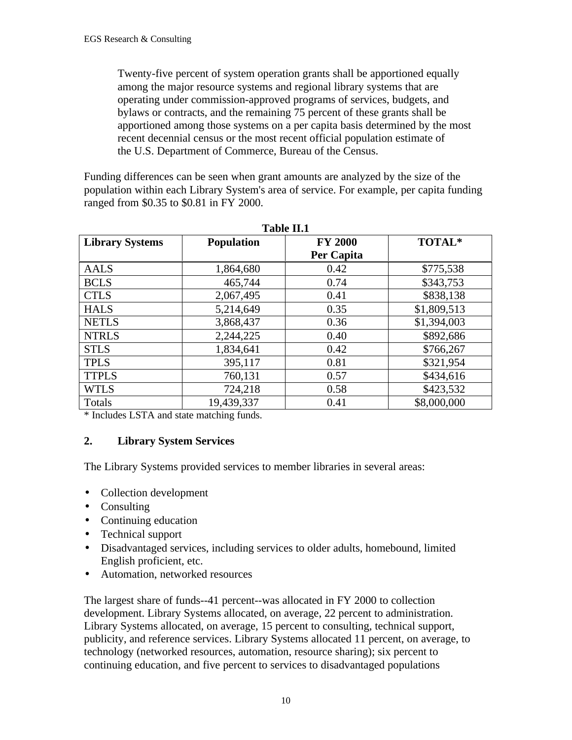> Twenty-five percent of system operation grants shall be apportioned equally among the major resource systems and regional library systems that are operating under commission-approved programs of services, budgets, and bylaws or contracts, and the remaining 75 percent of these grants shall be apportioned among those systems on a per capita basis determined by the most recent decennial census or the most recent official population estimate of the U.S. Department of Commerce, Bureau of the Census.

Funding differences can be seen when grant amounts are analyzed by the size of the population within each Library System's area of service. For example, per capita funding ranged from $0.35 to $0.81 in FY 2000.

**Table II.1**

| Library Systems | Population | FY 2000 Per Capita | TOTAL* |
|---|---|---|---|
| AALS | 1,864,680 | 0.42 | $775,538 |
| BCLS | 465,744 | 0.74 | $343,753 |
| CTLS | 2,067,495 | 0.41 | $838,138 |
| HALS | 5,214,649 | 0.35 | $1,809,513 |
| NETLS | 3,868,437 | 0.36 | $1,394,003 |
| NTRLS | 2,244,225 | 0.40 | $892,686 |
| STLS | 1,834,641 | 0.42 | $766,267 |
| TPLS | 395,117 | 0.81 | $321,954 |
| TTPLS | 760,131 | 0.57 | $434,616 |
| WTLS | 724,218 | 0.58 | $423,532 |
| Totals | 19,439,337 | 0.41 | $8,000,000 |

* Includes LSTA and state matching funds.

## 2. Library System Services

The Library Systems provided services to member libraries in several areas:

- Collection development
- Consulting
- Continuing education
- Technical support
- Disadvantaged services, including services to older adults, homebound, limited English proficient, etc.
- Automation, networked resources

The largest share of funds--41 percent--was allocated in FY 2000 to collection development. Library Systems allocated, on average, 22 percent to administration. Library Systems allocated, on average, 15 percent to consulting, technical support, publicity, and reference services. Library Systems allocated 11 percent, on average, to technology (networked resources, automation, resource sharing); six percent to continuing education, and five percent to services to disadvantaged populations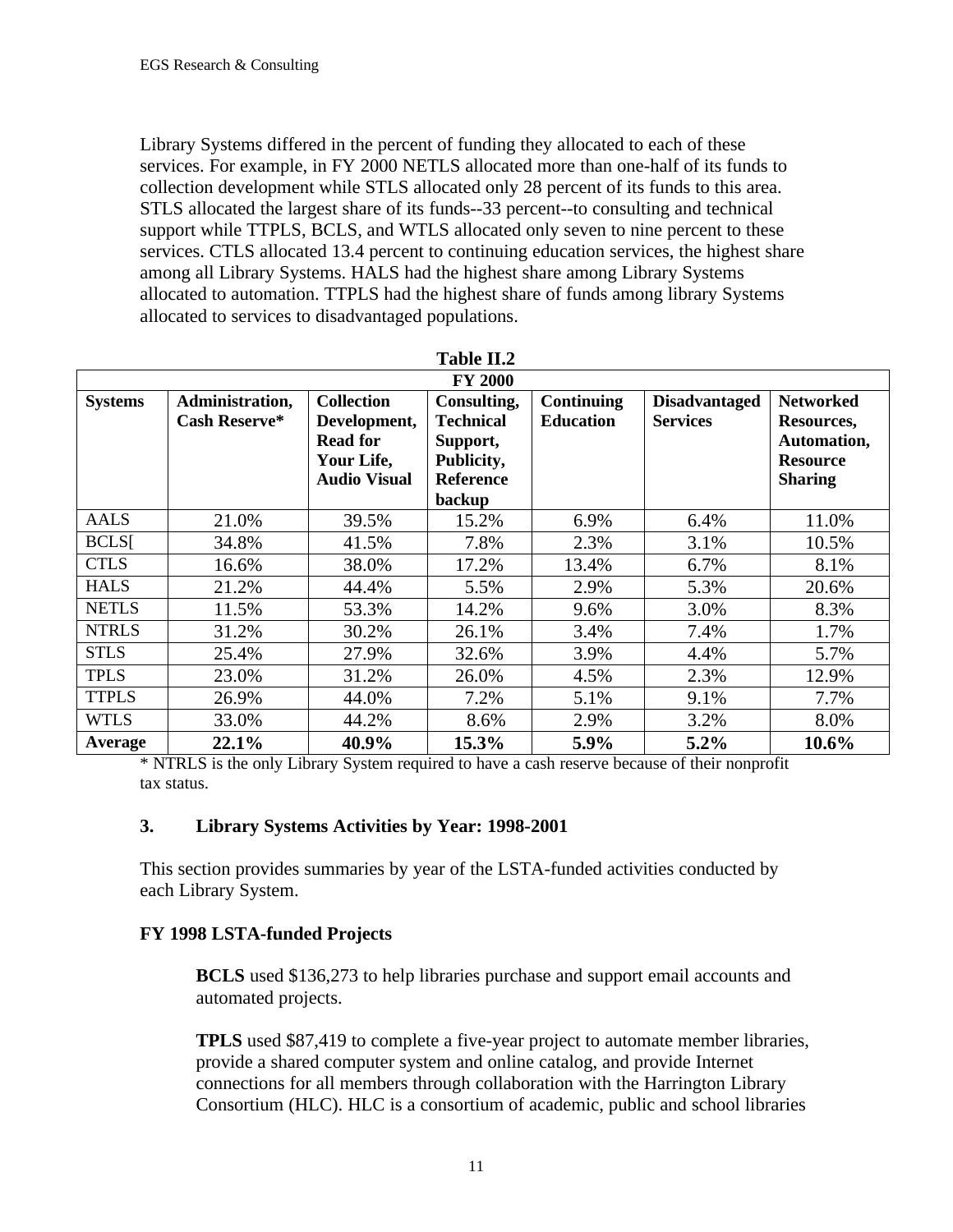Library Systems differed in the percent of funding they allocated to each of these services. For example, in FY 2000 NETLS allocated more than one-half of its funds to collection development while STLS allocated only 28 percent of its funds to this area. STLS allocated the largest share of its funds--33 percent--to consulting and technical support while TTPLS, BCLS, and WTLS allocated only seven to nine percent to these services. CTLS allocated 13.4 percent to continuing education services, the highest share among all Library Systems. HALS had the highest share among Library Systems allocated to automation. TTPLS had the highest share of funds among library Systems allocated to services to disadvantaged populations.

**Table II.2**

| FY 2000 | | | | | | |
|---|---|---|---|---|---|---|
| **Systems** | **Administration, Cash Reserve*** | **Collection Development, Read for Your Life, Audio Visual** | **Consulting, Technical Support, Publicity, Reference backup** | **Continuing Education** | **Disadvantaged Services** | **Networked Resources, Automation, Resource Sharing** |
| AALS | 21.0% | 39.5% | 15.2% | 6.9% | 6.4% | 11.0% |
| BCLS[ | 34.8% | 41.5% | 7.8% | 2.3% | 3.1% | 10.5% |
| CTLS | 16.6% | 38.0% | 17.2% | 13.4% | 6.7% | 8.1% |
| HALS | 21.2% | 44.4% | 5.5% | 2.9% | 5.3% | 20.6% |
| NETLS | 11.5% | 53.3% | 14.2% | 9.6% | 3.0% | 8.3% |
| NTRLS | 31.2% | 30.2% | 26.1% | 3.4% | 7.4% | 1.7% |
| STLS | 25.4% | 27.9% | 32.6% | 3.9% | 4.4% | 5.7% |
| TPLS | 23.0% | 31.2% | 26.0% | 4.5% | 2.3% | 12.9% |
| TTPLS | 26.9% | 44.0% | 7.2% | 5.1% | 9.1% | 7.7% |
| WTLS | 33.0% | 44.2% | 8.6% | 2.9% | 3.2% | 8.0% |
| **Average** | **22.1%** | **40.9%** | **15.3%** | **5.9%** | **5.2%** | **10.6%** |

* NTRLS is the only Library System required to have a cash reserve because of their nonprofit tax status.

### 3. Library Systems Activities by Year: 1998-2001

This section provides summaries by year of the LSTA-funded activities conducted by each Library System.

#### FY 1998 LSTA-funded Projects

**BCLS** used $136,273 to help libraries purchase and support email accounts and automated projects.

**TPLS** used $87,419 to complete a five-year project to automate member libraries, provide a shared computer system and online catalog, and provide Internet connections for all members through collaboration with the Harrington Library Consortium (HLC). HLC is a consortium of academic, public and school libraries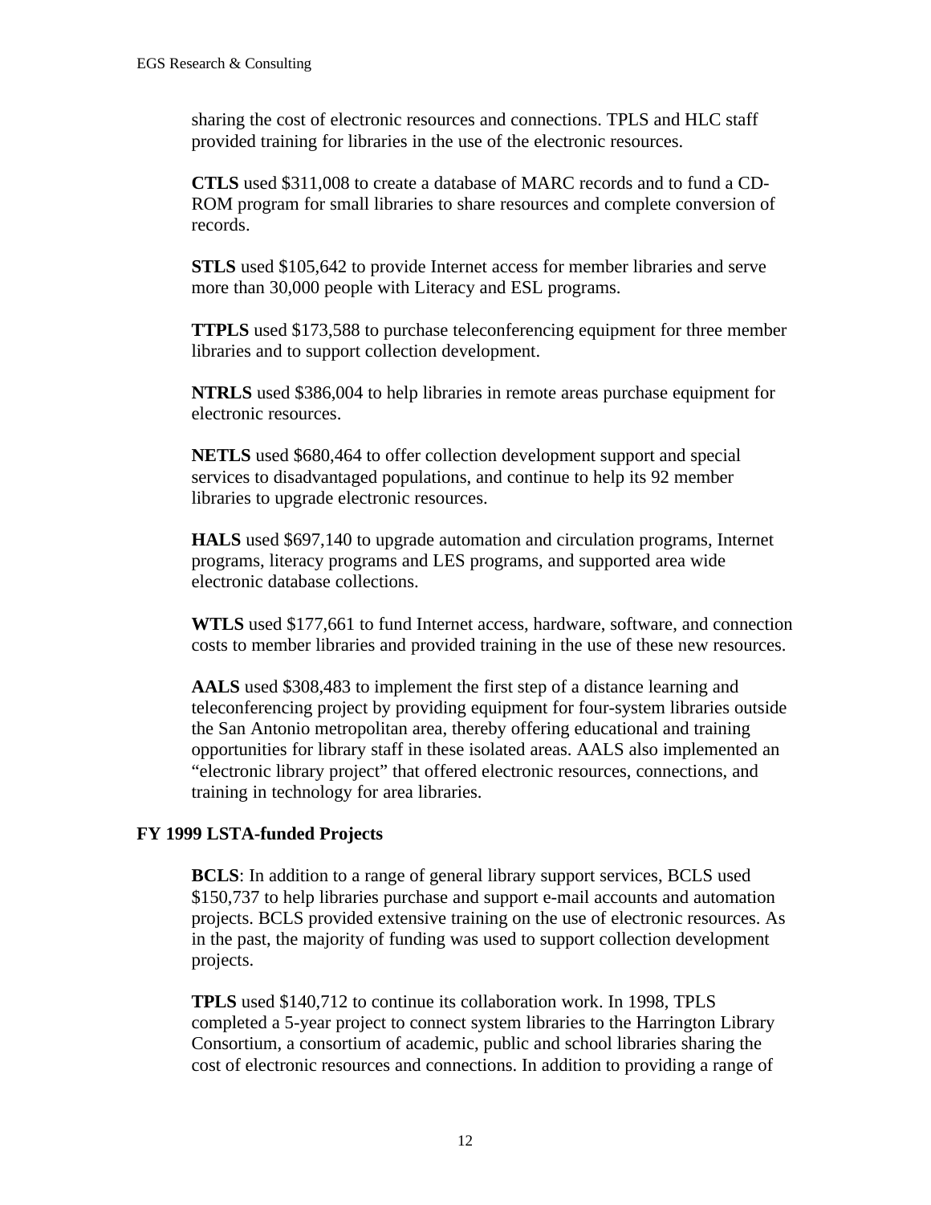sharing the cost of electronic resources and connections. TPLS and HLC staff provided training for libraries in the use of the electronic resources.

**CTLS** used $311,008 to create a database of MARC records and to fund a CD-ROM program for small libraries to share resources and complete conversion of records.

**STLS** used $105,642 to provide Internet access for member libraries and serve more than 30,000 people with Literacy and ESL programs.

**TTPLS** used $173,588 to purchase teleconferencing equipment for three member libraries and to support collection development.

**NTRLS** used $386,004 to help libraries in remote areas purchase equipment for electronic resources.

**NETLS** used $680,464 to offer collection development support and special services to disadvantaged populations, and continue to help its 92 member libraries to upgrade electronic resources.

**HALS** used $697,140 to upgrade automation and circulation programs, Internet programs, literacy programs and LES programs, and supported area wide electronic database collections.

**WTLS** used $177,661 to fund Internet access, hardware, software, and connection costs to member libraries and provided training in the use of these new resources.

**AALS** used $308,483 to implement the first step of a distance learning and teleconferencing project by providing equipment for four-system libraries outside the San Antonio metropolitan area, thereby offering educational and training opportunities for library staff in these isolated areas. AALS also implemented an "electronic library project" that offered electronic resources, connections, and training in technology for area libraries.

### FY 1999 LSTA-funded Projects

**BCLS**: In addition to a range of general library support services, BCLS used $150,737 to help libraries purchase and support e-mail accounts and automation projects. BCLS provided extensive training on the use of electronic resources. As in the past, the majority of funding was used to support collection development projects.

**TPLS** used $140,712 to continue its collaboration work. In 1998, TPLS completed a 5-year project to connect system libraries to the Harrington Library Consortium, a consortium of academic, public and school libraries sharing the cost of electronic resources and connections. In addition to providing a range of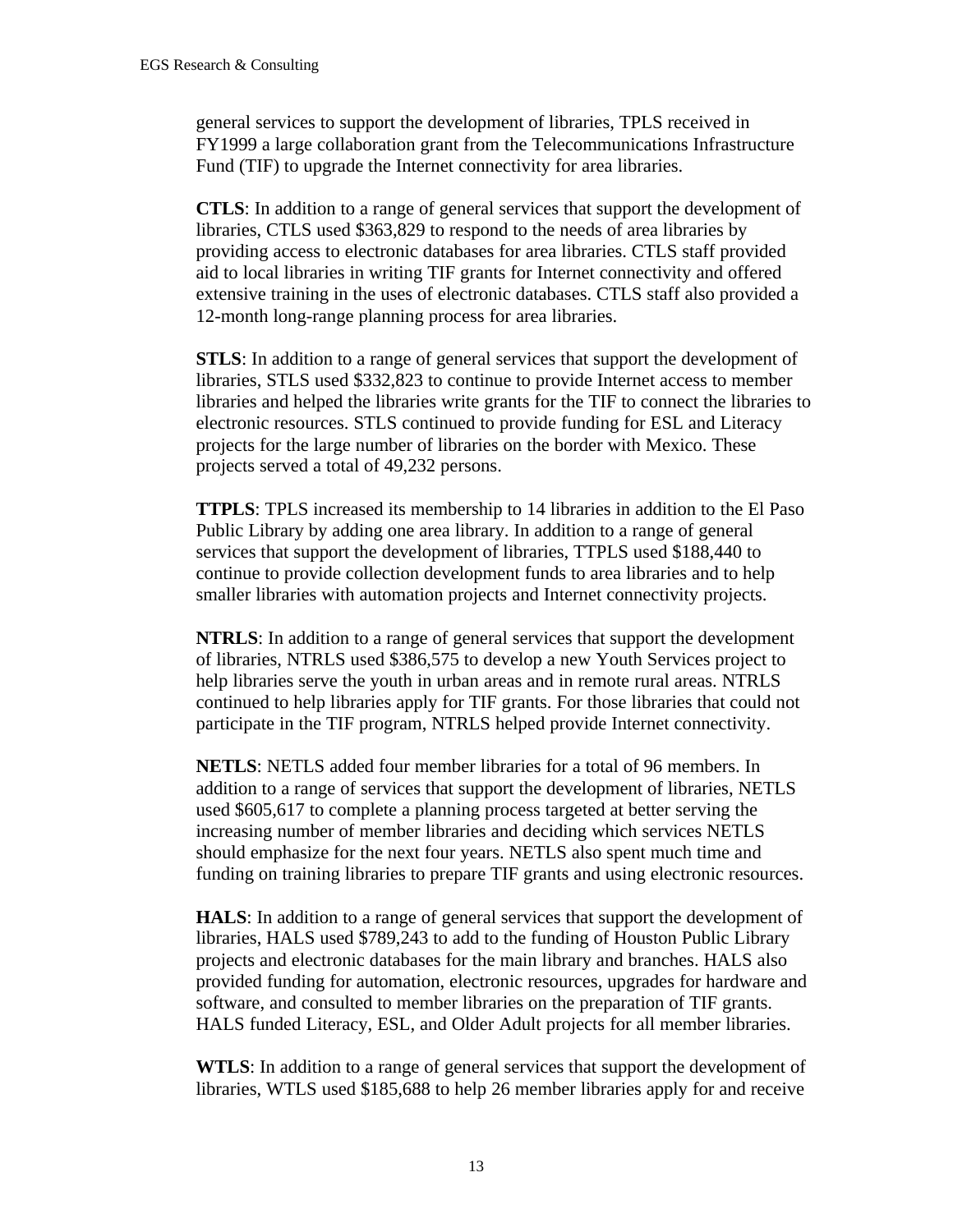general services to support the development of libraries, TPLS received in FY1999 a large collaboration grant from the Telecommunications Infrastructure Fund (TIF) to upgrade the Internet connectivity for area libraries.

**CTLS**: In addition to a range of general services that support the development of libraries, CTLS used $363,829 to respond to the needs of area libraries by providing access to electronic databases for area libraries. CTLS staff provided aid to local libraries in writing TIF grants for Internet connectivity and offered extensive training in the uses of electronic databases. CTLS staff also provided a 12-month long-range planning process for area libraries.

**STLS**: In addition to a range of general services that support the development of libraries, STLS used $332,823 to continue to provide Internet access to member libraries and helped the libraries write grants for the TIF to connect the libraries to electronic resources. STLS continued to provide funding for ESL and Literacy projects for the large number of libraries on the border with Mexico. These projects served a total of 49,232 persons.

**TTPLS**: TPLS increased its membership to 14 libraries in addition to the El Paso Public Library by adding one area library. In addition to a range of general services that support the development of libraries, TTPLS used $188,440 to continue to provide collection development funds to area libraries and to help smaller libraries with automation projects and Internet connectivity projects.

**NTRLS**: In addition to a range of general services that support the development of libraries, NTRLS used $386,575 to develop a new Youth Services project to help libraries serve the youth in urban areas and in remote rural areas. NTRLS continued to help libraries apply for TIF grants. For those libraries that could not participate in the TIF program, NTRLS helped provide Internet connectivity.

**NETLS**: NETLS added four member libraries for a total of 96 members. In addition to a range of services that support the development of libraries, NETLS used $605,617 to complete a planning process targeted at better serving the increasing number of member libraries and deciding which services NETLS should emphasize for the next four years. NETLS also spent much time and funding on training libraries to prepare TIF grants and using electronic resources.

**HALS**: In addition to a range of general services that support the development of libraries, HALS used $789,243 to add to the funding of Houston Public Library projects and electronic databases for the main library and branches. HALS also provided funding for automation, electronic resources, upgrades for hardware and software, and consulted to member libraries on the preparation of TIF grants. HALS funded Literacy, ESL, and Older Adult projects for all member libraries.

**WTLS**: In addition to a range of general services that support the development of libraries, WTLS used $185,688 to help 26 member libraries apply for and receive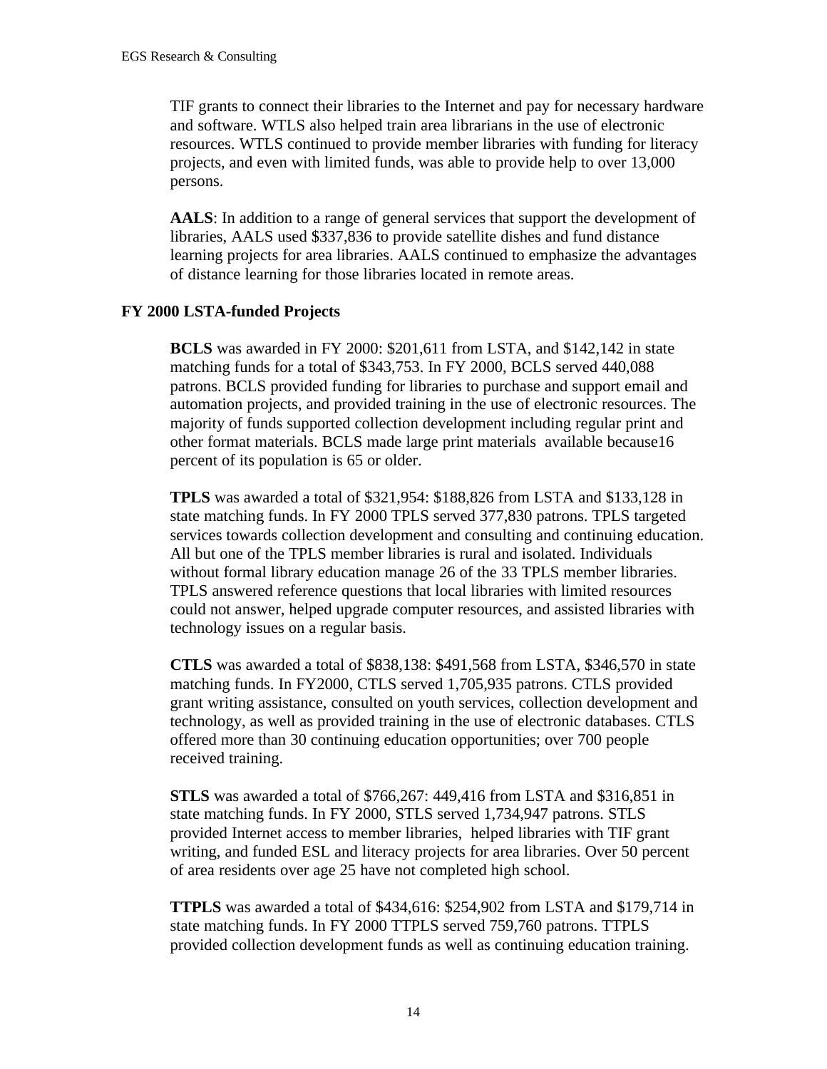TIF grants to connect their libraries to the Internet and pay for necessary hardware and software. WTLS also helped train area librarians in the use of electronic resources. WTLS continued to provide member libraries with funding for literacy projects, and even with limited funds, was able to provide help to over 13,000 persons.

**AALS**: In addition to a range of general services that support the development of libraries, AALS used $337,836 to provide satellite dishes and fund distance learning projects for area libraries. AALS continued to emphasize the advantages of distance learning for those libraries located in remote areas.

### FY 2000 LSTA-funded Projects

**BCLS** was awarded in FY 2000: $201,611 from LSTA, and $142,142 in state matching funds for a total of $343,753. In FY 2000, BCLS served 440,088 patrons. BCLS provided funding for libraries to purchase and support email and automation projects, and provided training in the use of electronic resources. The majority of funds supported collection development including regular print and other format materials. BCLS made large print materials available because16 percent of its population is 65 or older.

**TPLS** was awarded a total of $321,954: $188,826 from LSTA and $133,128 in state matching funds. In FY 2000 TPLS served 377,830 patrons. TPLS targeted services towards collection development and consulting and continuing education. All but one of the TPLS member libraries is rural and isolated. Individuals without formal library education manage 26 of the 33 TPLS member libraries. TPLS answered reference questions that local libraries with limited resources could not answer, helped upgrade computer resources, and assisted libraries with technology issues on a regular basis.

**CTLS** was awarded a total of $838,138: $491,568 from LSTA, $346,570 in state matching funds. In FY2000, CTLS served 1,705,935 patrons. CTLS provided grant writing assistance, consulted on youth services, collection development and technology, as well as provided training in the use of electronic databases. CTLS offered more than 30 continuing education opportunities; over 700 people received training.

**STLS** was awarded a total of $766,267: 449,416 from LSTA and $316,851 in state matching funds. In FY 2000, STLS served 1,734,947 patrons. STLS provided Internet access to member libraries, helped libraries with TIF grant writing, and funded ESL and literacy projects for area libraries. Over 50 percent of area residents over age 25 have not completed high school.

**TTPLS** was awarded a total of $434,616: $254,902 from LSTA and $179,714 in state matching funds. In FY 2000 TTPLS served 759,760 patrons. TTPLS provided collection development funds as well as continuing education training.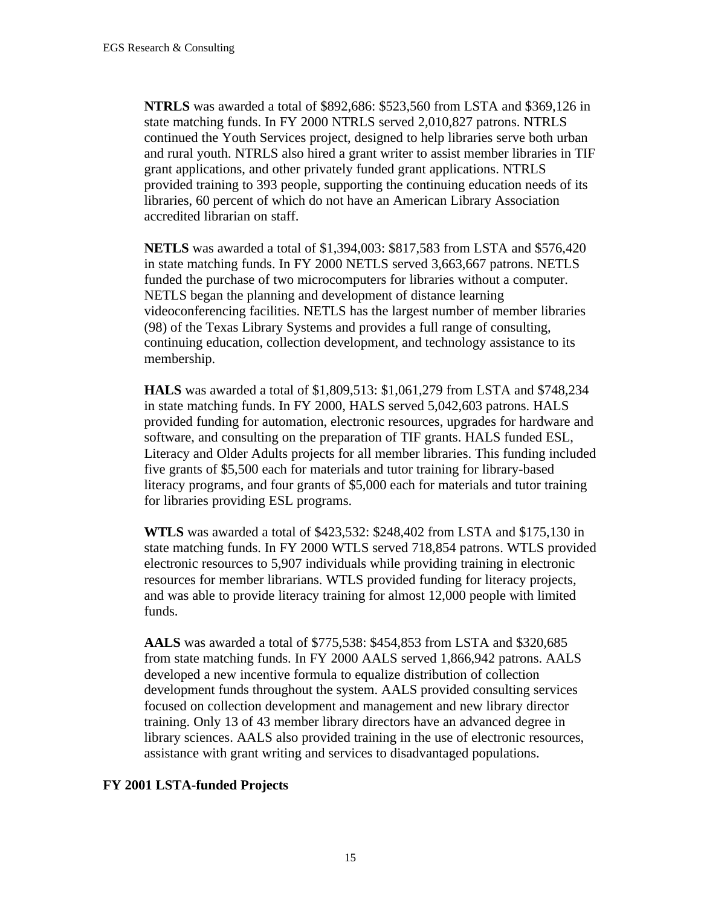**NTRLS** was awarded a total of $892,686: $523,560 from LSTA and $369,126 in state matching funds. In FY 2000 NTRLS served 2,010,827 patrons. NTRLS continued the Youth Services project, designed to help libraries serve both urban and rural youth. NTRLS also hired a grant writer to assist member libraries in TIF grant applications, and other privately funded grant applications. NTRLS provided training to 393 people, supporting the continuing education needs of its libraries, 60 percent of which do not have an American Library Association accredited librarian on staff.

**NETLS** was awarded a total of $1,394,003: $817,583 from LSTA and $576,420 in state matching funds. In FY 2000 NETLS served 3,663,667 patrons. NETLS funded the purchase of two microcomputers for libraries without a computer. NETLS began the planning and development of distance learning videoconferencing facilities. NETLS has the largest number of member libraries (98) of the Texas Library Systems and provides a full range of consulting, continuing education, collection development, and technology assistance to its membership.

**HALS** was awarded a total of $1,809,513: $1,061,279 from LSTA and $748,234 in state matching funds. In FY 2000, HALS served 5,042,603 patrons. HALS provided funding for automation, electronic resources, upgrades for hardware and software, and consulting on the preparation of TIF grants. HALS funded ESL, Literacy and Older Adults projects for all member libraries. This funding included five grants of $5,500 each for materials and tutor training for library-based literacy programs, and four grants of $5,000 each for materials and tutor training for libraries providing ESL programs.

**WTLS** was awarded a total of $423,532: $248,402 from LSTA and $175,130 in state matching funds. In FY 2000 WTLS served 718,854 patrons. WTLS provided electronic resources to 5,907 individuals while providing training in electronic resources for member librarians. WTLS provided funding for literacy projects, and was able to provide literacy training for almost 12,000 people with limited funds.

**AALS** was awarded a total of $775,538: $454,853 from LSTA and $320,685 from state matching funds. In FY 2000 AALS served 1,866,942 patrons. AALS developed a new incentive formula to equalize distribution of collection development funds throughout the system. AALS provided consulting services focused on collection development and management and new library director training. Only 13 of 43 member library directors have an advanced degree in library sciences. AALS also provided training in the use of electronic resources, assistance with grant writing and services to disadvantaged populations.

## FY 2001 LSTA-funded Projects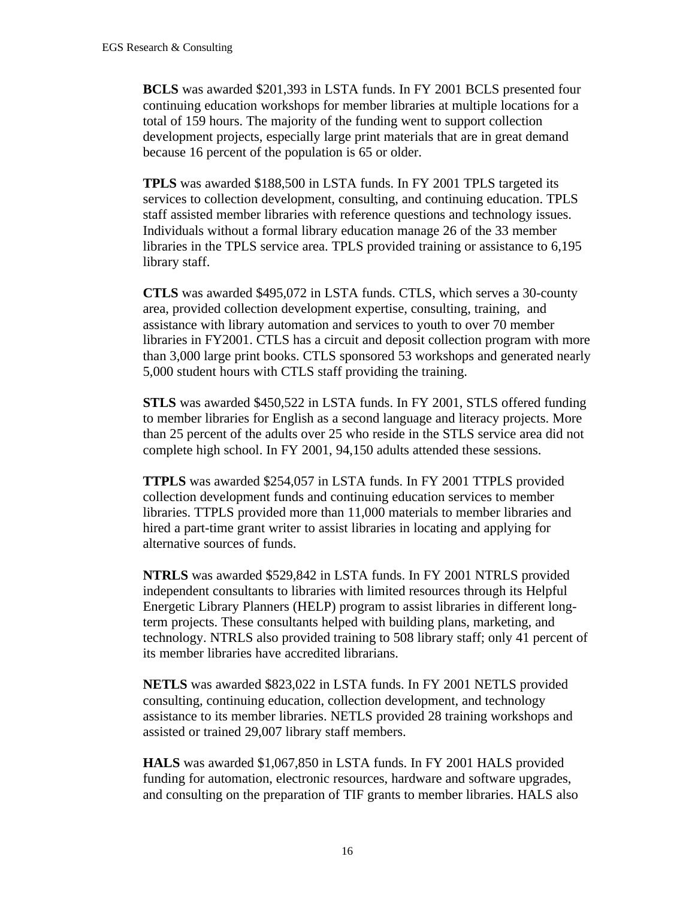**BCLS** was awarded $201,393 in LSTA funds. In FY 2001 BCLS presented four continuing education workshops for member libraries at multiple locations for a total of 159 hours. The majority of the funding went to support collection development projects, especially large print materials that are in great demand because 16 percent of the population is 65 or older.

**TPLS** was awarded $188,500 in LSTA funds. In FY 2001 TPLS targeted its services to collection development, consulting, and continuing education. TPLS staff assisted member libraries with reference questions and technology issues. Individuals without a formal library education manage 26 of the 33 member libraries in the TPLS service area. TPLS provided training or assistance to 6,195 library staff.

**CTLS** was awarded $495,072 in LSTA funds. CTLS, which serves a 30-county area, provided collection development expertise, consulting, training, and assistance with library automation and services to youth to over 70 member libraries in FY2001. CTLS has a circuit and deposit collection program with more than 3,000 large print books. CTLS sponsored 53 workshops and generated nearly 5,000 student hours with CTLS staff providing the training.

**STLS** was awarded $450,522 in LSTA funds. In FY 2001, STLS offered funding to member libraries for English as a second language and literacy projects. More than 25 percent of the adults over 25 who reside in the STLS service area did not complete high school. In FY 2001, 94,150 adults attended these sessions.

**TTPLS** was awarded $254,057 in LSTA funds. In FY 2001 TTPLS provided collection development funds and continuing education services to member libraries. TTPLS provided more than 11,000 materials to member libraries and hired a part-time grant writer to assist libraries in locating and applying for alternative sources of funds.

**NTRLS** was awarded $529,842 in LSTA funds. In FY 2001 NTRLS provided independent consultants to libraries with limited resources through its Helpful Energetic Library Planners (HELP) program to assist libraries in different long-term projects. These consultants helped with building plans, marketing, and technology. NTRLS also provided training to 508 library staff; only 41 percent of its member libraries have accredited librarians.

**NETLS** was awarded $823,022 in LSTA funds. In FY 2001 NETLS provided consulting, continuing education, collection development, and technology assistance to its member libraries. NETLS provided 28 training workshops and assisted or trained 29,007 library staff members.

**HALS** was awarded $1,067,850 in LSTA funds. In FY 2001 HALS provided funding for automation, electronic resources, hardware and software upgrades, and consulting on the preparation of TIF grants to member libraries. HALS also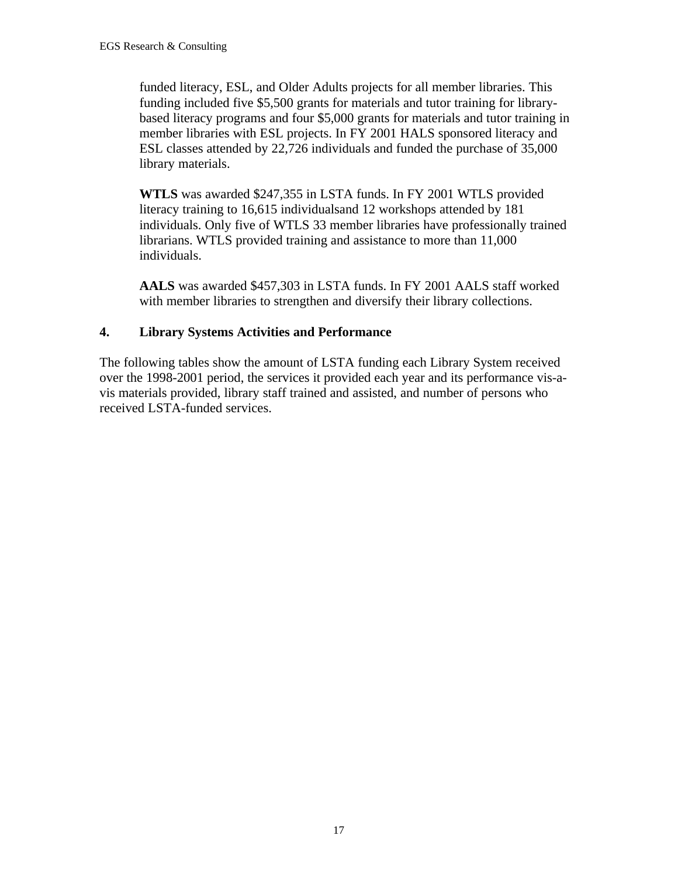funded literacy, ESL, and Older Adults projects for all member libraries. This funding included five $5,500 grants for materials and tutor training for library-based literacy programs and four $5,000 grants for materials and tutor training in member libraries with ESL projects. In FY 2001 HALS sponsored literacy and ESL classes attended by 22,726 individuals and funded the purchase of 35,000 library materials.

**WTLS** was awarded $247,355 in LSTA funds. In FY 2001 WTLS provided literacy training to 16,615 individualsand 12 workshops attended by 181 individuals. Only five of WTLS 33 member libraries have professionally trained librarians. WTLS provided training and assistance to more than 11,000 individuals.

**AALS** was awarded $457,303 in LSTA funds. In FY 2001 AALS staff worked with member libraries to strengthen and diversify their library collections.

### 4. Library Systems Activities and Performance

The following tables show the amount of LSTA funding each Library System received over the 1998-2001 period, the services it provided each year and its performance vis-a-vis materials provided, library staff trained and assisted, and number of persons who received LSTA-funded services.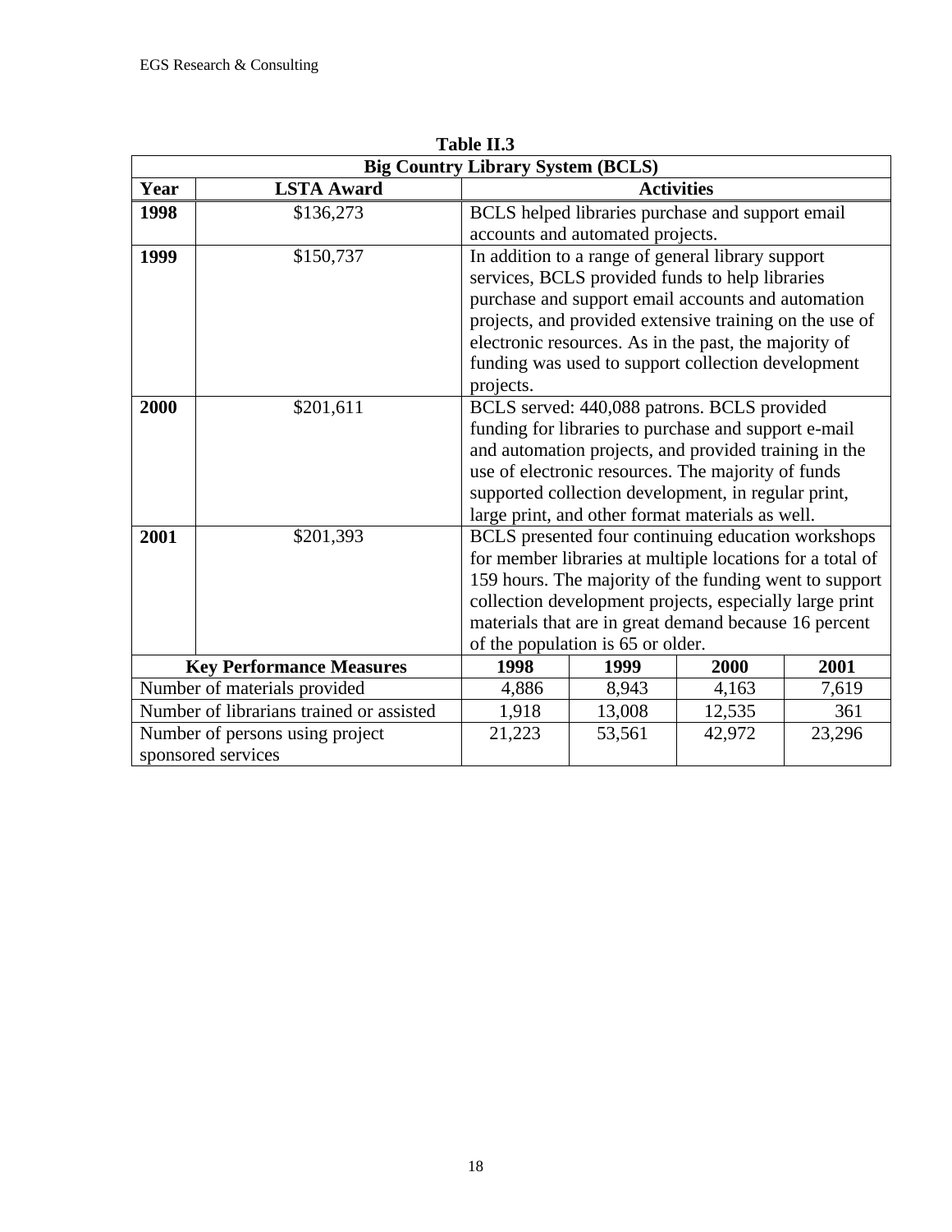**Table II.3**

| Big Country Library System (BCLS) | | | | | |
|---|---|---|---|---|---|
| **Year** | **LSTA Award** | **Activities** | | | |
| **1998** | $136,273 | BCLS helped libraries purchase and support email accounts and automated projects. | | | |
| **1999** | $150,737 | In addition to a range of general library support services, BCLS provided funds to help libraries purchase and support email accounts and automation projects, and provided extensive training on the use of electronic resources. As in the past, the majority of funding was used to support collection development projects. | | | |
| **2000** | $201,611 | BCLS served: 440,088 patrons. BCLS provided funding for libraries to purchase and support e-mail and automation projects, and provided training in the use of electronic resources. The majority of funds supported collection development, in regular print, large print, and other format materials as well. | | | |
| **2001** | $201,393 | BCLS presented four continuing education workshops for member libraries at multiple locations for a total of 159 hours. The majority of the funding went to support collection development projects, especially large print materials that are in great demand because 16 percent of the population is 65 or older. | | | |
| **Key Performance Measures** | | **1998** | **1999** | **2000** | **2001** |
| Number of materials provided | | 4,886 | 8,943 | 4,163 | 7,619 |
| Number of librarians trained or assisted | | 1,918 | 13,008 | 12,535 | 361 |
| Number of persons using project sponsored services | | 21,223 | 53,561 | 42,972 | 23,296 |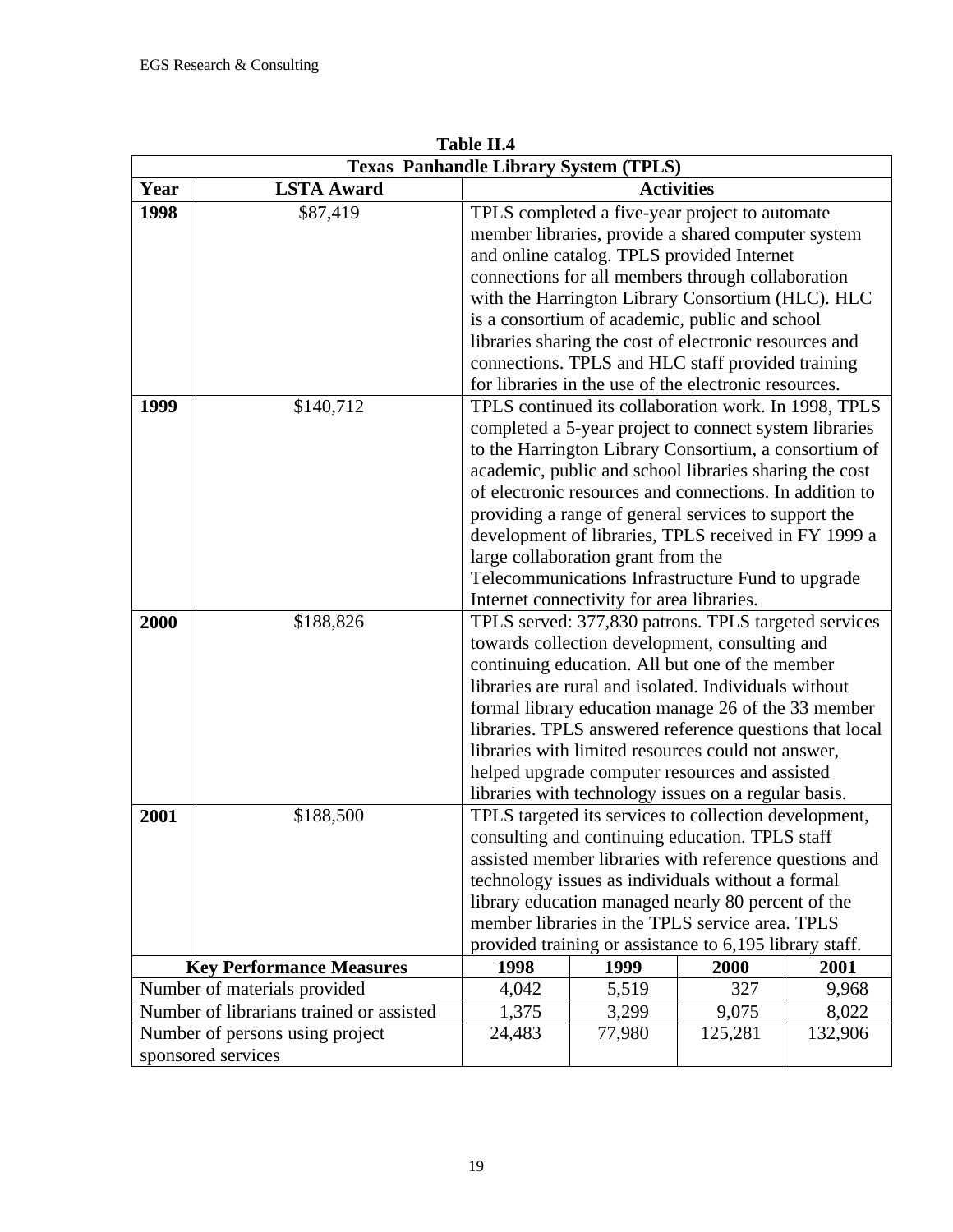**Table II.4**

| Texas Panhandle Library System (TPLS) | | | | | |
|---|---|---|---|---|---|
| **Year** | **LSTA Award** | **Activities** | | | |
| **1998** | $87,419 | TPLS completed a five-year project to automate member libraries, provide a shared computer system and online catalog. TPLS provided Internet connections for all members through collaboration with the Harrington Library Consortium (HLC). HLC is a consortium of academic, public and school libraries sharing the cost of electronic resources and connections. TPLS and HLC staff provided training for libraries in the use of the electronic resources. | | | |
| **1999** | $140,712 | TPLS continued its collaboration work. In 1998, TPLS completed a 5-year project to connect system libraries to the Harrington Library Consortium, a consortium of academic, public and school libraries sharing the cost of electronic resources and connections. In addition to providing a range of general services to support the development of libraries, TPLS received in FY 1999 a large collaboration grant from the Telecommunications Infrastructure Fund to upgrade Internet connectivity for area libraries. | | | |
| **2000** | $188,826 | TPLS served: 377,830 patrons. TPLS targeted services towards collection development, consulting and continuing education. All but one of the member libraries are rural and isolated. Individuals without formal library education manage 26 of the 33 member libraries. TPLS answered reference questions that local libraries with limited resources could not answer, helped upgrade computer resources and assisted libraries with technology issues on a regular basis. | | | |
| **2001** | $188,500 | TPLS targeted its services to collection development, consulting and continuing education. TPLS staff assisted member libraries with reference questions and technology issues as individuals without a formal library education managed nearly 80 percent of the member libraries in the TPLS service area. TPLS provided training or assistance to 6,195 library staff. | | | |
| **Key Performance Measures** | | **1998** | **1999** | **2000** | **2001** |
| Number of materials provided | | 4,042 | 5,519 | 327 | 9,968 |
| Number of librarians trained or assisted | | 1,375 | 3,299 | 9,075 | 8,022 |
| Number of persons using project sponsored services | | 24,483 | 77,980 | 125,281 | 132,906 |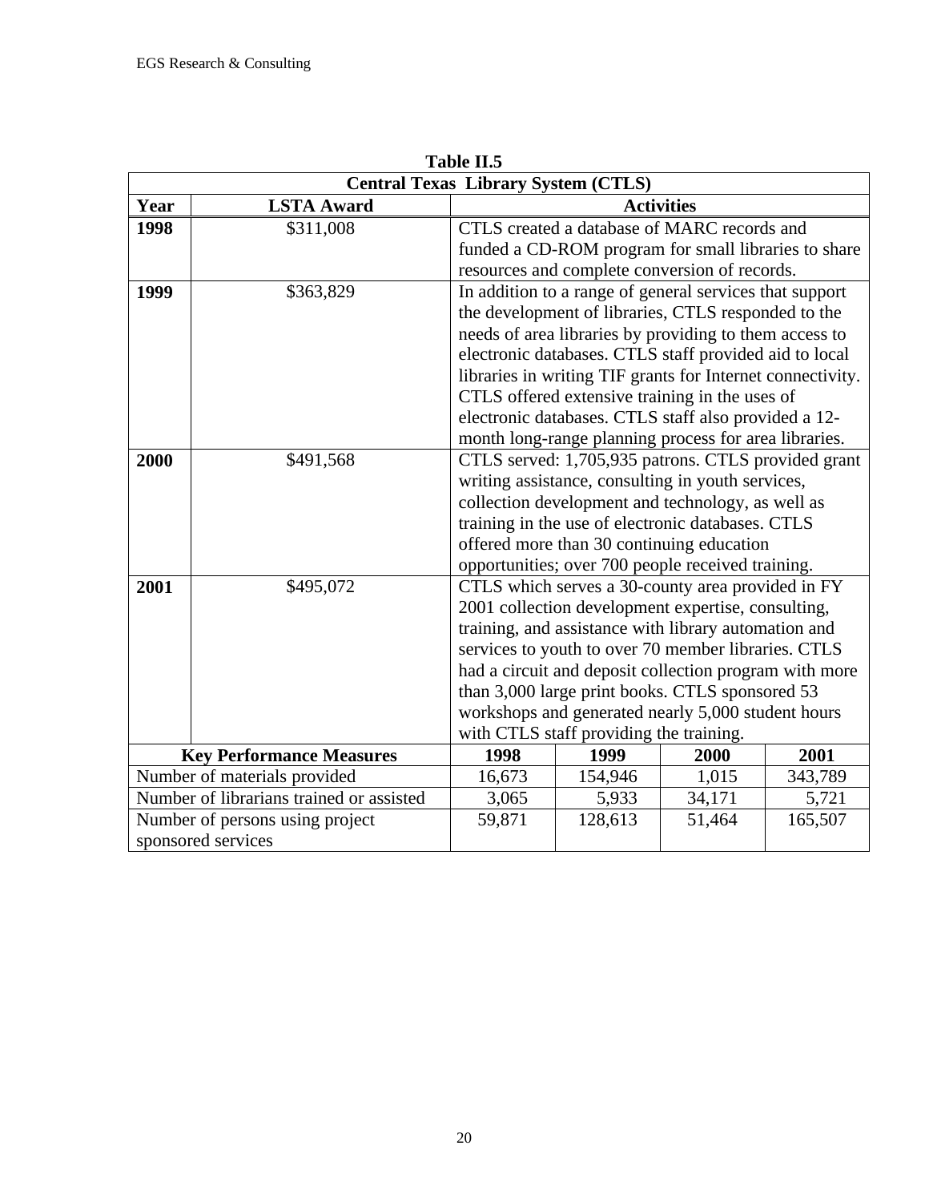**Table II.5**

| Central Texas Library System (CTLS) | | | | | |
|---|---|---|---|---|---|
| **Year** | **LSTA Award** | **Activities** | | | |
| **1998** | $311,008 | CTLS created a database of MARC records and funded a CD-ROM program for small libraries to share resources and complete conversion of records. | | | |
| **1999** | $363,829 | In addition to a range of general services that support the development of libraries, CTLS responded to the needs of area libraries by providing to them access to electronic databases. CTLS staff provided aid to local libraries in writing TIF grants for Internet connectivity. CTLS offered extensive training in the uses of electronic databases. CTLS staff also provided a 12-month long-range planning process for area libraries. | | | |
| **2000** | $491,568 | CTLS served: 1,705,935 patrons. CTLS provided grant writing assistance, consulting in youth services, collection development and technology, as well as training in the use of electronic databases. CTLS offered more than 30 continuing education opportunities; over 700 people received training. | | | |
| **2001** | $495,072 | CTLS which serves a 30-county area provided in FY 2001 collection development expertise, consulting, training, and assistance with library automation and services to youth to over 70 member libraries. CTLS had a circuit and deposit collection program with more than 3,000 large print books. CTLS sponsored 53 workshops and generated nearly 5,000 student hours with CTLS staff providing the training. | | | |
| **Key Performance Measures** | | **1998** | **1999** | **2000** | **2001** |
| Number of materials provided | | 16,673 | 154,946 | 1,015 | 343,789 |
| Number of librarians trained or assisted | | 3,065 | 5,933 | 34,171 | 5,721 |
| Number of persons using project sponsored services | | 59,871 | 128,613 | 51,464 | 165,507 |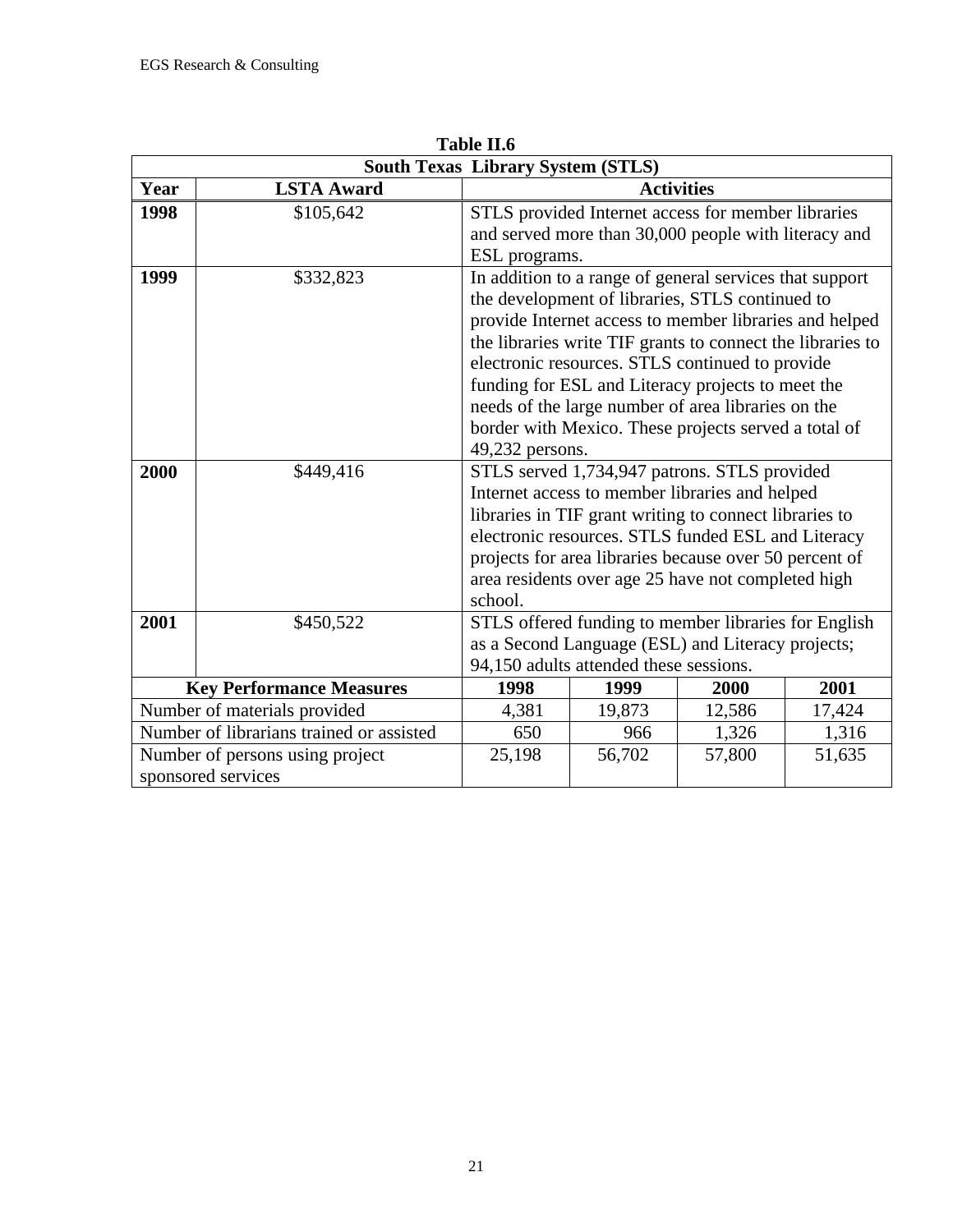**Table II.6**

| South Texas Library System (STLS) | | | | | |
|---|---|---|---|---|---|
| **Year** | **LSTA Award** | **Activities** | | | |
| **1998** | $105,642 | STLS provided Internet access for member libraries and served more than 30,000 people with literacy and ESL programs. | | | |
| **1999** | $332,823 | In addition to a range of general services that support the development of libraries, STLS continued to provide Internet access to member libraries and helped the libraries write TIF grants to connect the libraries to electronic resources. STLS continued to provide funding for ESL and Literacy projects to meet the needs of the large number of area libraries on the border with Mexico. These projects served a total of 49,232 persons. | | | |
| **2000** | $449,416 | STLS served 1,734,947 patrons. STLS provided Internet access to member libraries and helped libraries in TIF grant writing to connect libraries to electronic resources. STLS funded ESL and Literacy projects for area libraries because over 50 percent of area residents over age 25 have not completed high school. | | | |
| **2001** | $450,522 | STLS offered funding to member libraries for English as a Second Language (ESL) and Literacy projects; 94,150 adults attended these sessions. | | | |
| **Key Performance Measures** | | **1998** | **1999** | **2000** | **2001** |
| Number of materials provided | | 4,381 | 19,873 | 12,586 | 17,424 |
| Number of librarians trained or assisted | | 650 | 966 | 1,326 | 1,316 |
| Number of persons using project sponsored services | | 25,198 | 56,702 | 57,800 | 51,635 |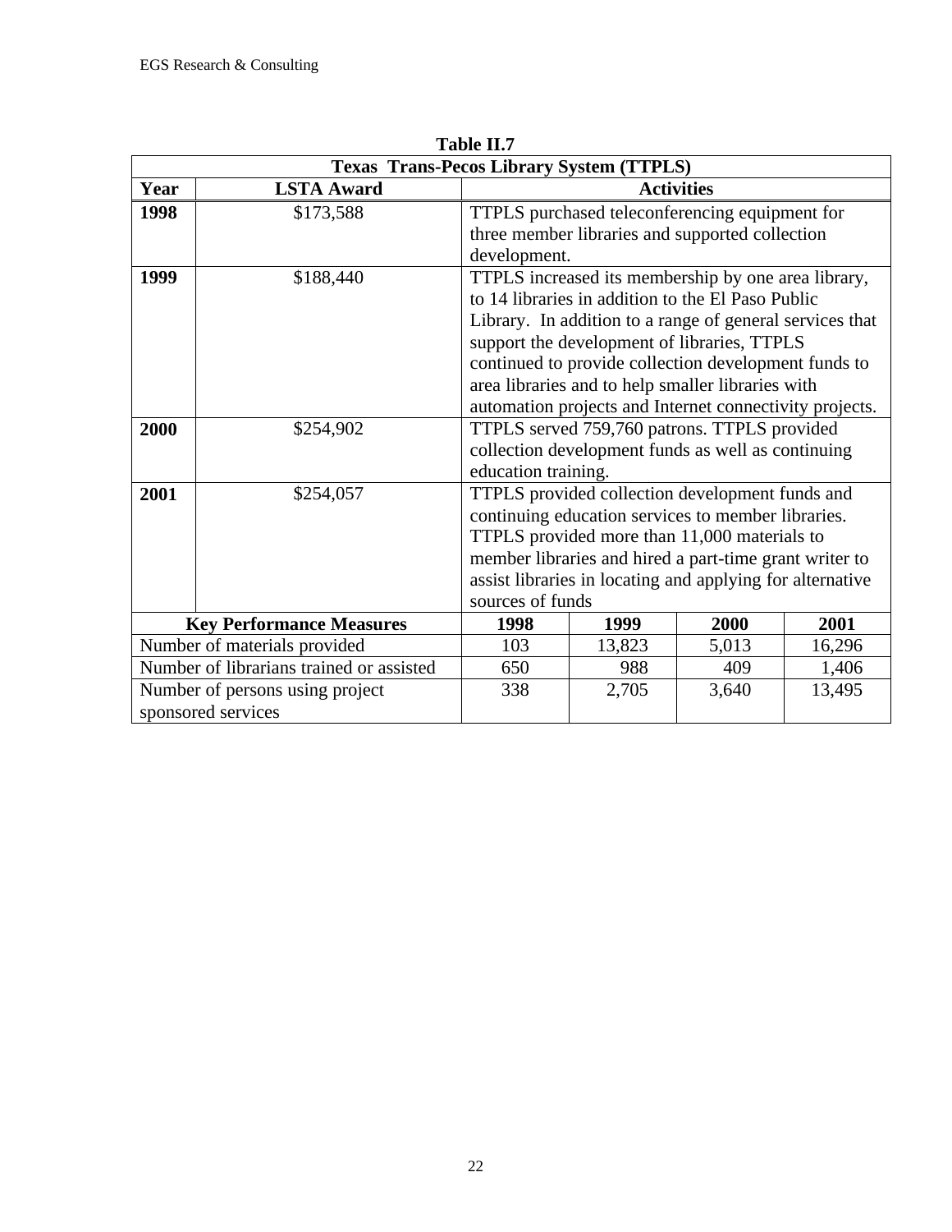**Table II.7**

| **Texas Trans-Pecos Library System (TTPLS)** | | | | | |
|---|---|---|---|---|---|
| **Year** | **LSTA Award** | **Activities** | | | |
| **1998** | $173,588 | TTPLS purchased teleconferencing equipment for three member libraries and supported collection development. | | | |
| **1999** | $188,440 | TTPLS increased its membership by one area library, to 14 libraries in addition to the El Paso Public Library. In addition to a range of general services that support the development of libraries, TTPLS continued to provide collection development funds to area libraries and to help smaller libraries with automation projects and Internet connectivity projects. | | | |
| **2000** | $254,902 | TTPLS served 759,760 patrons. TTPLS provided collection development funds as well as continuing education training. | | | |
| **2001** | $254,057 | TTPLS provided collection development funds and continuing education services to member libraries. TTPLS provided more than 11,000 materials to member libraries and hired a part-time grant writer to assist libraries in locating and applying for alternative sources of funds | | | |
| **Key Performance Measures** | | **1998** | **1999** | **2000** | **2001** |
| Number of materials provided | | 103 | 13,823 | 5,013 | 16,296 |
| Number of librarians trained or assisted | | 650 | 988 | 409 | 1,406 |
| Number of persons using project sponsored services | | 338 | 2,705 | 3,640 | 13,495 |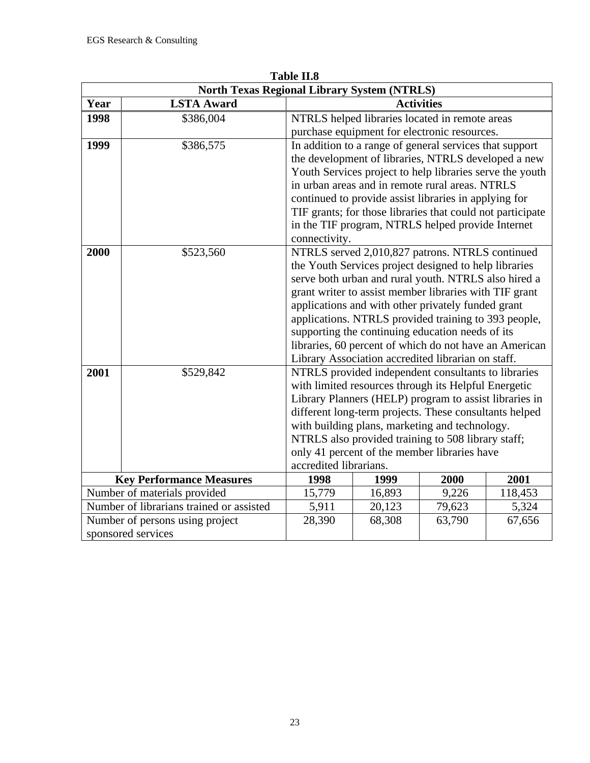**Table II.8**

| North Texas Regional Library System (NTRLS) | | | | | |
|---|---|---|---|---|---|
| **Year** | **LSTA Award** | **Activities** | | | |
| **1998** | $386,004 | NTRLS helped libraries located in remote areas purchase equipment for electronic resources. | | | |
| **1999** | $386,575 | In addition to a range of general services that support the development of libraries, NTRLS developed a new Youth Services project to help libraries serve the youth in urban areas and in remote rural areas. NTRLS continued to provide assist libraries in applying for TIF grants; for those libraries that could not participate in the TIF program, NTRLS helped provide Internet connectivity. | | | |
| **2000** | $523,560 | NTRLS served 2,010,827 patrons. NTRLS continued the Youth Services project designed to help libraries serve both urban and rural youth. NTRLS also hired a grant writer to assist member libraries with TIF grant applications and with other privately funded grant applications. NTRLS provided training to 393 people, supporting the continuing education needs of its libraries, 60 percent of which do not have an American Library Association accredited librarian on staff. | | | |
| **2001** | $529,842 | NTRLS provided independent consultants to libraries with limited resources through its Helpful Energetic Library Planners (HELP) program to assist libraries in different long-term projects. These consultants helped with building plans, marketing and technology. NTRLS also provided training to 508 library staff; only 41 percent of the member libraries have accredited librarians. | | | |
| **Key Performance Measures** | | **1998** | **1999** | **2000** | **2001** |
| Number of materials provided | | 15,779 | 16,893 | 9,226 | 118,453 |
| Number of librarians trained or assisted | | 5,911 | 20,123 | 79,623 | 5,324 |
| Number of persons using project sponsored services | | 28,390 | 68,308 | 63,790 | 67,656 |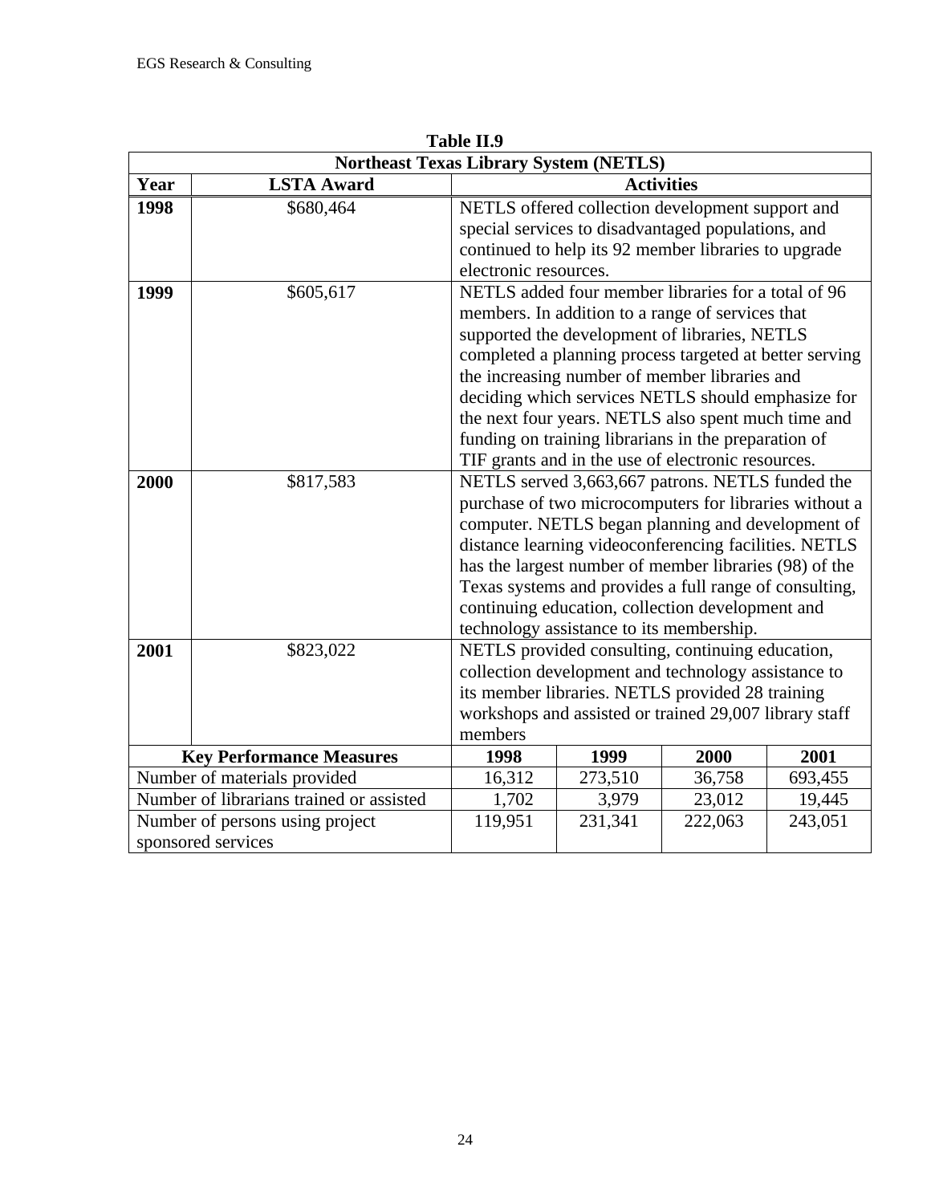**Table II.9**

| Northeast Texas Library System (NETLS) | | | | | |
|---|---|---|---|---|---|
| **Year** | **LSTA Award** | **Activities** | | | |
| **1998** | $680,464 | NETLS offered collection development support and special services to disadvantaged populations, and continued to help its 92 member libraries to upgrade electronic resources. | | | |
| **1999** | $605,617 | NETLS added four member libraries for a total of 96 members. In addition to a range of services that supported the development of libraries, NETLS completed a planning process targeted at better serving the increasing number of member libraries and deciding which services NETLS should emphasize for the next four years. NETLS also spent much time and funding on training librarians in the preparation of TIF grants and in the use of electronic resources. | | | |
| **2000** | $817,583 | NETLS served 3,663,667 patrons. NETLS funded the purchase of two microcomputers for libraries without a computer. NETLS began planning and development of distance learning videoconferencing facilities. NETLS has the largest number of member libraries (98) of the Texas systems and provides a full range of consulting, continuing education, collection development and technology assistance to its membership. | | | |
| **2001** | $823,022 | NETLS provided consulting, continuing education, collection development and technology assistance to its member libraries. NETLS provided 28 training workshops and assisted or trained 29,007 library staff members | | | |
| **Key Performance Measures** | | **1998** | **1999** | **2000** | **2001** |
| Number of materials provided | | 16,312 | 273,510 | 36,758 | 693,455 |
| Number of librarians trained or assisted | | 1,702 | 3,979 | 23,012 | 19,445 |
| Number of persons using project sponsored services | | 119,951 | 231,341 | 222,063 | 243,051 |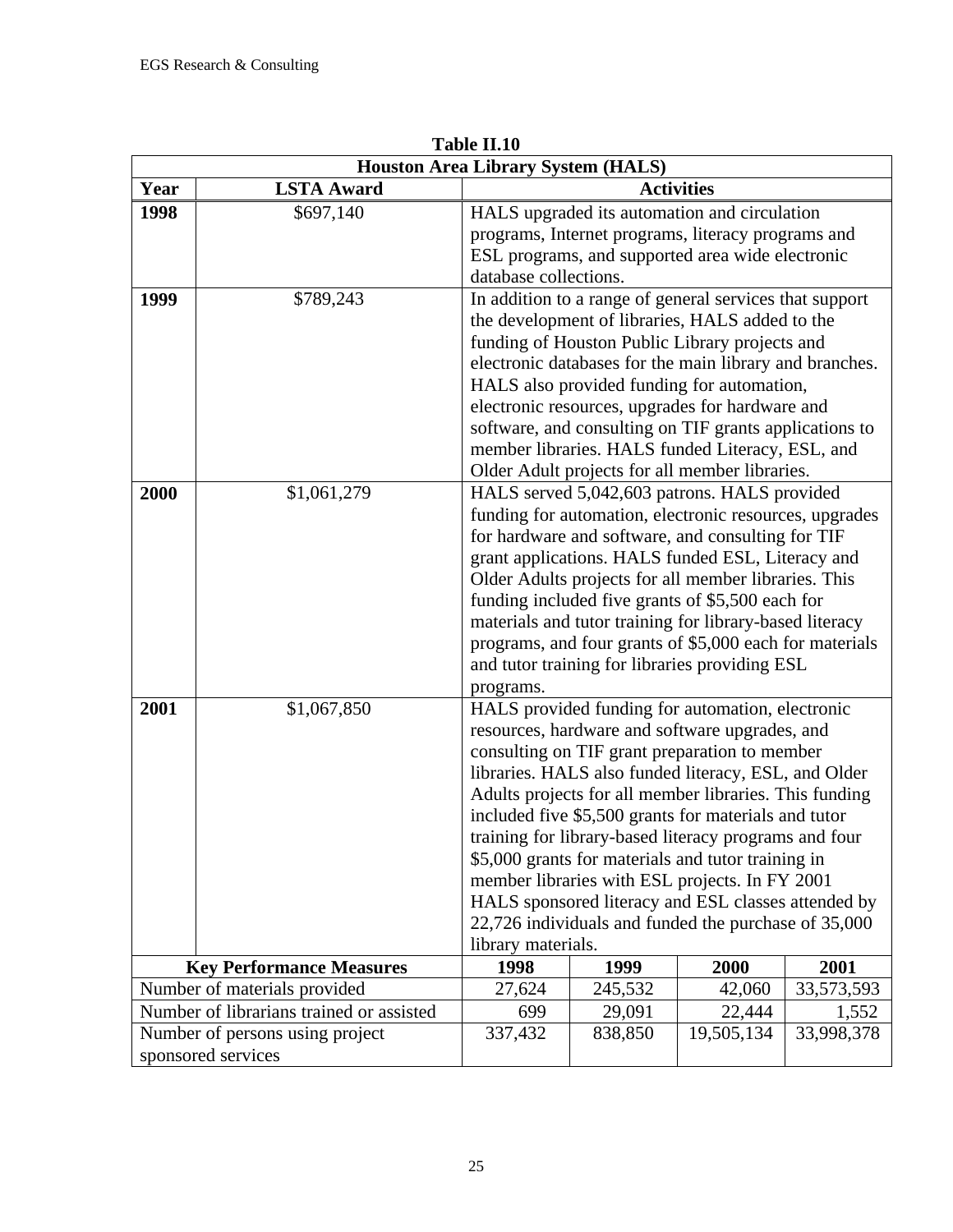**Table II.10**

| Houston Area Library System (HALS) | | | | | |
|---|---|---|---|---|---|
| **Year** | **LSTA Award** | **Activities** | | | |
| **1998** | $697,140 | HALS upgraded its automation and circulation programs, Internet programs, literacy programs and ESL programs, and supported area wide electronic database collections. | | | |
| **1999** | $789,243 | In addition to a range of general services that support the development of libraries, HALS added to the funding of Houston Public Library projects and electronic databases for the main library and branches. HALS also provided funding for automation, electronic resources, upgrades for hardware and software, and consulting on TIF grants applications to member libraries. HALS funded Literacy, ESL, and Older Adult projects for all member libraries. | | | |
| **2000** | $1,061,279 | HALS served 5,042,603 patrons. HALS provided funding for automation, electronic resources, upgrades for hardware and software, and consulting for TIF grant applications. HALS funded ESL, Literacy and Older Adults projects for all member libraries. This funding included five grants of $5,500 each for materials and tutor training for library-based literacy programs, and four grants of $5,000 each for materials and tutor training for libraries providing ESL programs. | | | |
| **2001** | $1,067,850 | HALS provided funding for automation, electronic resources, hardware and software upgrades, and consulting on TIF grant preparation to member libraries. HALS also funded literacy, ESL, and Older Adults projects for all member libraries. This funding included five $5,500 grants for materials and tutor training for library-based literacy programs and four $5,000 grants for materials and tutor training in member libraries with ESL projects. In FY 2001 HALS sponsored literacy and ESL classes attended by 22,726 individuals and funded the purchase of 35,000 library materials. | | | |
| **Key Performance Measures** | | **1998** | **1999** | **2000** | **2001** |
| Number of materials provided | | 27,624 | 245,532 | 42,060 | 33,573,593 |
| Number of librarians trained or assisted | | 699 | 29,091 | 22,444 | 1,552 |
| Number of persons using project sponsored services | | 337,432 | 838,850 | 19,505,134 | 33,998,378 |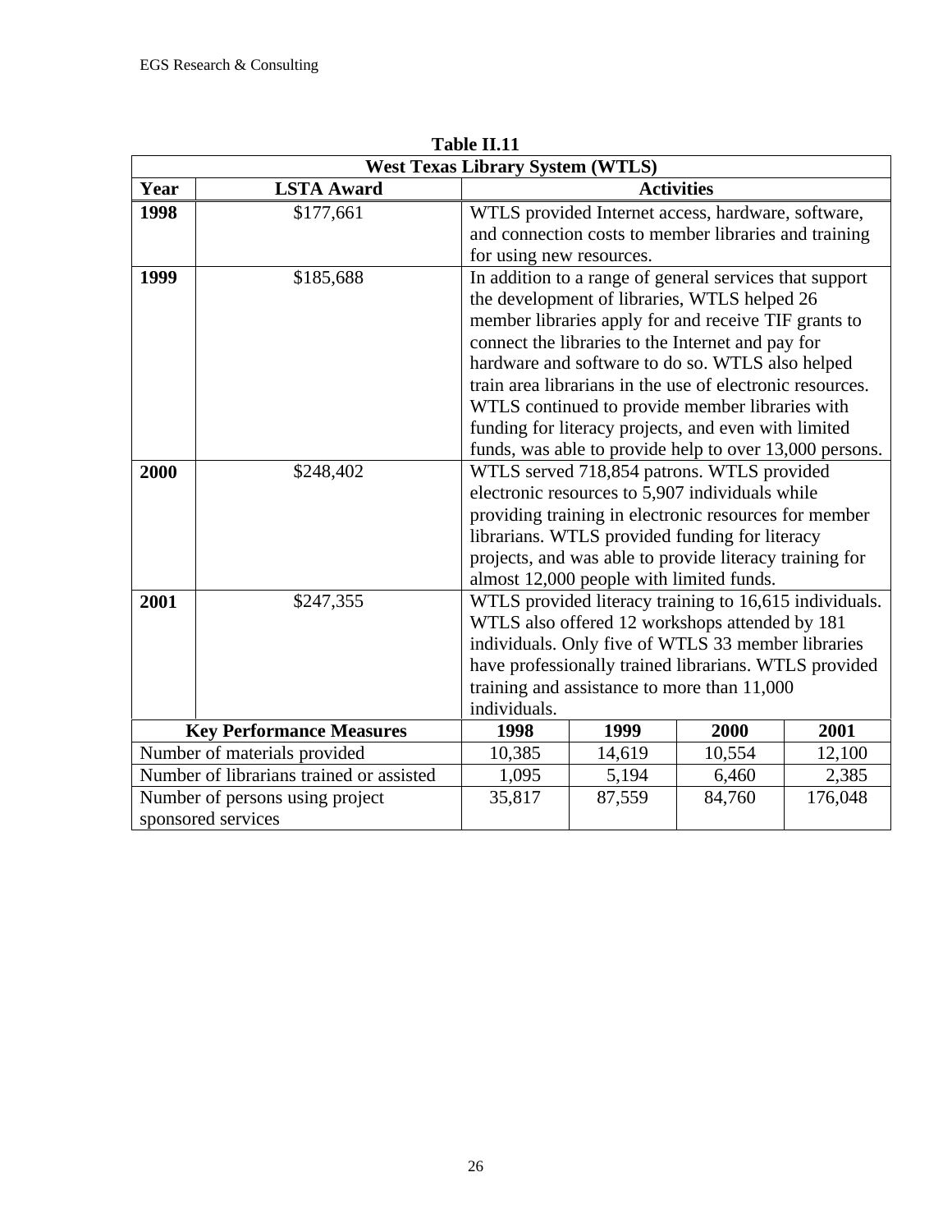**Table II.11**

| West Texas Library System (WTLS) | | | | | |
|---|---|---|---|---|---|
| **Year** | **LSTA Award** | **Activities** | | | |
| **1998** | $177,661 | WTLS provided Internet access, hardware, software, and connection costs to member libraries and training for using new resources. | | | |
| **1999** | $185,688 | In addition to a range of general services that support the development of libraries, WTLS helped 26 member libraries apply for and receive TIF grants to connect the libraries to the Internet and pay for hardware and software to do so. WTLS also helped train area librarians in the use of electronic resources. WTLS continued to provide member libraries with funding for literacy projects, and even with limited funds, was able to provide help to over 13,000 persons. | | | |
| **2000** | $248,402 | WTLS served 718,854 patrons. WTLS provided electronic resources to 5,907 individuals while providing training in electronic resources for member librarians. WTLS provided funding for literacy projects, and was able to provide literacy training for almost 12,000 people with limited funds. | | | |
| **2001** | $247,355 | WTLS provided literacy training to 16,615 individuals. WTLS also offered 12 workshops attended by 181 individuals. Only five of WTLS 33 member libraries have professionally trained librarians. WTLS provided training and assistance to more than 11,000 individuals. | | | |
| **Key Performance Measures** | | **1998** | **1999** | **2000** | **2001** |
| Number of materials provided | | 10,385 | 14,619 | 10,554 | 12,100 |
| Number of librarians trained or assisted | | 1,095 | 5,194 | 6,460 | 2,385 |
| Number of persons using project sponsored services | | 35,817 | 87,559 | 84,760 | 176,048 |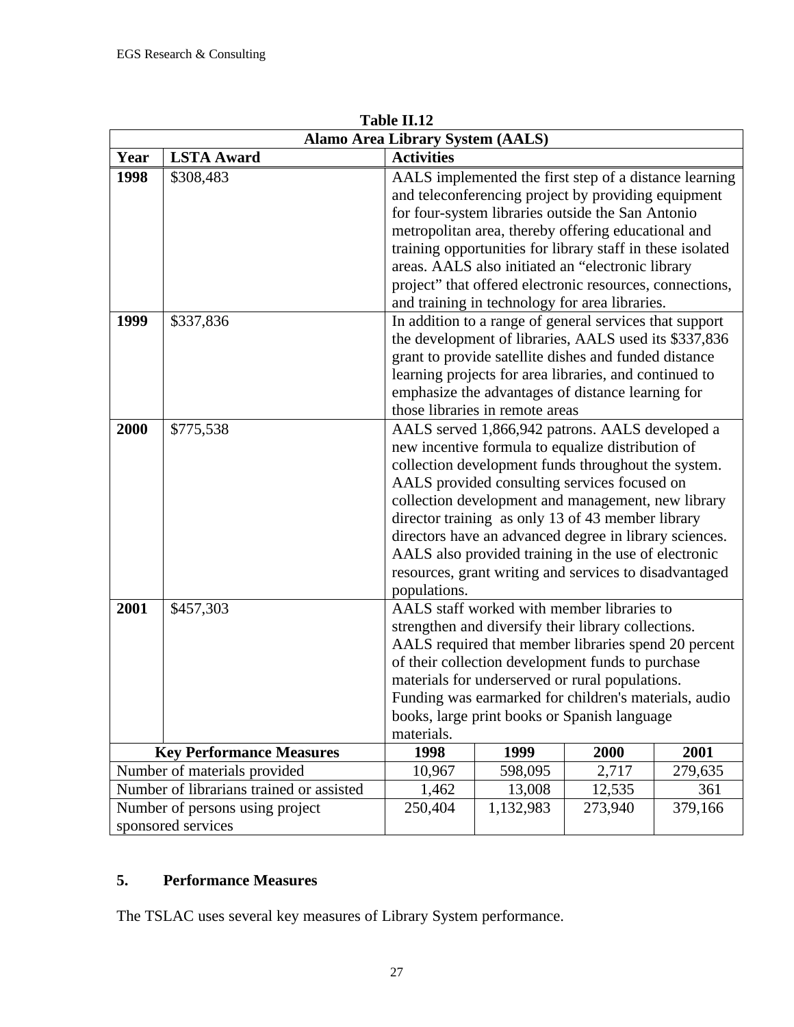**Table II.12**

| Alamo Area Library System (AALS) | | | | | |
|---|---|---|---|---|---|
| **Year** | **LSTA Award** | **Activities** | | | |
| **1998** | $308,483 | AALS implemented the first step of a distance learning and teleconferencing project by providing equipment for four-system libraries outside the San Antonio metropolitan area, thereby offering educational and training opportunities for library staff in these isolated areas. AALS also initiated an "electronic library project" that offered electronic resources, connections, and training in technology for area libraries. | | | |
| **1999** | $337,836 | In addition to a range of general services that support the development of libraries, AALS used its $337,836 grant to provide satellite dishes and funded distance learning projects for area libraries, and continued to emphasize the advantages of distance learning for those libraries in remote areas | | | |
| **2000** | $775,538 | AALS served 1,866,942 patrons. AALS developed a new incentive formula to equalize distribution of collection development funds throughout the system. AALS provided consulting services focused on collection development and management, new library director training as only 13 of 43 member library directors have an advanced degree in library sciences. AALS also provided training in the use of electronic resources, grant writing and services to disadvantaged populations. | | | |
| **2001** | $457,303 | AALS staff worked with member libraries to strengthen and diversify their library collections. AALS required that member libraries spend 20 percent of their collection development funds to purchase materials for underserved or rural populations. Funding was earmarked for children's materials, audio books, large print books or Spanish language materials. | | | |
| **Key Performance Measures** | | **1998** | **1999** | **2000** | **2001** |
| Number of materials provided | | 10,967 | 598,095 | 2,717 | 279,635 |
| Number of librarians trained or assisted | | 1,462 | 13,008 | 12,535 | 361 |
| Number of persons using project sponsored services | | 250,404 | 1,132,983 | 273,940 | 379,166 |

## 5. Performance Measures

The TSLAC uses several key measures of Library System performance.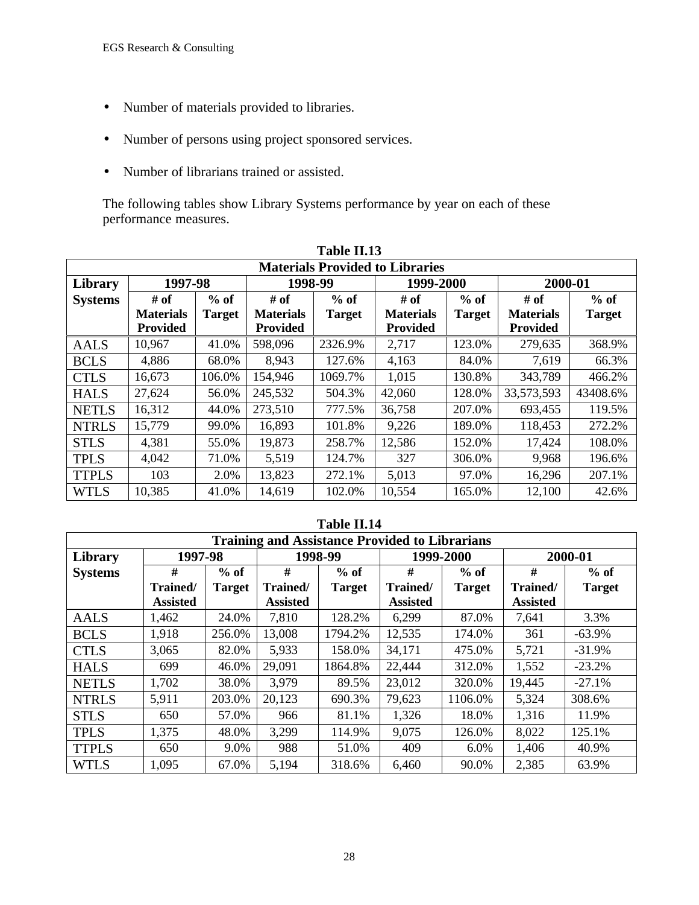- Number of materials provided to libraries.
- Number of persons using project sponsored services.
- Number of librarians trained or assisted.

The following tables show Library Systems performance by year on each of these performance measures.

**Table II.13**

| Materials Provided to Libraries | | | | | | | | |
|---|---|---|---|---|---|---|---|---|
| Library Systems | 1997-98 | | 1998-99 | | 1999-2000 | | 2000-01 | |
| | # of Materials Provided | % of Target | # of Materials Provided | % of Target | # of Materials Provided | % of Target | # of Materials Provided | % of Target |
| AALS | 10,967 | 41.0% | 598,096 | 2326.9% | 2,717 | 123.0% | 279,635 | 368.9% |
| BCLS | 4,886 | 68.0% | 8,943 | 127.6% | 4,163 | 84.0% | 7,619 | 66.3% |
| CTLS | 16,673 | 106.0% | 154,946 | 1069.7% | 1,015 | 130.8% | 343,789 | 466.2% |
| HALS | 27,624 | 56.0% | 245,532 | 504.3% | 42,060 | 128.0% | 33,573,593 | 43408.6% |
| NETLS | 16,312 | 44.0% | 273,510 | 777.5% | 36,758 | 207.0% | 693,455 | 119.5% |
| NTRLS | 15,779 | 99.0% | 16,893 | 101.8% | 9,226 | 189.0% | 118,453 | 272.2% |
| STLS | 4,381 | 55.0% | 19,873 | 258.7% | 12,586 | 152.0% | 17,424 | 108.0% |
| TPLS | 4,042 | 71.0% | 5,519 | 124.7% | 327 | 306.0% | 9,968 | 196.6% |
| TTPLS | 103 | 2.0% | 13,823 | 272.1% | 5,013 | 97.0% | 16,296 | 207.1% |
| WTLS | 10,385 | 41.0% | 14,619 | 102.0% | 10,554 | 165.0% | 12,100 | 42.6% |

**Table II.14**

| Training and Assistance Provided to Librarians | | | | | | | | |
|---|---|---|---|---|---|---|---|---|
| Library Systems | 1997-98 | | 1998-99 | | 1999-2000 | | 2000-01 | |
| | # Trained/ Assisted | % of Target | # Trained/ Assisted | % of Target | # Trained/ Assisted | % of Target | # Trained/ Assisted | % of Target |
| AALS | 1,462 | 24.0% | 7,810 | 128.2% | 6,299 | 87.0% | 7,641 | 3.3% |
| BCLS | 1,918 | 256.0% | 13,008 | 1794.2% | 12,535 | 174.0% | 361 | -63.9% |
| CTLS | 3,065 | 82.0% | 5,933 | 158.0% | 34,171 | 475.0% | 5,721 | -31.9% |
| HALS | 699 | 46.0% | 29,091 | 1864.8% | 22,444 | 312.0% | 1,552 | -23.2% |
| NETLS | 1,702 | 38.0% | 3,979 | 89.5% | 23,012 | 320.0% | 19,445 | -27.1% |
| NTRLS | 5,911 | 203.0% | 20,123 | 690.3% | 79,623 | 1106.0% | 5,324 | 308.6% |
| STLS | 650 | 57.0% | 966 | 81.1% | 1,326 | 18.0% | 1,316 | 11.9% |
| TPLS | 1,375 | 48.0% | 3,299 | 114.9% | 9,075 | 126.0% | 8,022 | 125.1% |
| TTPLS | 650 | 9.0% | 988 | 51.0% | 409 | 6.0% | 1,406 | 40.9% |
| WTLS | 1,095 | 67.0% | 5,194 | 318.6% | 6,460 | 90.0% | 2,385 | 63.9% |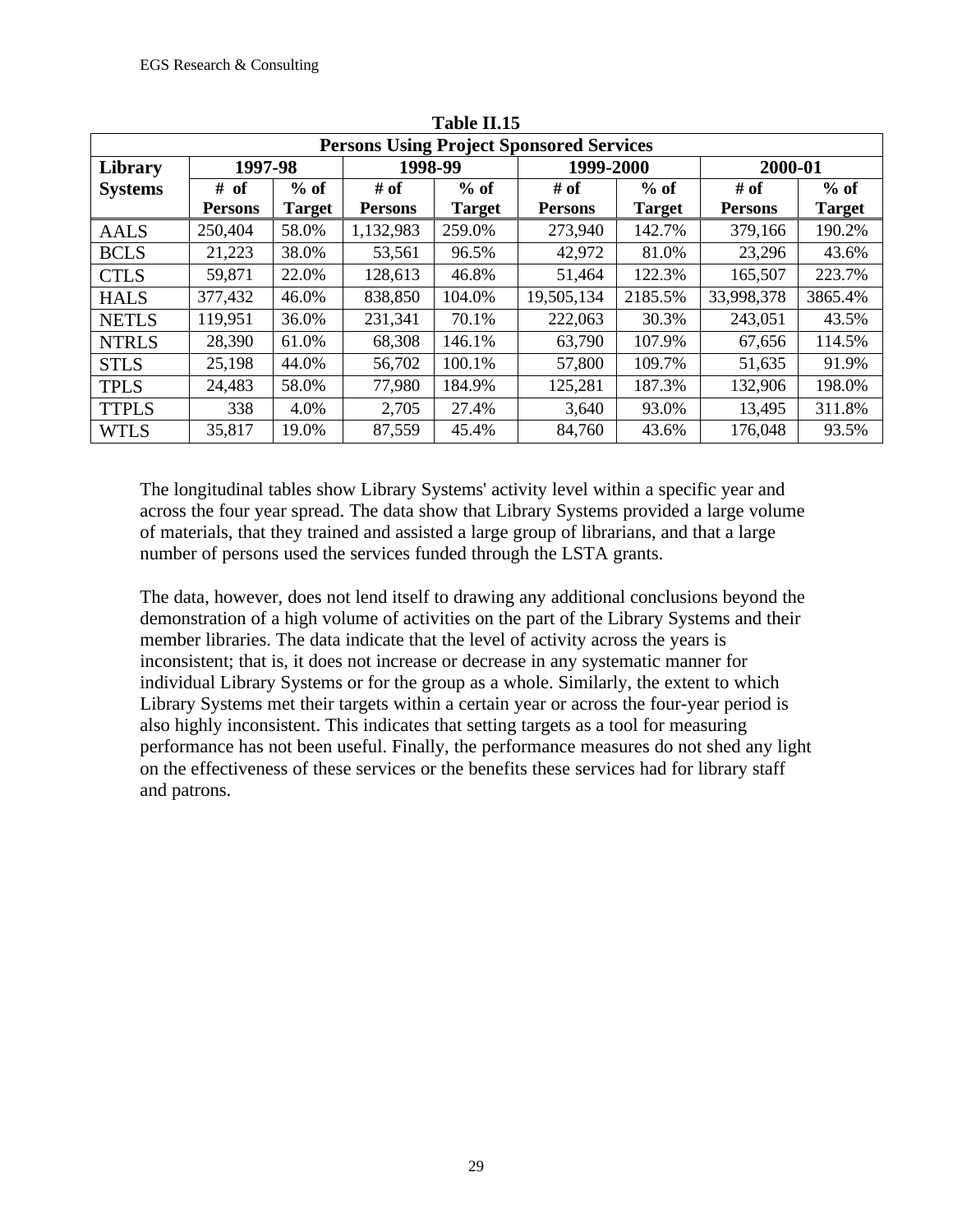**Table II.15**

| Persons Using Project Sponsored Services | | | | | | | | |
|---|---|---|---|---|---|---|---|---|
| **Library Systems** | **1997-98** | | **1998-99** | | **1999-2000** | | **2000-01** | |
| | **# of Persons** | **% of Target** | **# of Persons** | **% of Target** | **# of Persons** | **% of Target** | **# of Persons** | **% of Target** |
| AALS | 250,404 | 58.0% | 1,132,983 | 259.0% | 273,940 | 142.7% | 379,166 | 190.2% |
| BCLS | 21,223 | 38.0% | 53,561 | 96.5% | 42,972 | 81.0% | 23,296 | 43.6% |
| CTLS | 59,871 | 22.0% | 128,613 | 46.8% | 51,464 | 122.3% | 165,507 | 223.7% |
| HALS | 377,432 | 46.0% | 838,850 | 104.0% | 19,505,134 | 2185.5% | 33,998,378 | 3865.4% |
| NETLS | 119,951 | 36.0% | 231,341 | 70.1% | 222,063 | 30.3% | 243,051 | 43.5% |
| NTRLS | 28,390 | 61.0% | 68,308 | 146.1% | 63,790 | 107.9% | 67,656 | 114.5% |
| STLS | 25,198 | 44.0% | 56,702 | 100.1% | 57,800 | 109.7% | 51,635 | 91.9% |
| TPLS | 24,483 | 58.0% | 77,980 | 184.9% | 125,281 | 187.3% | 132,906 | 198.0% |
| TTPLS | 338 | 4.0% | 2,705 | 27.4% | 3,640 | 93.0% | 13,495 | 311.8% |
| WTLS | 35,817 | 19.0% | 87,559 | 45.4% | 84,760 | 43.6% | 176,048 | 93.5% |

The longitudinal tables show Library Systems' activity level within a specific year and across the four year spread. The data show that Library Systems provided a large volume of materials, that they trained and assisted a large group of librarians, and that a large number of persons used the services funded through the LSTA grants.

The data, however, does not lend itself to drawing any additional conclusions beyond the demonstration of a high volume of activities on the part of the Library Systems and their member libraries. The data indicate that the level of activity across the years is inconsistent; that is, it does not increase or decrease in any systematic manner for individual Library Systems or for the group as a whole. Similarly, the extent to which Library Systems met their targets within a certain year or across the four-year period is also highly inconsistent. This indicates that setting targets as a tool for measuring performance has not been useful. Finally, the performance measures do not shed any light on the effectiveness of these services or the benefits these services had for library staff and patrons.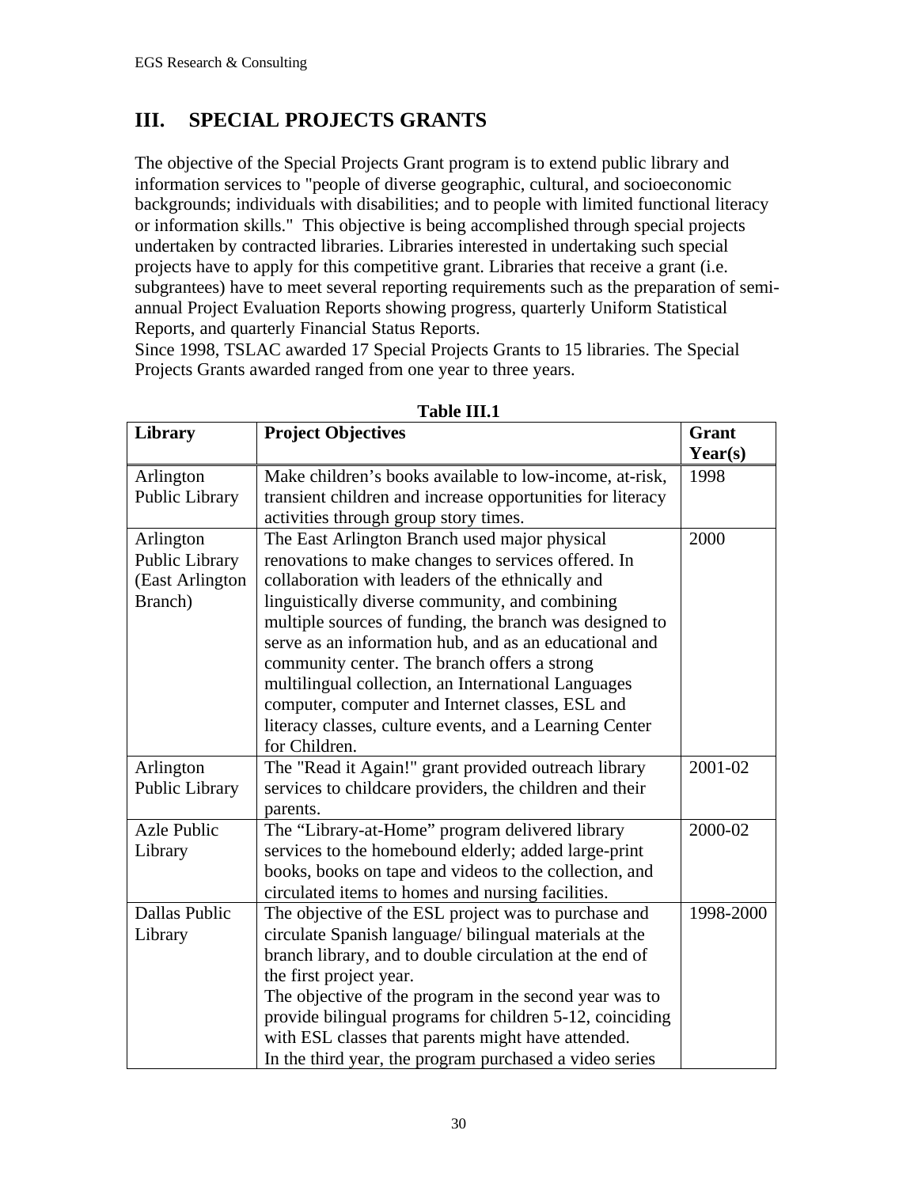## III. SPECIAL PROJECTS GRANTS

The objective of the Special Projects Grant program is to extend public library and information services to "people of diverse geographic, cultural, and socioeconomic backgrounds; individuals with disabilities; and to people with limited functional literacy or information skills." This objective is being accomplished through special projects undertaken by contracted libraries. Libraries interested in undertaking such special projects have to apply for this competitive grant. Libraries that receive a grant (i.e. subgrantees) have to meet several reporting requirements such as the preparation of semi-annual Project Evaluation Reports showing progress, quarterly Uniform Statistical Reports, and quarterly Financial Status Reports.

Since 1998, TSLAC awarded 17 Special Projects Grants to 15 libraries. The Special Projects Grants awarded ranged from one year to three years.

**Table III.1**

| Library | Project Objectives | Grant Year(s) |
|---|---|---|
| Arlington Public Library | Make children's books available to low-income, at-risk, transient children and increase opportunities for literacy activities through group story times. | 1998 |
| Arlington Public Library (East Arlington Branch) | The East Arlington Branch used major physical renovations to make changes to services offered. In collaboration with leaders of the ethnically and linguistically diverse community, and combining multiple sources of funding, the branch was designed to serve as an information hub, and as an educational and community center. The branch offers a strong multilingual collection, an International Languages computer, computer and Internet classes, ESL and literacy classes, culture events, and a Learning Center for Children. | 2000 |
| Arlington Public Library | The "Read it Again!" grant provided outreach library services to childcare providers, the children and their parents. | 2001-02 |
| Azle Public Library | The "Library-at-Home" program delivered library services to the homebound elderly; added large-print books, books on tape and videos to the collection, and circulated items to homes and nursing facilities. | 2000-02 |
| Dallas Public Library | The objective of the ESL project was to purchase and circulate Spanish language/ bilingual materials at the branch library, and to double circulation at the end of the first project year.<br>The objective of the program in the second year was to provide bilingual programs for children 5-12, coinciding with ESL classes that parents might have attended.<br>In the third year, the program purchased a video series | 1998-2000 |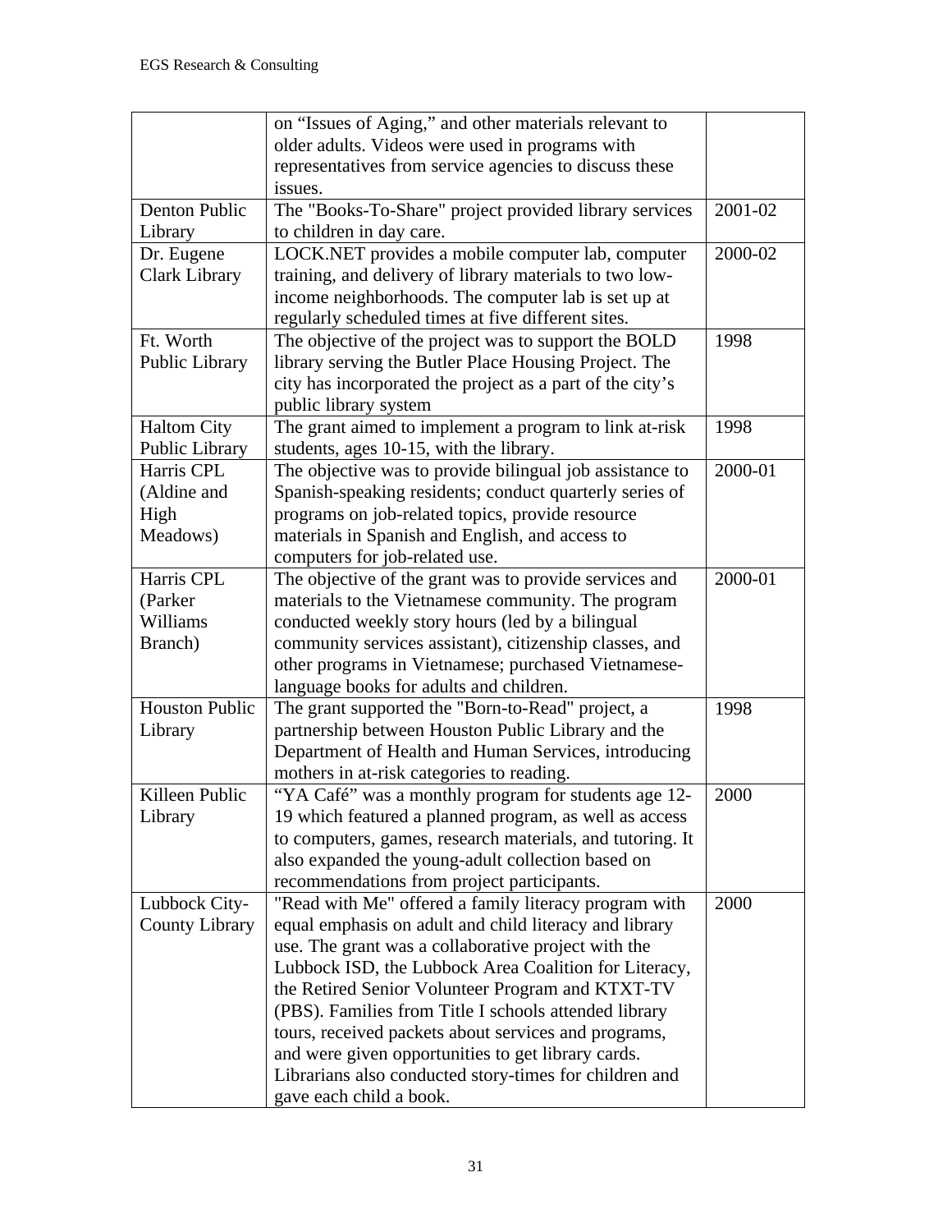| | | |
|---|---|---|
| | on "Issues of Aging," and other materials relevant to older adults. Videos were used in programs with representatives from service agencies to discuss these issues. | |
| Denton Public Library | The "Books-To-Share" project provided library services to children in day care. | 2001-02 |
| Dr. Eugene Clark Library | LOCK.NET provides a mobile computer lab, computer training, and delivery of library materials to two low-income neighborhoods. The computer lab is set up at regularly scheduled times at five different sites. | 2000-02 |
| Ft. Worth Public Library | The objective of the project was to support the BOLD library serving the Butler Place Housing Project. The city has incorporated the project as a part of the city's public library system | 1998 |
| Haltom City Public Library | The grant aimed to implement a program to link at-risk students, ages 10-15, with the library. | 1998 |
| Harris CPL (Aldine and High Meadows) | The objective was to provide bilingual job assistance to Spanish-speaking residents; conduct quarterly series of programs on job-related topics, provide resource materials in Spanish and English, and access to computers for job-related use. | 2000-01 |
| Harris CPL (Parker Williams Branch) | The objective of the grant was to provide services and materials to the Vietnamese community. The program conducted weekly story hours (led by a bilingual community services assistant), citizenship classes, and other programs in Vietnamese; purchased Vietnamese-language books for adults and children. | 2000-01 |
| Houston Public Library | The grant supported the "Born-to-Read" project, a partnership between Houston Public Library and the Department of Health and Human Services, introducing mothers in at-risk categories to reading. | 1998 |
| Killeen Public Library | "YA Café" was a monthly program for students age 12-19 which featured a planned program, as well as access to computers, games, research materials, and tutoring. It also expanded the young-adult collection based on recommendations from project participants. | 2000 |
| Lubbock City-County Library | "Read with Me" offered a family literacy program with equal emphasis on adult and child literacy and library use. The grant was a collaborative project with the Lubbock ISD, the Lubbock Area Coalition for Literacy, the Retired Senior Volunteer Program and KTXT-TV (PBS). Families from Title I schools attended library tours, received packets about services and programs, and were given opportunities to get library cards. Librarians also conducted story-times for children and gave each child a book. | 2000 |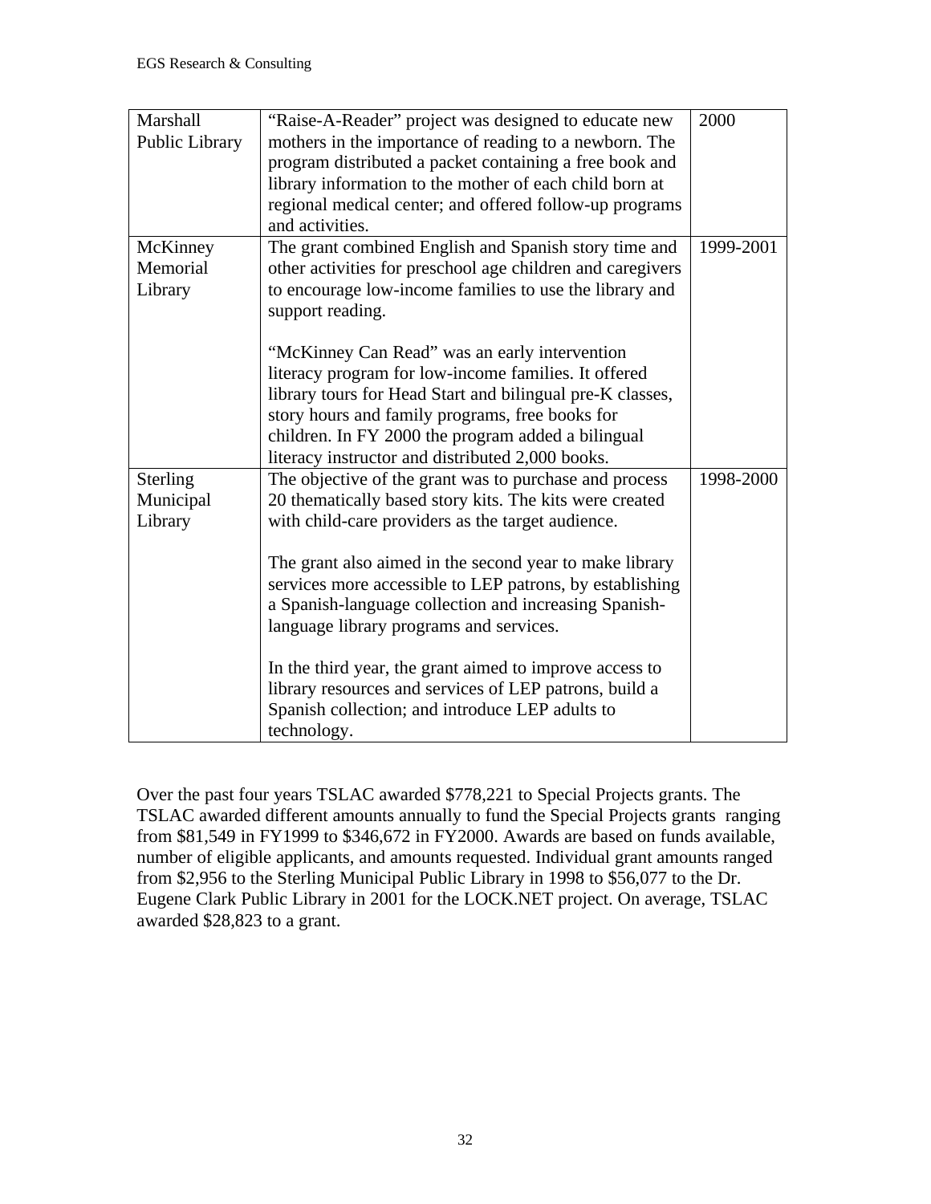| | | |
|---|---|---|
| Marshall Public Library | "Raise-A-Reader" project was designed to educate new mothers in the importance of reading to a newborn. The program distributed a packet containing a free book and library information to the mother of each child born at regional medical center; and offered follow-up programs and activities. | 2000 |
| McKinney Memorial Library | The grant combined English and Spanish story time and other activities for preschool age children and caregivers to encourage low-income families to use the library and support reading.<br><br>"McKinney Can Read" was an early intervention literacy program for low-income families. It offered library tours for Head Start and bilingual pre-K classes, story hours and family programs, free books for children. In FY 2000 the program added a bilingual literacy instructor and distributed 2,000 books. | 1999-2001 |
| Sterling Municipal Library | The objective of the grant was to purchase and process 20 thematically based story kits. The kits were created with child-care providers as the target audience.<br><br>The grant also aimed in the second year to make library services more accessible to LEP patrons, by establishing a Spanish-language collection and increasing Spanish-language library programs and services.<br><br>In the third year, the grant aimed to improve access to library resources and services of LEP patrons, build a Spanish collection; and introduce LEP adults to technology. | 1998-2000 |

Over the past four years TSLAC awarded $778,221 to Special Projects grants. The TSLAC awarded different amounts annually to fund the Special Projects grants ranging from $81,549 in FY1999 to $346,672 in FY2000. Awards are based on funds available, number of eligible applicants, and amounts requested. Individual grant amounts ranged from $2,956 to the Sterling Municipal Public Library in 1998 to $56,077 to the Dr. Eugene Clark Public Library in 2001 for the LOCK.NET project. On average, TSLAC awarded $28,823 to a grant.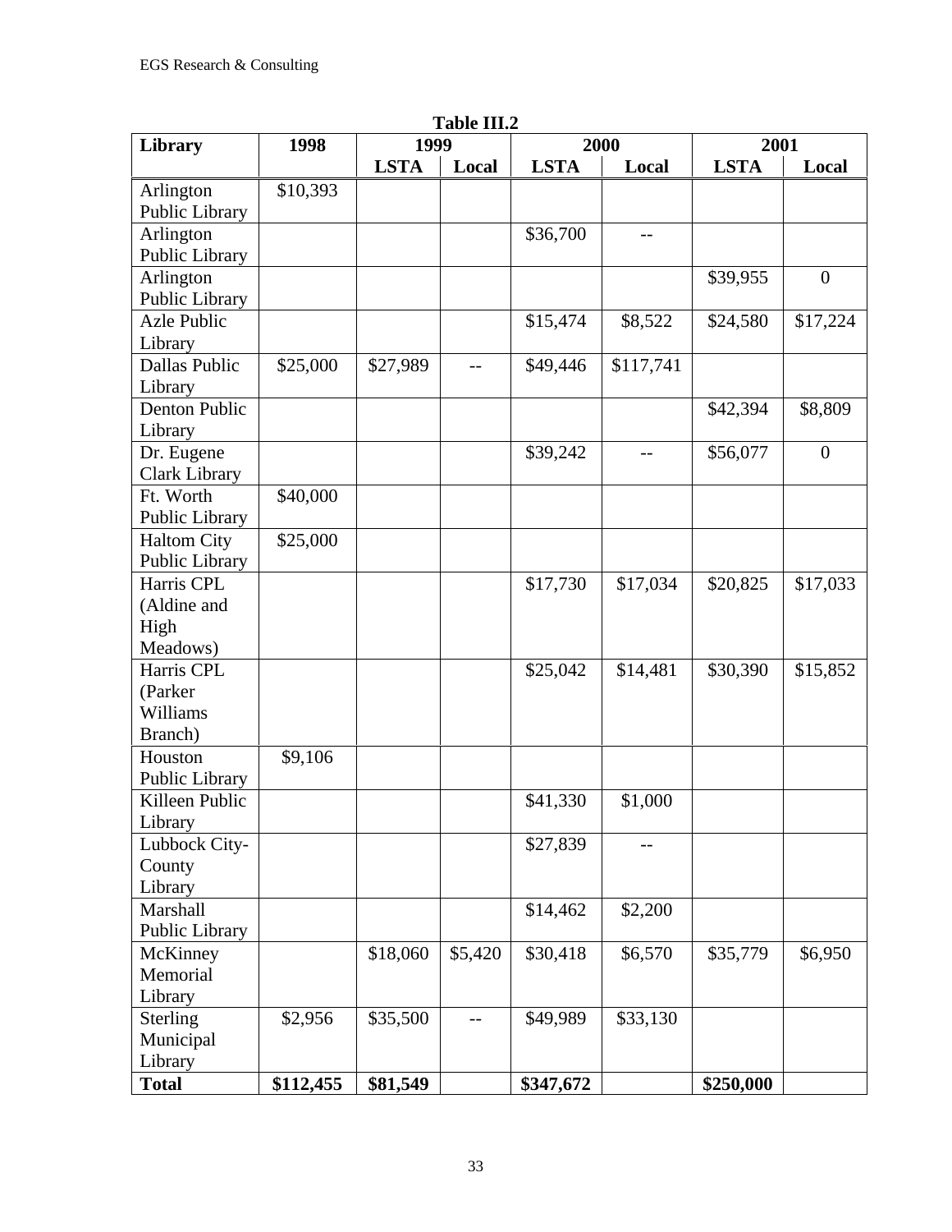**Table III.2**

| Library | 1998 | 1999 | | 2000 | | 2001 | |
|---|---|---|---|---|---|---|---|
| | | LSTA | Local | LSTA | Local | LSTA | Local |
| Arlington Public Library | $10,393 | | | | | | |
| Arlington Public Library | | | | $36,700 | -- | | |
| Arlington Public Library | | | | | | $39,955 | 0 |
| Azle Public Library | | | | $15,474 | $8,522 | $24,580 | $17,224 |
| Dallas Public Library | $25,000 | $27,989 | -- | $49,446 | $117,741 | | |
| Denton Public Library | | | | | | $42,394 | $8,809 |
| Dr. Eugene Clark Library | | | | $39,242 | -- | $56,077 | 0 |
| Ft. Worth Public Library | $40,000 | | | | | | |
| Haltom City Public Library | $25,000 | | | | | | |
| Harris CPL (Aldine and High Meadows) | | | | $17,730 | $17,034 | $20,825 | $17,033 |
| Harris CPL (Parker Williams Branch) | | | | $25,042 | $14,481 | $30,390 | $15,852 |
| Houston Public Library | $9,106 | | | | | | |
| Killeen Public Library | | | | $41,330 | $1,000 | | |
| Lubbock City-County Library | | | | $27,839 | -- | | |
| Marshall Public Library | | | | $14,462 | $2,200 | | |
| McKinney Memorial Library | | $18,060 | $5,420 | $30,418 | $6,570 | $35,779 | $6,950 |
| Sterling Municipal Library | $2,956 | $35,500 | -- | $49,989 | $33,130 | | |
| **Total** | **$112,455** | **$81,549** | | **$347,672** | | **$250,000** | |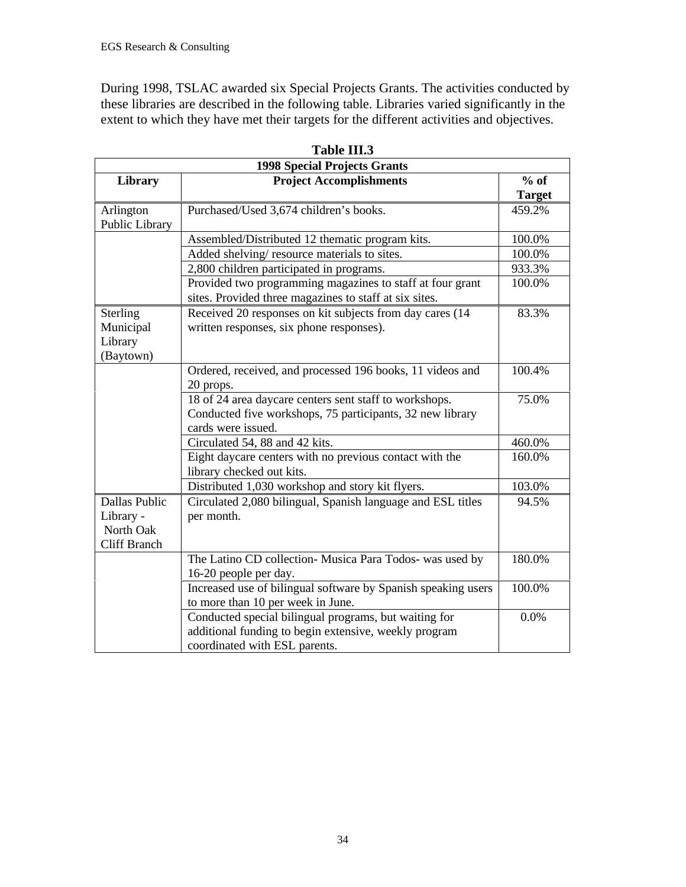During 1998, TSLAC awarded six Special Projects Grants. The activities conducted by these libraries are described in the following table. Libraries varied significantly in the extent to which they have met their targets for the different activities and objectives.

**Table III.3**

| 1998 Special Projects Grants | | |
|---|---|---|
| **Library** | **Project Accomplishments** | **% of Target** |
| Arlington Public Library | Purchased/Used 3,674 children's books. | 459.2% |
| | Assembled/Distributed 12 thematic program kits. | 100.0% |
| | Added shelving/ resource materials to sites. | 100.0% |
| | 2,800 children participated in programs. | 933.3% |
| | Provided two programming magazines to staff at four grant sites. Provided three magazines to staff at six sites. | 100.0% |
| Sterling Municipal Library (Baytown) | Received 20 responses on kit subjects from day cares (14 written responses, six phone responses). | 83.3% |
| | Ordered, received, and processed 196 books, 11 videos and 20 props. | 100.4% |
| | 18 of 24 area daycare centers sent staff to workshops. Conducted five workshops, 75 participants, 32 new library cards were issued. | 75.0% |
| | Circulated 54, 88 and 42 kits. | 460.0% |
| | Eight daycare centers with no previous contact with the library checked out kits. | 160.0% |
| | Distributed 1,030 workshop and story kit flyers. | 103.0% |
| Dallas Public Library - North Oak Cliff Branch | Circulated 2,080 bilingual, Spanish language and ESL titles per month. | 94.5% |
| | The Latino CD collection- Musica Para Todos- was used by 16-20 people per day. | 180.0% |
| | Increased use of bilingual software by Spanish speaking users to more than 10 per week in June. | 100.0% |
| | Conducted special bilingual programs, but waiting for additional funding to begin extensive, weekly program coordinated with ESL parents. | 0.0% |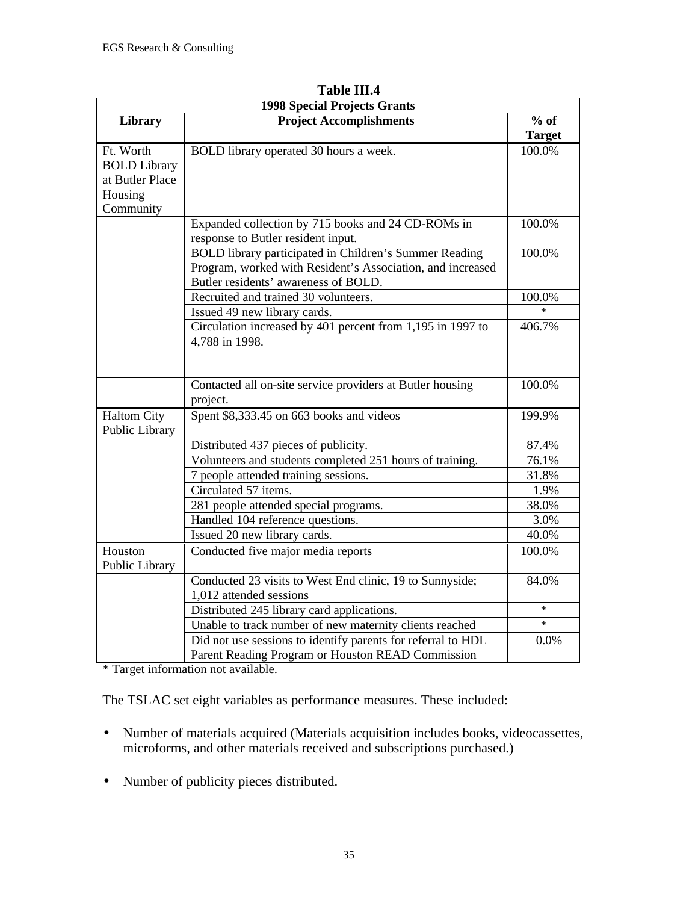**Table III.4**

| 1998 Special Projects Grants | | |
|---|---|---|
| **Library** | **Project Accomplishments** | **% of Target** |
| Ft. Worth BOLD Library at Butler Place Housing Community | BOLD library operated 30 hours a week. | 100.0% |
| | Expanded collection by 715 books and 24 CD-ROMs in response to Butler resident input. | 100.0% |
| | BOLD library participated in Children's Summer Reading Program, worked with Resident's Association, and increased Butler residents' awareness of BOLD. | 100.0% |
| | Recruited and trained 30 volunteers. | 100.0% |
| | Issued 49 new library cards. | * |
| | Circulation increased by 401 percent from 1,195 in 1997 to 4,788 in 1998. | 406.7% |
| | Contacted all on-site service providers at Butler housing project. | 100.0% |
| Haltom City Public Library | Spent $8,333.45 on 663 books and videos | 199.9% |
| | Distributed 437 pieces of publicity. | 87.4% |
| | Volunteers and students completed 251 hours of training. | 76.1% |
| | 7 people attended training sessions. | 31.8% |
| | Circulated 57 items. | 1.9% |
| | 281 people attended special programs. | 38.0% |
| | Handled 104 reference questions. | 3.0% |
| | Issued 20 new library cards. | 40.0% |
| Houston Public Library | Conducted five major media reports | 100.0% |
| | Conducted 23 visits to West End clinic, 19 to Sunnyside; 1,012 attended sessions | 84.0% |
| | Distributed 245 library card applications. | * |
| | Unable to track number of new maternity clients reached | * |
| | Did not use sessions to identify parents for referral to HDL Parent Reading Program or Houston READ Commission | 0.0% |

* Target information not available.

The TSLAC set eight variables as performance measures. These included:

- Number of materials acquired (Materials acquisition includes books, videocassettes, microforms, and other materials received and subscriptions purchased.)
- Number of publicity pieces distributed.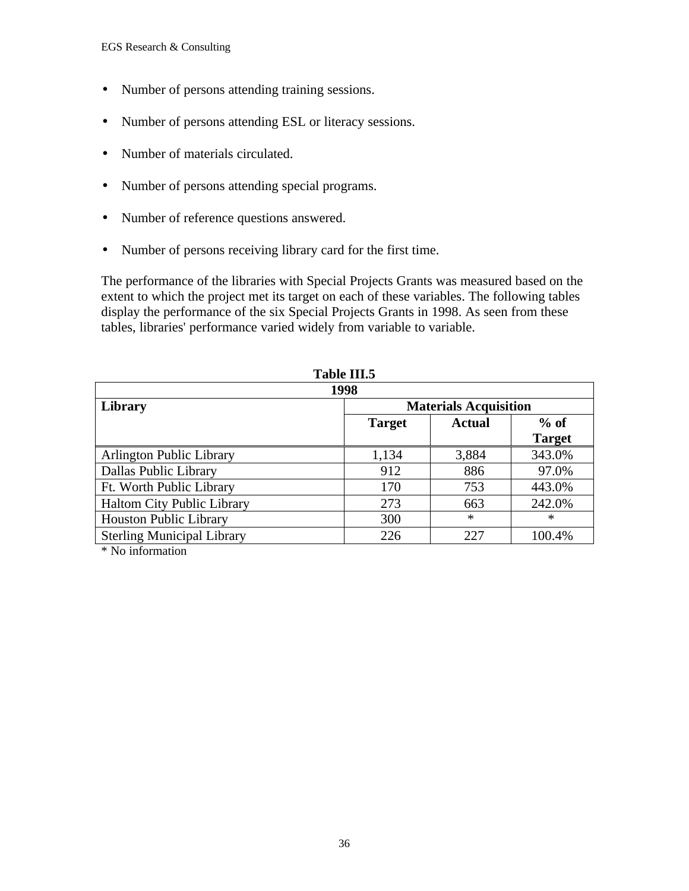- Number of persons attending training sessions.
- Number of persons attending ESL or literacy sessions.
- Number of materials circulated.
- Number of persons attending special programs.
- Number of reference questions answered.
- Number of persons receiving library card for the first time.

The performance of the libraries with Special Projects Grants was measured based on the extent to which the project met its target on each of these variables. The following tables display the performance of the six Special Projects Grants in 1998. As seen from these tables, libraries' performance varied widely from variable to variable.

**Table III.5**

| 1998 | | | |
|---|---|---|---|
| **Library** | **Materials Acquisition** | | |
| | **Target** | **Actual** | **% of Target** |
| Arlington Public Library | 1,134 | 3,884 | 343.0% |
| Dallas Public Library | 912 | 886 | 97.0% |
| Ft. Worth Public Library | 170 | 753 | 443.0% |
| Haltom City Public Library | 273 | 663 | 242.0% |
| Houston Public Library | 300 | * | * |
| Sterling Municipal Library | 226 | 227 | 100.4% |

* No information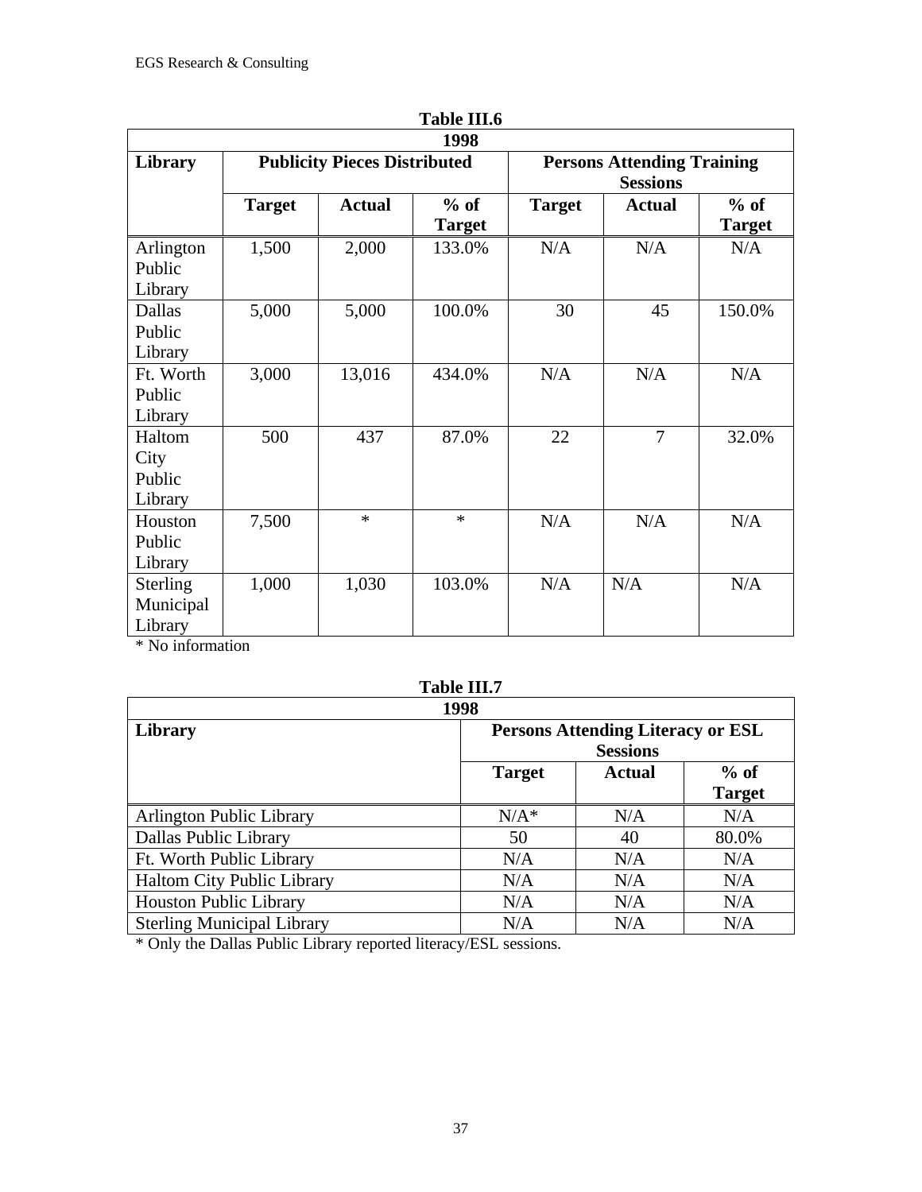**Table III.6**

| 1998 | | | | | | |
|---|---|---|---|---|---|---|
| **Library** | **Publicity Pieces Distributed** | | | **Persons Attending Training Sessions** | | |
| | **Target** | **Actual** | **% of Target** | **Target** | **Actual** | **% of Target** |
| Arlington Public Library | 1,500 | 2,000 | 133.0% | N/A | N/A | N/A |
| Dallas Public Library | 5,000 | 5,000 | 100.0% | 30 | 45 | 150.0% |
| Ft. Worth Public Library | 3,000 | 13,016 | 434.0% | N/A | N/A | N/A |
| Haltom City Public Library | 500 | 437 | 87.0% | 22 | 7 | 32.0% |
| Houston Public Library | 7,500 | * | * | N/A | N/A | N/A |
| Sterling Municipal Library | 1,000 | 1,030 | 103.0% | N/A | N/A | N/A |

* No information

**Table III.7**

| 1998 | | | |
|---|---|---|---|
| **Library** | **Persons Attending Literacy or ESL Sessions** | | |
| | **Target** | **Actual** | **% of Target** |
| Arlington Public Library | N/A* | N/A | N/A |
| Dallas Public Library | 50 | 40 | 80.0% |
| Ft. Worth Public Library | N/A | N/A | N/A |
| Haltom City Public Library | N/A | N/A | N/A |
| Houston Public Library | N/A | N/A | N/A |
| Sterling Municipal Library | N/A | N/A | N/A |

* Only the Dallas Public Library reported literacy/ESL sessions.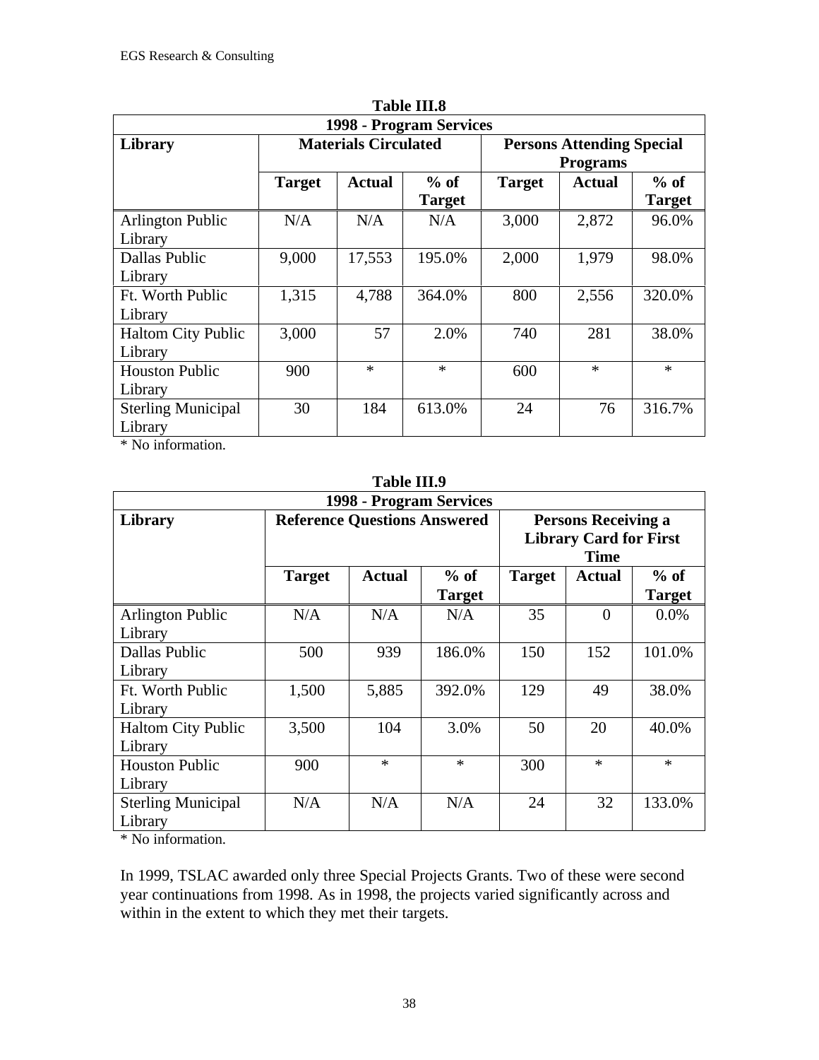**Table III.8**

| 1998 - Program Services | | | | | | |
|---|---|---|---|---|---|---|
| **Library** | **Materials Circulated** | | | **Persons Attending Special Programs** | | |
| | **Target** | **Actual** | **% of Target** | **Target** | **Actual** | **% of Target** |
| Arlington Public Library | N/A | N/A | N/A | 3,000 | 2,872 | 96.0% |
| Dallas Public Library | 9,000 | 17,553 | 195.0% | 2,000 | 1,979 | 98.0% |
| Ft. Worth Public Library | 1,315 | 4,788 | 364.0% | 800 | 2,556 | 320.0% |
| Haltom City Public Library | 3,000 | 57 | 2.0% | 740 | 281 | 38.0% |
| Houston Public Library | 900 | * | * | 600 | * | * |
| Sterling Municipal Library | 30 | 184 | 613.0% | 24 | 76 | 316.7% |

* No information.

**Table III.9**

| 1998 - Program Services | | | | | | |
|---|---|---|---|---|---|---|
| **Library** | **Reference Questions Answered** | | | **Persons Receiving a Library Card for First Time** | | |
| | **Target** | **Actual** | **% of Target** | **Target** | **Actual** | **% of Target** |
| Arlington Public Library | N/A | N/A | N/A | 35 | 0 | 0.0% |
| Dallas Public Library | 500 | 939 | 186.0% | 150 | 152 | 101.0% |
| Ft. Worth Public Library | 1,500 | 5,885 | 392.0% | 129 | 49 | 38.0% |
| Haltom City Public Library | 3,500 | 104 | 3.0% | 50 | 20 | 40.0% |
| Houston Public Library | 900 | * | * | 300 | * | * |
| Sterling Municipal Library | N/A | N/A | N/A | 24 | 32 | 133.0% |

* No information.

In 1999, TSLAC awarded only three Special Projects Grants. Two of these were second year continuations from 1998. As in 1998, the projects varied significantly across and within in the extent to which they met their targets.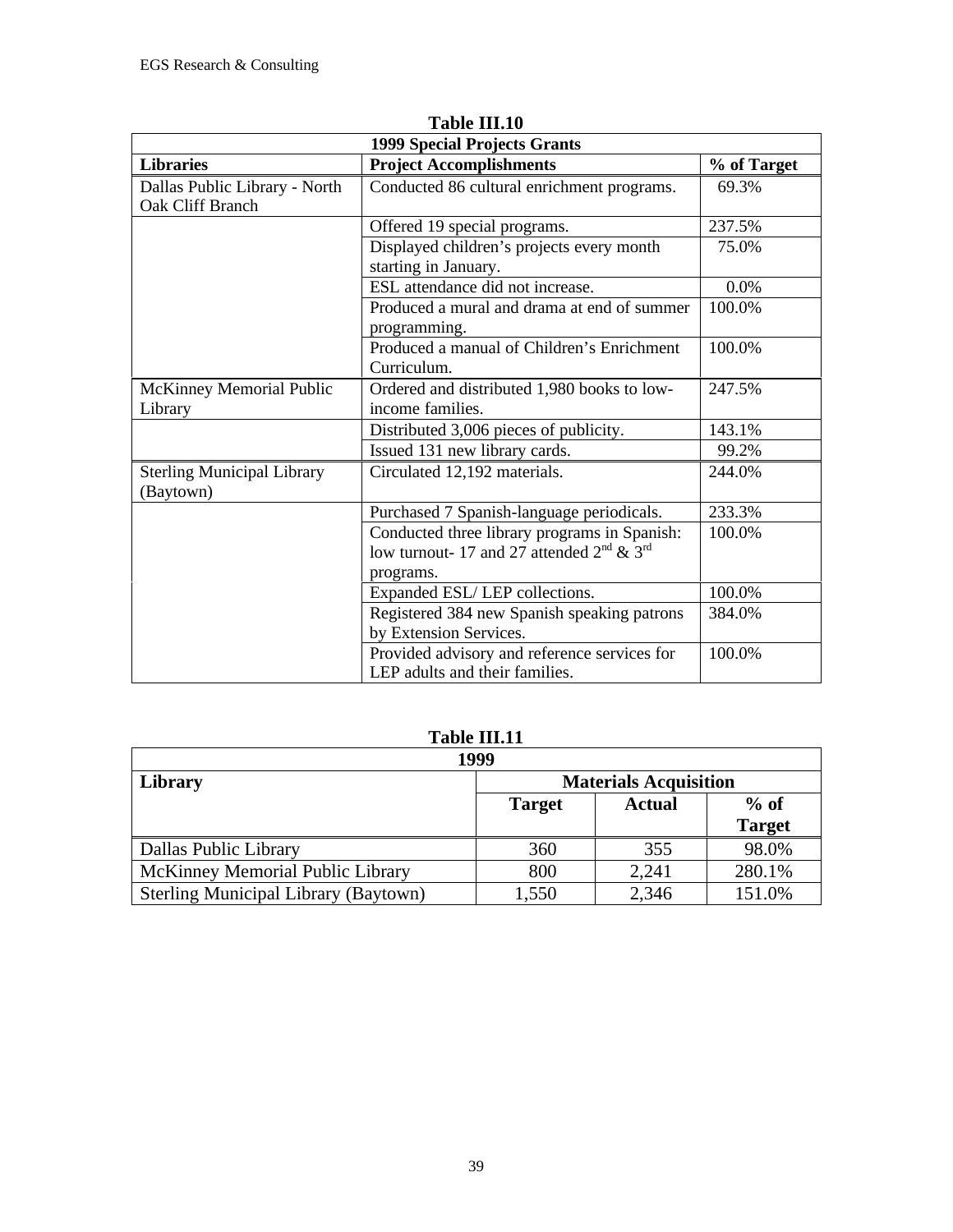**Table III.10**

| 1999 Special Projects Grants | | |
|---|---|---|
| **Libraries** | **Project Accomplishments** | **% of Target** |
| Dallas Public Library - North Oak Cliff Branch | Conducted 86 cultural enrichment programs. | 69.3% |
| | Offered 19 special programs. | 237.5% |
| | Displayed children's projects every month starting in January. | 75.0% |
| | ESL attendance did not increase. | 0.0% |
| | Produced a mural and drama at end of summer programming. | 100.0% |
| | Produced a manual of Children's Enrichment Curriculum. | 100.0% |
| McKinney Memorial Public Library | Ordered and distributed 1,980 books to low-income families. | 247.5% |
| | Distributed 3,006 pieces of publicity. | 143.1% |
| | Issued 131 new library cards. | 99.2% |
| Sterling Municipal Library (Baytown) | Circulated 12,192 materials. | 244.0% |
| | Purchased 7 Spanish-language periodicals. | 233.3% |
| | Conducted three library programs in Spanish: low turnout- 17 and 27 attended 2nd & 3rd programs. | 100.0% |
| | Expanded ESL/ LEP collections. | 100.0% |
| | Registered 384 new Spanish speaking patrons by Extension Services. | 384.0% |
| | Provided advisory and reference services for LEP adults and their families. | 100.0% |

**Table III.11**

| 1999 | | | |
|---|---|---|---|
| **Library** | **Materials Acquisition** | | |
| | **Target** | **Actual** | **% of Target** |
| Dallas Public Library | 360 | 355 | 98.0% |
| McKinney Memorial Public Library | 800 | 2,241 | 280.1% |
| Sterling Municipal Library (Baytown) | 1,550 | 2,346 | 151.0% |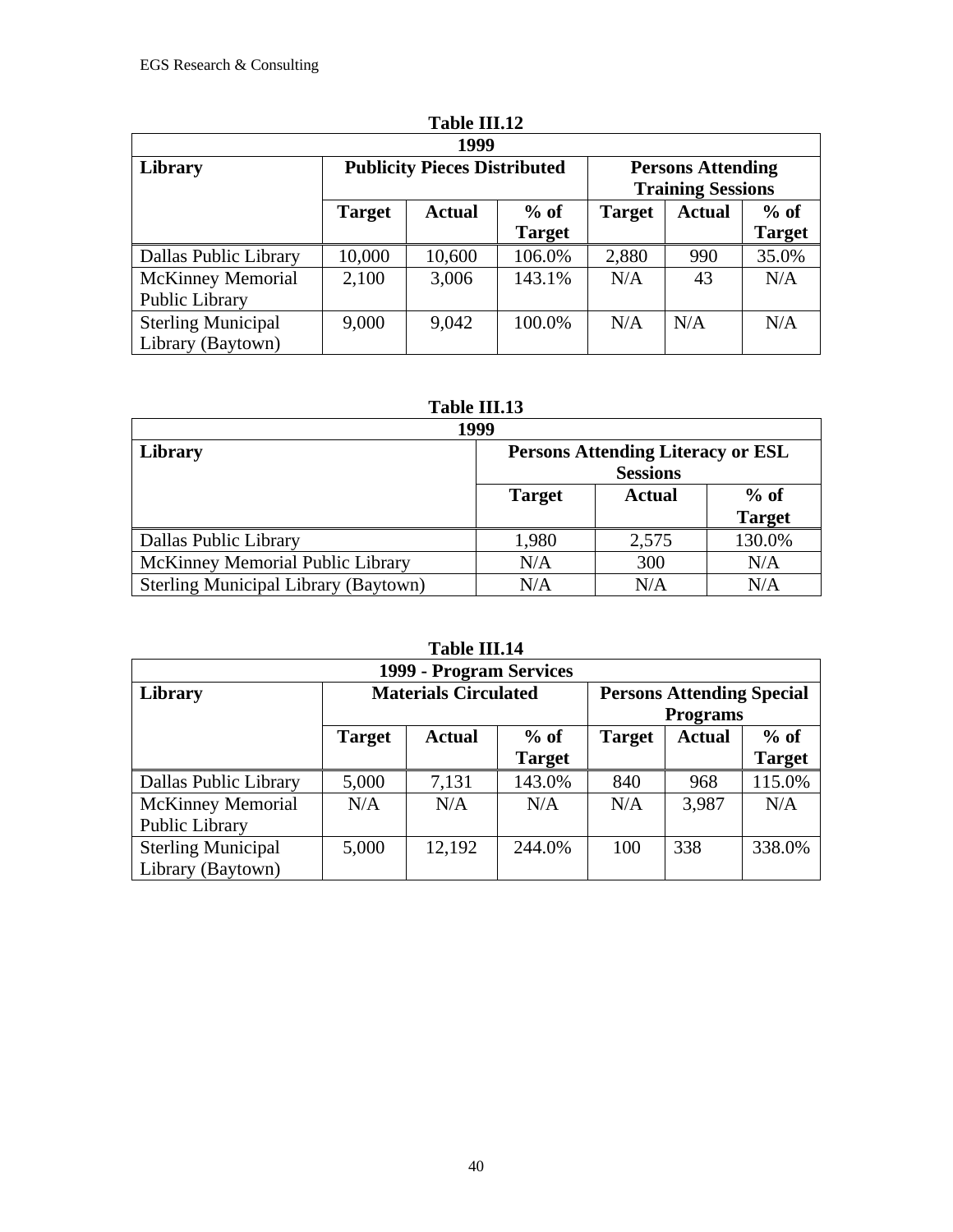**Table III.12**

| 1999 | | | | | | |
|---|---|---|---|---|---|---|
| **Library** | **Publicity Pieces Distributed** | | | **Persons Attending Training Sessions** | | |
| | **Target** | **Actual** | **% of Target** | **Target** | **Actual** | **% of Target** |
| Dallas Public Library | 10,000 | 10,600 | 106.0% | 2,880 | 990 | 35.0% |
| McKinney Memorial Public Library | 2,100 | 3,006 | 143.1% | N/A | 43 | N/A |
| Sterling Municipal Library (Baytown) | 9,000 | 9,042 | 100.0% | N/A | N/A | N/A |

**Table III.13**

| 1999 | | | |
|---|---|---|---|
| **Library** | **Persons Attending Literacy or ESL Sessions** | | |
| | **Target** | **Actual** | **% of Target** |
| Dallas Public Library | 1,980 | 2,575 | 130.0% |
| McKinney Memorial Public Library | N/A | 300 | N/A |
| Sterling Municipal Library (Baytown) | N/A | N/A | N/A |

**Table III.14**

| 1999 - Program Services | | | | | | |
|---|---|---|---|---|---|---|
| **Library** | **Materials Circulated** | | | **Persons Attending Special Programs** | | |
| | **Target** | **Actual** | **% of Target** | **Target** | **Actual** | **% of Target** |
| Dallas Public Library | 5,000 | 7,131 | 143.0% | 840 | 968 | 115.0% |
| McKinney Memorial Public Library | N/A | N/A | N/A | N/A | 3,987 | N/A |
| Sterling Municipal Library (Baytown) | 5,000 | 12,192 | 244.0% | 100 | 338 | 338.0% |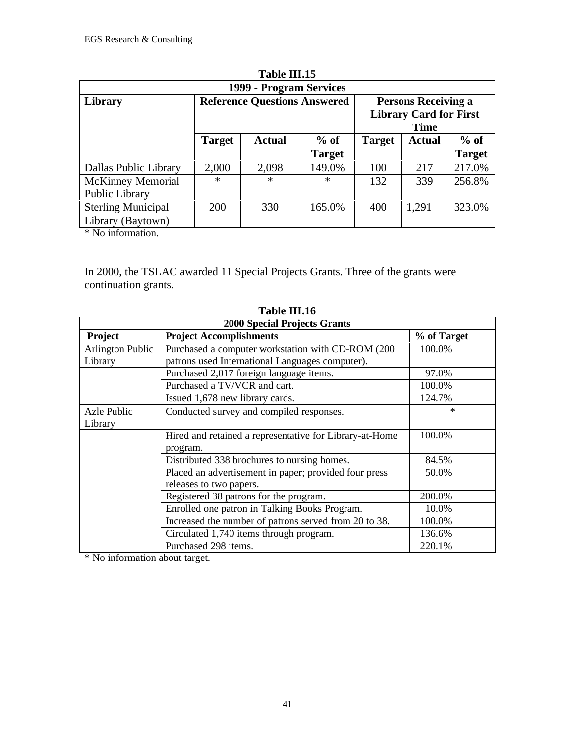**Table III.15**

| 1999 - Program Services | | | | | | |
|---|---|---|---|---|---|---|
| **Library** | **Reference Questions Answered** | | | **Persons Receiving a Library Card for First Time** | | |
| | **Target** | **Actual** | **% of Target** | **Target** | **Actual** | **% of Target** |
| Dallas Public Library | 2,000 | 2,098 | 149.0% | 100 | 217 | 217.0% |
| McKinney Memorial Public Library | * | * | * | 132 | 339 | 256.8% |
| Sterling Municipal Library (Baytown) | 200 | 330 | 165.0% | 400 | 1,291 | 323.0% |

* No information.

In 2000, the TSLAC awarded 11 Special Projects Grants. Three of the grants were continuation grants.

**Table III.16**

| 2000 Special Projects Grants | | |
|---|---|---|
| **Project** | **Project Accomplishments** | **% of Target** |
| Arlington Public Library | Purchased a computer workstation with CD-ROM (200 patrons used International Languages computer). | 100.0% |
| | Purchased 2,017 foreign language items. | 97.0% |
| | Purchased a TV/VCR and cart. | 100.0% |
| | Issued 1,678 new library cards. | 124.7% |
| Azle Public Library | Conducted survey and compiled responses. | * |
| | Hired and retained a representative for Library-at-Home program. | 100.0% |
| | Distributed 338 brochures to nursing homes. | 84.5% |
| | Placed an advertisement in paper; provided four press releases to two papers. | 50.0% |
| | Registered 38 patrons for the program. | 200.0% |
| | Enrolled one patron in Talking Books Program. | 10.0% |
| | Increased the number of patrons served from 20 to 38. | 100.0% |
| | Circulated 1,740 items through program. | 136.6% |
| | Purchased 298 items. | 220.1% |

* No information about target.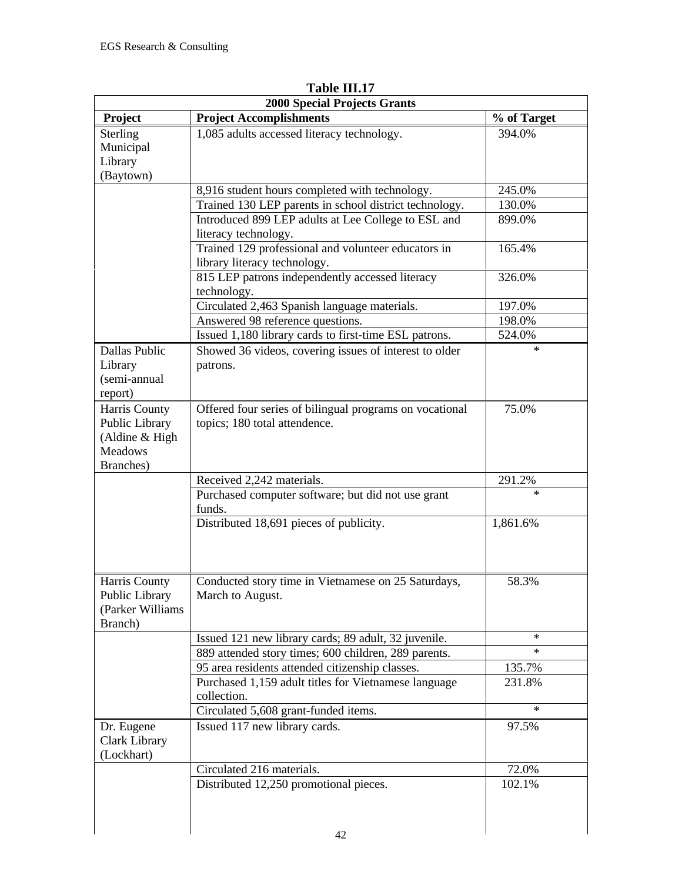**Table III.17**

| 2000 Special Projects Grants | | |
|---|---|---|
| **Project** | **Project Accomplishments** | **% of Target** |
| Sterling Municipal Library (Baytown) | 1,085 adults accessed literacy technology. | 394.0% |
| | 8,916 student hours completed with technology. | 245.0% |
| | Trained 130 LEP parents in school district technology. | 130.0% |
| | Introduced 899 LEP adults at Lee College to ESL and literacy technology. | 899.0% |
| | Trained 129 professional and volunteer educators in library literacy technology. | 165.4% |
| | 815 LEP patrons independently accessed literacy technology. | 326.0% |
| | Circulated 2,463 Spanish language materials. | 197.0% |
| | Answered 98 reference questions. | 198.0% |
| | Issued 1,180 library cards to first-time ESL patrons. | 524.0% |
| Dallas Public Library (semi-annual report) | Showed 36 videos, covering issues of interest to older patrons. | * |
| Harris County Public Library (Aldine & High Meadows Branches) | Offered four series of bilingual programs on vocational topics; 180 total attendence. | 75.0% |
| | Received 2,242 materials. | 291.2% |
| | Purchased computer software; but did not use grant funds. | * |
| | Distributed 18,691 pieces of publicity. | 1,861.6% |
| Harris County Public Library (Parker Williams Branch) | Conducted story time in Vietnamese on 25 Saturdays, March to August. | 58.3% |
| | Issued 121 new library cards; 89 adult, 32 juvenile. | * |
| | 889 attended story times; 600 children, 289 parents. | * |
| | 95 area residents attended citizenship classes. | 135.7% |
| | Purchased 1,159 adult titles for Vietnamese language collection. | 231.8% |
| | Circulated 5,608 grant-funded items. | * |
| Dr. Eugene Clark Library (Lockhart) | Issued 117 new library cards. | 97.5% |
| | Circulated 216 materials. | 72.0% |
| | Distributed 12,250 promotional pieces. | 102.1% |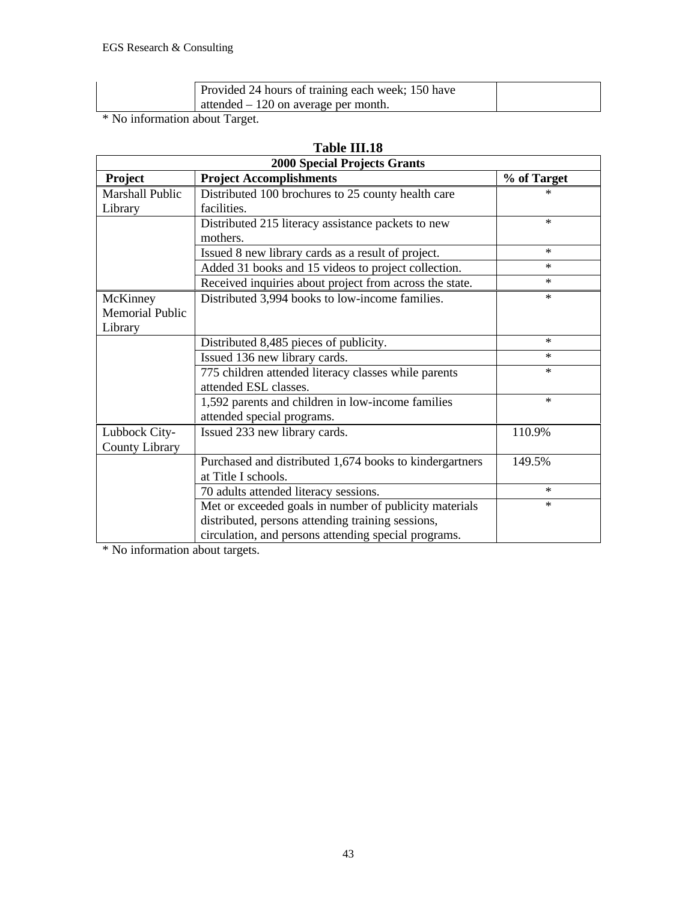| | Provided 24 hours of training each week; 150 have attended – 120 on average per month. | |
|---|---|---|

* No information about Target.

**Table III.18**

| 2000 Special Projects Grants | | |
|---|---|---|
| **Project** | **Project Accomplishments** | **% of Target** |
| Marshall Public Library | Distributed 100 brochures to 25 county health care facilities. | * |
| | Distributed 215 literacy assistance packets to new mothers. | * |
| | Issued 8 new library cards as a result of project. | * |
| | Added 31 books and 15 videos to project collection. | * |
| | Received inquiries about project from across the state. | * |
| McKinney Memorial Public Library | Distributed 3,994 books to low-income families. | * |
| | Distributed 8,485 pieces of publicity. | * |
| | Issued 136 new library cards. | * |
| | 775 children attended literacy classes while parents attended ESL classes. | * |
| | 1,592 parents and children in low-income families attended special programs. | * |
| Lubbock City-County Library | Issued 233 new library cards. | 110.9% |
| | Purchased and distributed 1,674 books to kindergartners at Title I schools. | 149.5% |
| | 70 adults attended literacy sessions. | * |
| | Met or exceeded goals in number of publicity materials distributed, persons attending training sessions, circulation, and persons attending special programs. | * |

* No information about targets.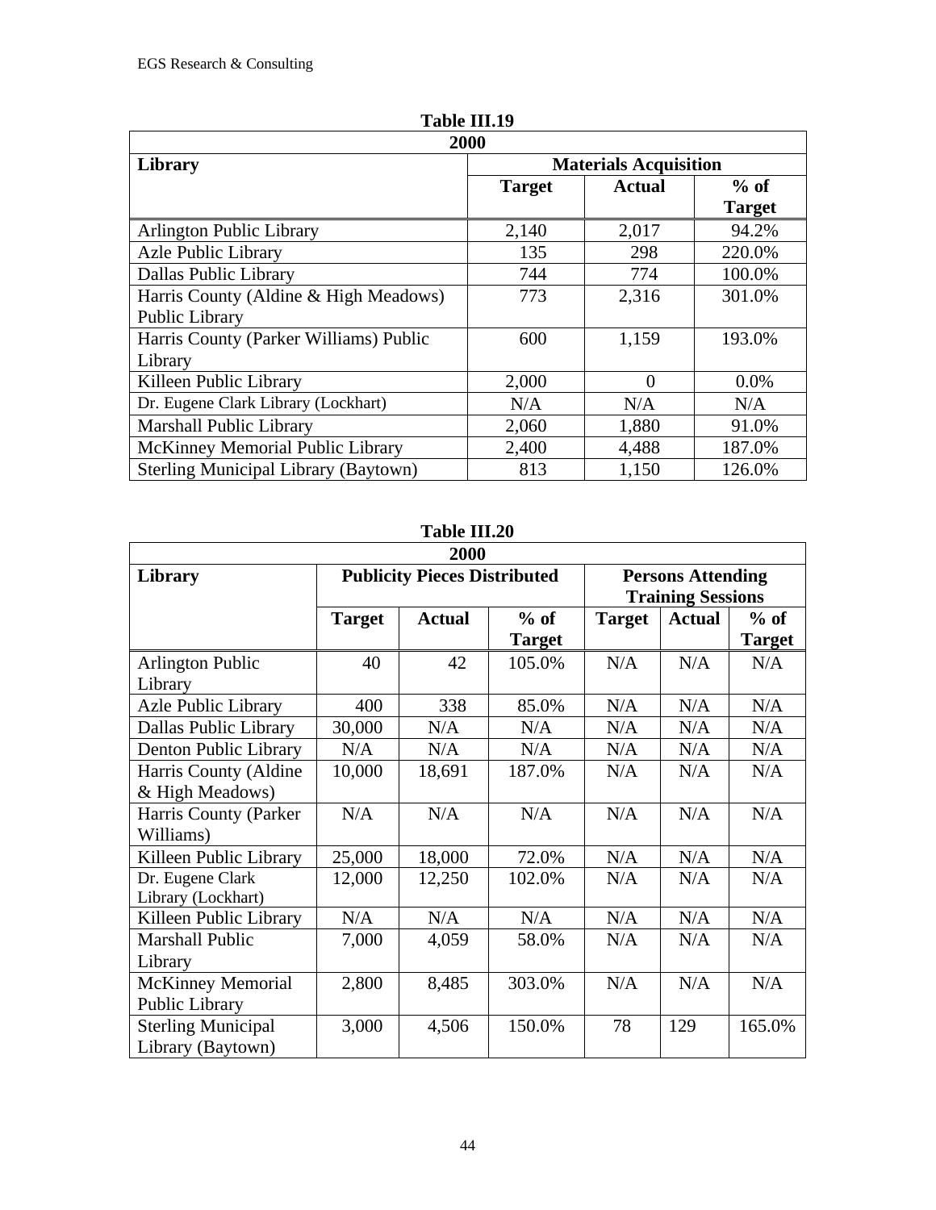**Table III.19**

| 2000 | | | |
|---|---|---|---|
| **Library** | **Materials Acquisition** | | |
| | **Target** | **Actual** | **% of Target** |
| Arlington Public Library | 2,140 | 2,017 | 94.2% |
| Azle Public Library | 135 | 298 | 220.0% |
| Dallas Public Library | 744 | 774 | 100.0% |
| Harris County (Aldine & High Meadows) Public Library | 773 | 2,316 | 301.0% |
| Harris County (Parker Williams) Public Library | 600 | 1,159 | 193.0% |
| Killeen Public Library | 2,000 | 0 | 0.0% |
| Dr. Eugene Clark Library (Lockhart) | N/A | N/A | N/A |
| Marshall Public Library | 2,060 | 1,880 | 91.0% |
| McKinney Memorial Public Library | 2,400 | 4,488 | 187.0% |
| Sterling Municipal Library (Baytown) | 813 | 1,150 | 126.0% |

**Table III.20**

| 2000 | | | | | | |
|---|---|---|---|---|---|---|
| **Library** | **Publicity Pieces Distributed** | | | **Persons Attending Training Sessions** | | |
| | **Target** | **Actual** | **% of Target** | **Target** | **Actual** | **% of Target** |
| Arlington Public Library | 40 | 42 | 105.0% | N/A | N/A | N/A |
| Azle Public Library | 400 | 338 | 85.0% | N/A | N/A | N/A |
| Dallas Public Library | 30,000 | N/A | N/A | N/A | N/A | N/A |
| Denton Public Library | N/A | N/A | N/A | N/A | N/A | N/A |
| Harris County (Aldine & High Meadows) | 10,000 | 18,691 | 187.0% | N/A | N/A | N/A |
| Harris County (Parker Williams) | N/A | N/A | N/A | N/A | N/A | N/A |
| Killeen Public Library | 25,000 | 18,000 | 72.0% | N/A | N/A | N/A |
| Dr. Eugene Clark Library (Lockhart) | 12,000 | 12,250 | 102.0% | N/A | N/A | N/A |
| Killeen Public Library | N/A | N/A | N/A | N/A | N/A | N/A |
| Marshall Public Library | 7,000 | 4,059 | 58.0% | N/A | N/A | N/A |
| McKinney Memorial Public Library | 2,800 | 8,485 | 303.0% | N/A | N/A | N/A |
| Sterling Municipal Library (Baytown) | 3,000 | 4,506 | 150.0% | 78 | 129 | 165.0% |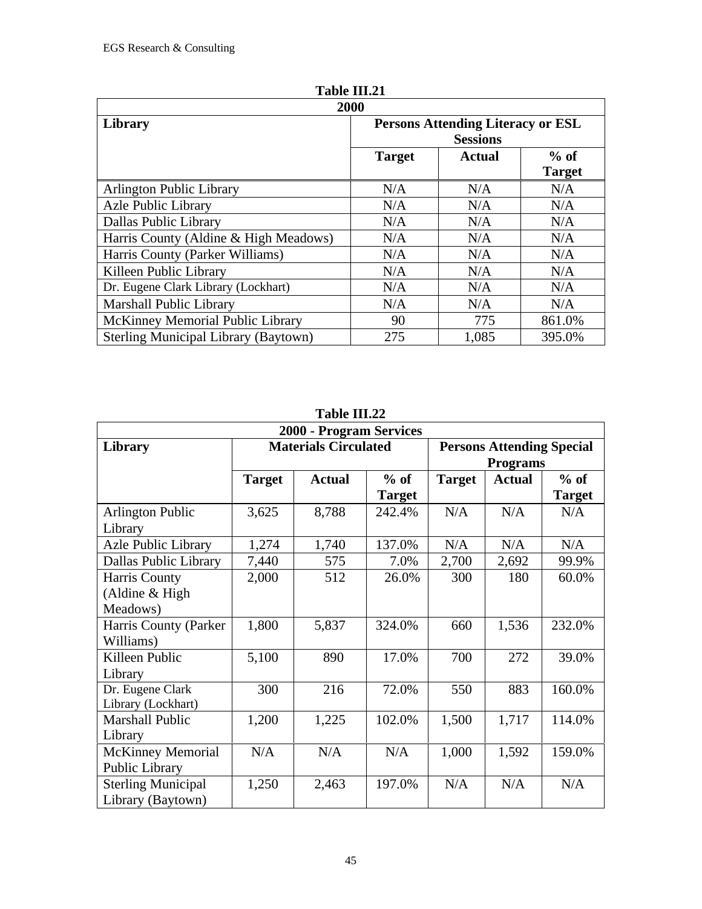**Table III.21**

| 2000 | | | |
|---|---|---|---|
| **Library** | **Persons Attending Literacy or ESL Sessions** | | |
| | **Target** | **Actual** | **% of Target** |
| Arlington Public Library | N/A | N/A | N/A |
| Azle Public Library | N/A | N/A | N/A |
| Dallas Public Library | N/A | N/A | N/A |
| Harris County (Aldine & High Meadows) | N/A | N/A | N/A |
| Harris County (Parker Williams) | N/A | N/A | N/A |
| Killeen Public Library | N/A | N/A | N/A |
| Dr. Eugene Clark Library (Lockhart) | N/A | N/A | N/A |
| Marshall Public Library | N/A | N/A | N/A |
| McKinney Memorial Public Library | 90 | 775 | 861.0% |
| Sterling Municipal Library (Baytown) | 275 | 1,085 | 395.0% |

**Table III.22**

| 2000 - Program Services | | | | | | |
|---|---|---|---|---|---|---|
| **Library** | **Materials Circulated** | | | **Persons Attending Special Programs** | | |
| | **Target** | **Actual** | **% of Target** | **Target** | **Actual** | **% of Target** |
| Arlington Public Library | 3,625 | 8,788 | 242.4% | N/A | N/A | N/A |
| Azle Public Library | 1,274 | 1,740 | 137.0% | N/A | N/A | N/A |
| Dallas Public Library | 7,440 | 575 | 7.0% | 2,700 | 2,692 | 99.9% |
| Harris County (Aldine & High Meadows) | 2,000 | 512 | 26.0% | 300 | 180 | 60.0% |
| Harris County (Parker Williams) | 1,800 | 5,837 | 324.0% | 660 | 1,536 | 232.0% |
| Killeen Public Library | 5,100 | 890 | 17.0% | 700 | 272 | 39.0% |
| Dr. Eugene Clark Library (Lockhart) | 300 | 216 | 72.0% | 550 | 883 | 160.0% |
| Marshall Public Library | 1,200 | 1,225 | 102.0% | 1,500 | 1,717 | 114.0% |
| McKinney Memorial Public Library | N/A | N/A | N/A | 1,000 | 1,592 | 159.0% |
| Sterling Municipal Library (Baytown) | 1,250 | 2,463 | 197.0% | N/A | N/A | N/A |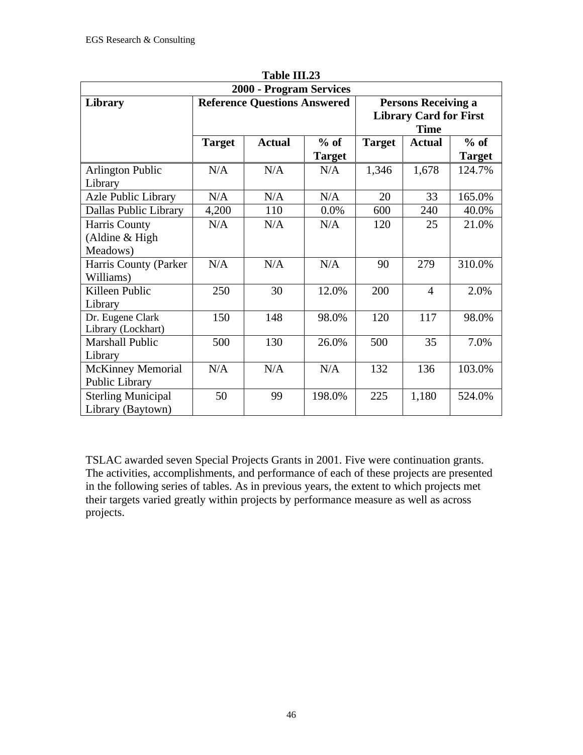**Table III.23**

| 2000 - Program Services | | | | | | |
|---|---|---|---|---|---|---|
| **Library** | **Reference Questions Answered** | | | **Persons Receiving a Library Card for First Time** | | |
| | **Target** | **Actual** | **% of Target** | **Target** | **Actual** | **% of Target** |
| Arlington Public Library | N/A | N/A | N/A | 1,346 | 1,678 | 124.7% |
| Azle Public Library | N/A | N/A | N/A | 20 | 33 | 165.0% |
| Dallas Public Library | 4,200 | 110 | 0.0% | 600 | 240 | 40.0% |
| Harris County (Aldine & High Meadows) | N/A | N/A | N/A | 120 | 25 | 21.0% |
| Harris County (Parker Williams) | N/A | N/A | N/A | 90 | 279 | 310.0% |
| Killeen Public Library | 250 | 30 | 12.0% | 200 | 4 | 2.0% |
| Dr. Eugene Clark Library (Lockhart) | 150 | 148 | 98.0% | 120 | 117 | 98.0% |
| Marshall Public Library | 500 | 130 | 26.0% | 500 | 35 | 7.0% |
| McKinney Memorial Public Library | N/A | N/A | N/A | 132 | 136 | 103.0% |
| Sterling Municipal Library (Baytown) | 50 | 99 | 198.0% | 225 | 1,180 | 524.0% |

TSLAC awarded seven Special Projects Grants in 2001. Five were continuation grants. The activities, accomplishments, and performance of each of these projects are presented in the following series of tables. As in previous years, the extent to which projects met their targets varied greatly within projects by performance measure as well as across projects.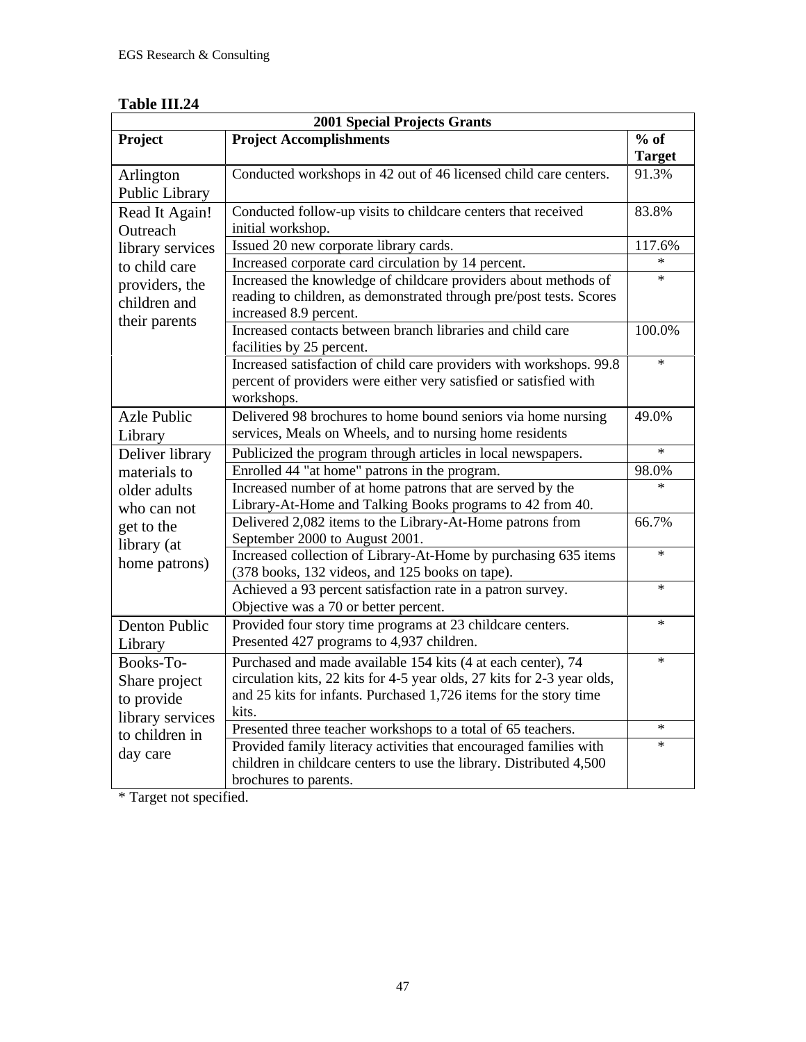**Table III.24**

| 2001 Special Projects Grants | | |
|---|---|---|
| **Project** | **Project Accomplishments** | **% of Target** |
| Arlington Public Library | Conducted workshops in 42 out of 46 licensed child care centers. | 91.3% |
| Read It Again! Outreach library services to child care providers, the children and their parents | Conducted follow-up visits to childcare centers that received initial workshop. | 83.8% |
| | Issued 20 new corporate library cards. | 117.6% |
| | Increased corporate card circulation by 14 percent. | * |
| | Increased the knowledge of childcare providers about methods of reading to children, as demonstrated through pre/post tests. Scores increased 8.9 percent. | * |
| | Increased contacts between branch libraries and child care facilities by 25 percent. | 100.0% |
| | Increased satisfaction of child care providers with workshops. 99.8 percent of providers were either very satisfied or satisfied with workshops. | * |
| Azle Public Library | Delivered 98 brochures to home bound seniors via home nursing services, Meals on Wheels, and to nursing home residents | 49.0% |
| Deliver library materials to older adults who can not get to the library (at home patrons) | Publicized the program through articles in local newspapers. | * |
| | Enrolled 44 "at home" patrons in the program. | 98.0% |
| | Increased number of at home patrons that are served by the Library-At-Home and Talking Books programs to 42 from 40. | * |
| | Delivered 2,082 items to the Library-At-Home patrons from September 2000 to August 2001. | 66.7% |
| | Increased collection of Library-At-Home by purchasing 635 items (378 books, 132 videos, and 125 books on tape). | * |
| | Achieved a 93 percent satisfaction rate in a patron survey. Objective was a 70 or better percent. | * |
| Denton Public Library | Provided four story time programs at 23 childcare centers. Presented 427 programs to 4,937 children. | * |
| Books-To-Share project to provide library services to children in day care | Purchased and made available 154 kits (4 at each center), 74 circulation kits, 22 kits for 4-5 year olds, 27 kits for 2-3 year olds, and 25 kits for infants. Purchased 1,726 items for the story time kits. | * |
| | Presented three teacher workshops to a total of 65 teachers. | * |
| | Provided family literacy activities that encouraged families with children in childcare centers to use the library. Distributed 4,500 brochures to parents. | * |

* Target not specified.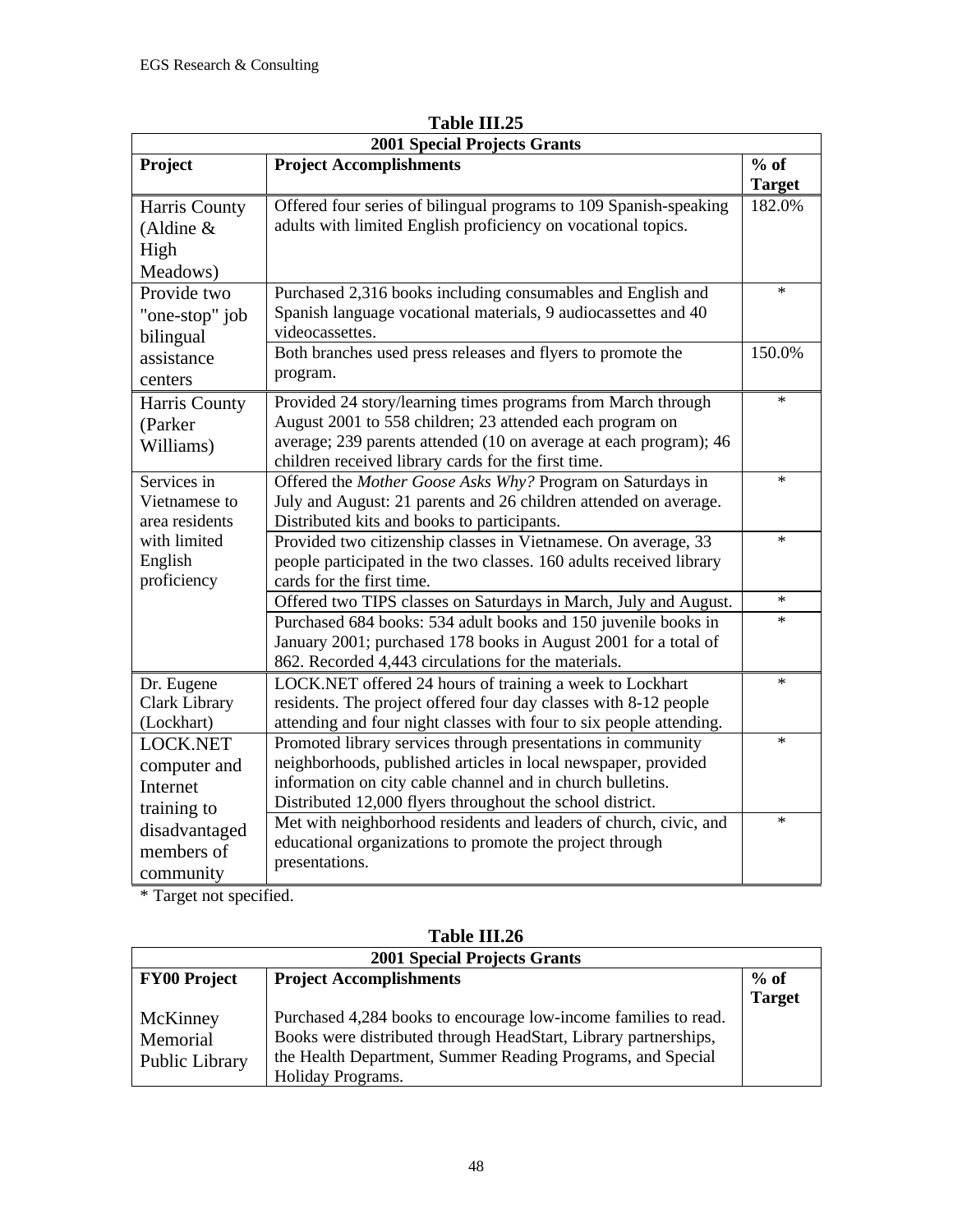**Table III.25**

| 2001 Special Projects Grants | | |
|---|---|---|
| **Project** | **Project Accomplishments** | **% of Target** |
| Harris County (Aldine & High Meadows) | Offered four series of bilingual programs to 109 Spanish-speaking adults with limited English proficiency on vocational topics. | 182.0% |
| Provide two "one-stop" job bilingual assistance centers | Purchased 2,316 books including consumables and English and Spanish language vocational materials, 9 audiocassettes and 40 videocassettes. | * |
| | Both branches used press releases and flyers to promote the program. | 150.0% |
| Harris County (Parker Williams) | Provided 24 story/learning times programs from March through August 2001 to 558 children; 23 attended each program on average; 239 parents attended (10 on average at each program); 46 children received library cards for the first time. | * |
| Services in Vietnamese to area residents with limited English proficiency | Offered the *Mother Goose Asks Why?* Program on Saturdays in July and August: 21 parents and 26 children attended on average. Distributed kits and books to participants. | * |
| | Provided two citizenship classes in Vietnamese. On average, 33 people participated in the two classes. 160 adults received library cards for the first time. | * |
| | Offered two TIPS classes on Saturdays in March, July and August. | * |
| | Purchased 684 books: 534 adult books and 150 juvenile books in January 2001; purchased 178 books in August 2001 for a total of 862. Recorded 4,443 circulations for the materials. | * |
| Dr. Eugene Clark Library (Lockhart) | LOCK.NET offered 24 hours of training a week to Lockhart residents. The project offered four day classes with 8-12 people attending and four night classes with four to six people attending. | * |
| LOCK.NET computer and Internet training to disadvantaged members of community | Promoted library services through presentations in community neighborhoods, published articles in local newspaper, provided information on city cable channel and in church bulletins. Distributed 12,000 flyers throughout the school district. | * |
| | Met with neighborhood residents and leaders of church, civic, and educational organizations to promote the project through presentations. | * |

\* Target not specified.

**Table III.26**

| 2001 Special Projects Grants | | |
|---|---|---|
| **FY00 Project** | **Project Accomplishments** | **% of Target** |
| McKinney Memorial Public Library | Purchased 4,284 books to encourage low-income families to read. Books were distributed through HeadStart, Library partnerships, the Health Department, Summer Reading Programs, and Special Holiday Programs. | |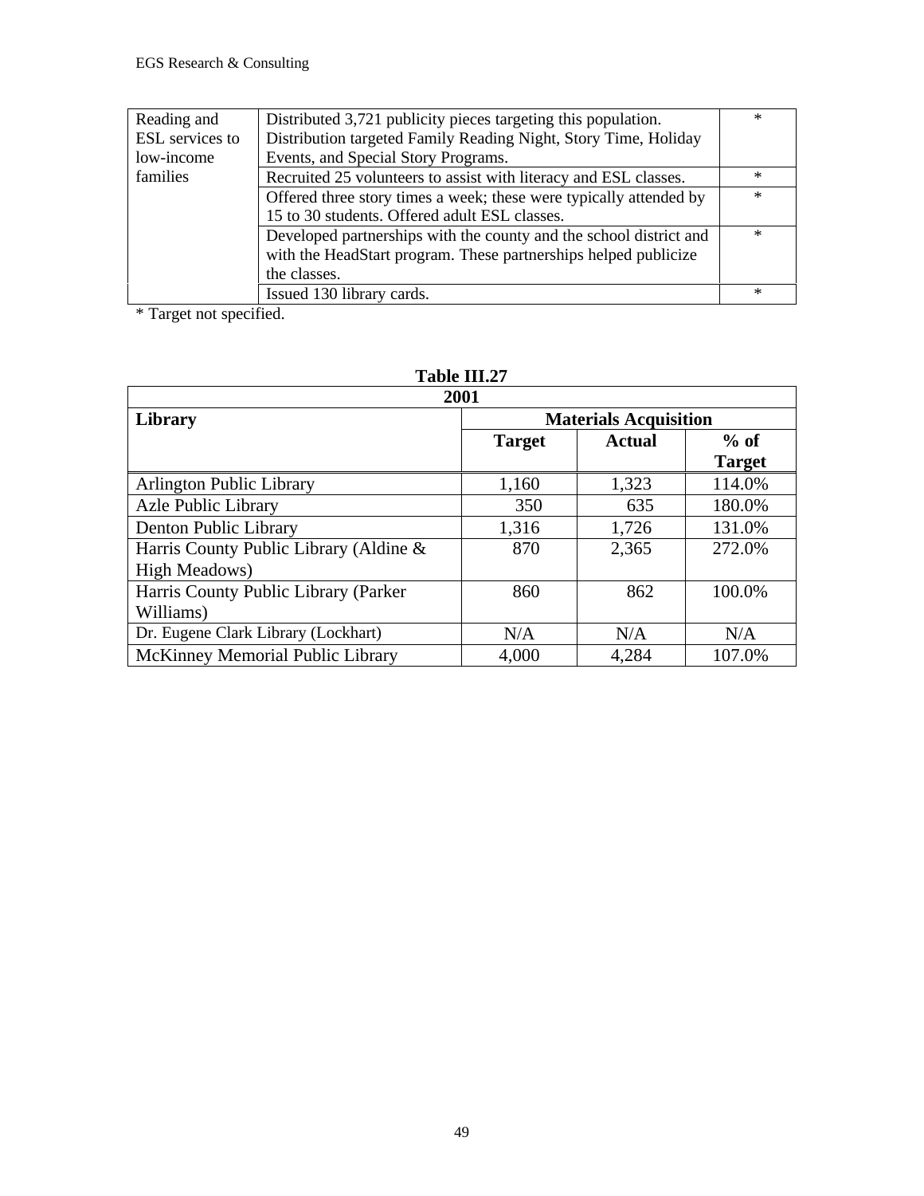| Reading and ESL services to low-income families | Distributed 3,721 publicity pieces targeting this population. Distribution targeted Family Reading Night, Story Time, Holiday Events, and Special Story Programs. | * |
|---|---|---|
| | Recruited 25 volunteers to assist with literacy and ESL classes. | * |
| | Offered three story times a week; these were typically attended by 15 to 30 students. Offered adult ESL classes. | * |
| | Developed partnerships with the county and the school district and with the HeadStart program. These partnerships helped publicize the classes. | * |
| | Issued 130 library cards. | * |

* Target not specified.

**Table III.27**

| 2001 | | | |
|---|---|---|---|
| **Library** | **Materials Acquisition** | | |
| | **Target** | **Actual** | **% of Target** |
| Arlington Public Library | 1,160 | 1,323 | 114.0% |
| Azle Public Library | 350 | 635 | 180.0% |
| Denton Public Library | 1,316 | 1,726 | 131.0% |
| Harris County Public Library (Aldine & High Meadows) | 870 | 2,365 | 272.0% |
| Harris County Public Library (Parker Williams) | 860 | 862 | 100.0% |
| Dr. Eugene Clark Library (Lockhart) | N/A | N/A | N/A |
| McKinney Memorial Public Library | 4,000 | 4,284 | 107.0% |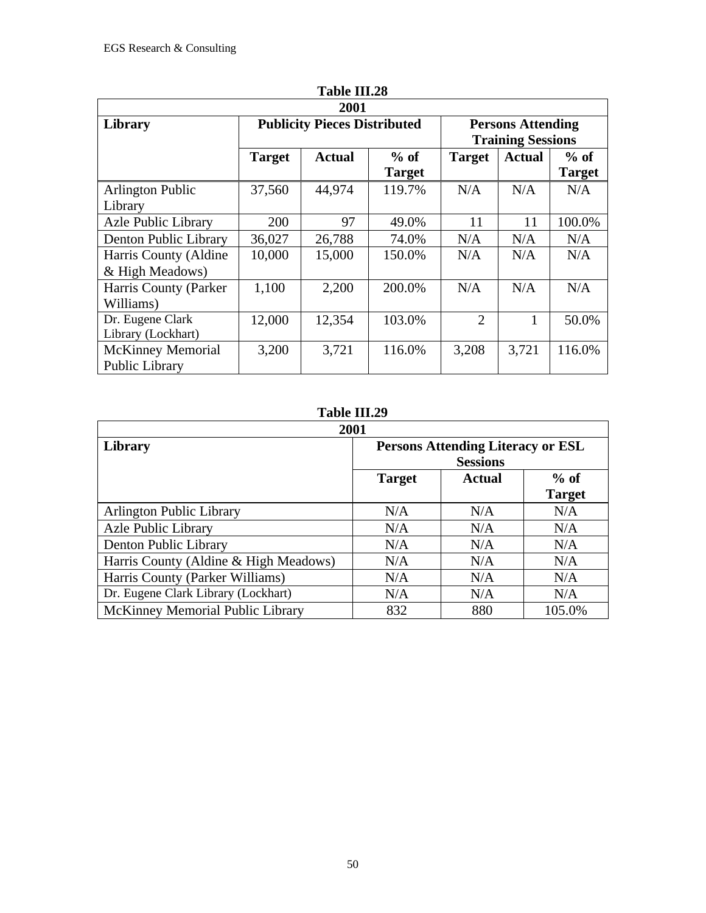**Table III.28**

| 2001 | | | | | | |
|---|---|---|---|---|---|---|
| **Library** | **Publicity Pieces Distributed** | | | **Persons Attending Training Sessions** | | |
| | **Target** | **Actual** | **% of Target** | **Target** | **Actual** | **% of Target** |
| Arlington Public Library | 37,560 | 44,974 | 119.7% | N/A | N/A | N/A |
| Azle Public Library | 200 | 97 | 49.0% | 11 | 11 | 100.0% |
| Denton Public Library | 36,027 | 26,788 | 74.0% | N/A | N/A | N/A |
| Harris County (Aldine & High Meadows) | 10,000 | 15,000 | 150.0% | N/A | N/A | N/A |
| Harris County (Parker Williams) | 1,100 | 2,200 | 200.0% | N/A | N/A | N/A |
| Dr. Eugene Clark Library (Lockhart) | 12,000 | 12,354 | 103.0% | 2 | 1 | 50.0% |
| McKinney Memorial Public Library | 3,200 | 3,721 | 116.0% | 3,208 | 3,721 | 116.0% |

**Table III.29**

| 2001 | | | |
|---|---|---|---|
| **Library** | **Persons Attending Literacy or ESL Sessions** | | |
| | **Target** | **Actual** | **% of Target** |
| Arlington Public Library | N/A | N/A | N/A |
| Azle Public Library | N/A | N/A | N/A |
| Denton Public Library | N/A | N/A | N/A |
| Harris County (Aldine & High Meadows) | N/A | N/A | N/A |
| Harris County (Parker Williams) | N/A | N/A | N/A |
| Dr. Eugene Clark Library (Lockhart) | N/A | N/A | N/A |
| McKinney Memorial Public Library | 832 | 880 | 105.0% |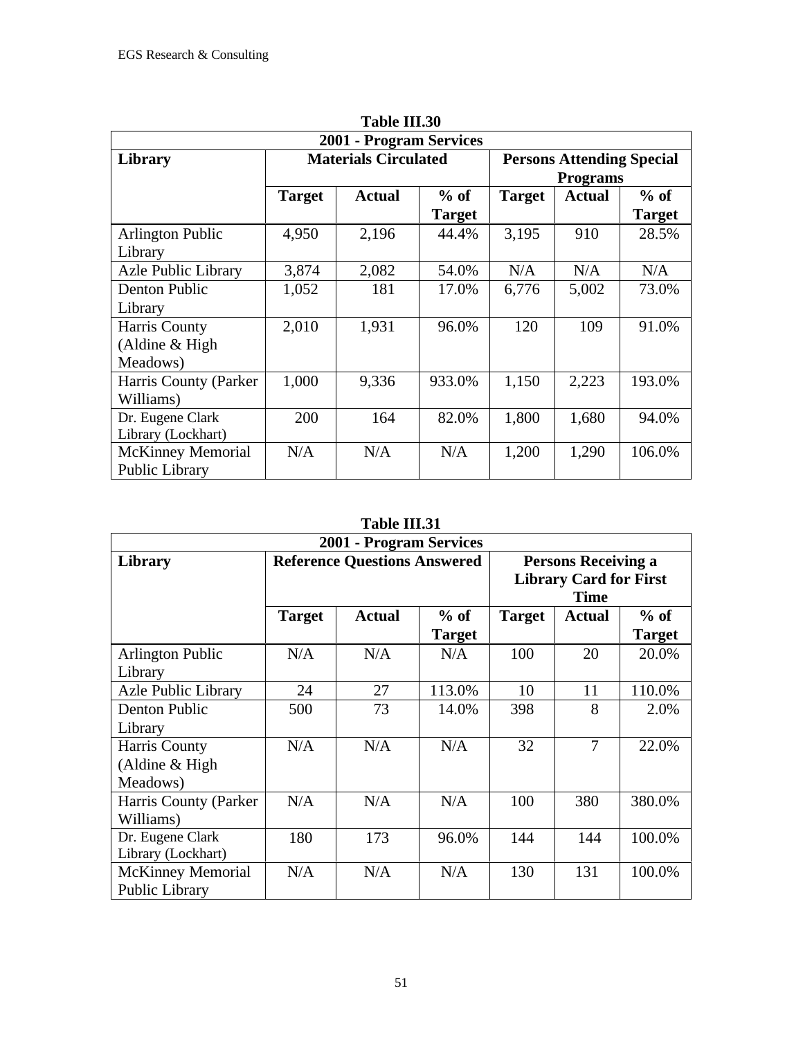**Table III.30**

| 2001 - Program Services | | | | | | |
|---|---|---|---|---|---|---|
| **Library** | **Materials Circulated** | | | **Persons Attending Special Programs** | | |
| | **Target** | **Actual** | **% of Target** | **Target** | **Actual** | **% of Target** |
| Arlington Public Library | 4,950 | 2,196 | 44.4% | 3,195 | 910 | 28.5% |
| Azle Public Library | 3,874 | 2,082 | 54.0% | N/A | N/A | N/A |
| Denton Public Library | 1,052 | 181 | 17.0% | 6,776 | 5,002 | 73.0% |
| Harris County (Aldine & High Meadows) | 2,010 | 1,931 | 96.0% | 120 | 109 | 91.0% |
| Harris County (Parker Williams) | 1,000 | 9,336 | 933.0% | 1,150 | 2,223 | 193.0% |
| Dr. Eugene Clark Library (Lockhart) | 200 | 164 | 82.0% | 1,800 | 1,680 | 94.0% |
| McKinney Memorial Public Library | N/A | N/A | N/A | 1,200 | 1,290 | 106.0% |

**Table III.31**

| 2001 - Program Services | | | | | | |
|---|---|---|---|---|---|---|
| **Library** | **Reference Questions Answered** | | | **Persons Receiving a Library Card for First Time** | | |
| | **Target** | **Actual** | **% of Target** | **Target** | **Actual** | **% of Target** |
| Arlington Public Library | N/A | N/A | N/A | 100 | 20 | 20.0% |
| Azle Public Library | 24 | 27 | 113.0% | 10 | 11 | 110.0% |
| Denton Public Library | 500 | 73 | 14.0% | 398 | 8 | 2.0% |
| Harris County (Aldine & High Meadows) | N/A | N/A | N/A | 32 | 7 | 22.0% |
| Harris County (Parker Williams) | N/A | N/A | N/A | 100 | 380 | 380.0% |
| Dr. Eugene Clark Library (Lockhart) | 180 | 173 | 96.0% | 144 | 144 | 100.0% |
| McKinney Memorial Public Library | N/A | N/A | N/A | 130 | 131 | 100.0% |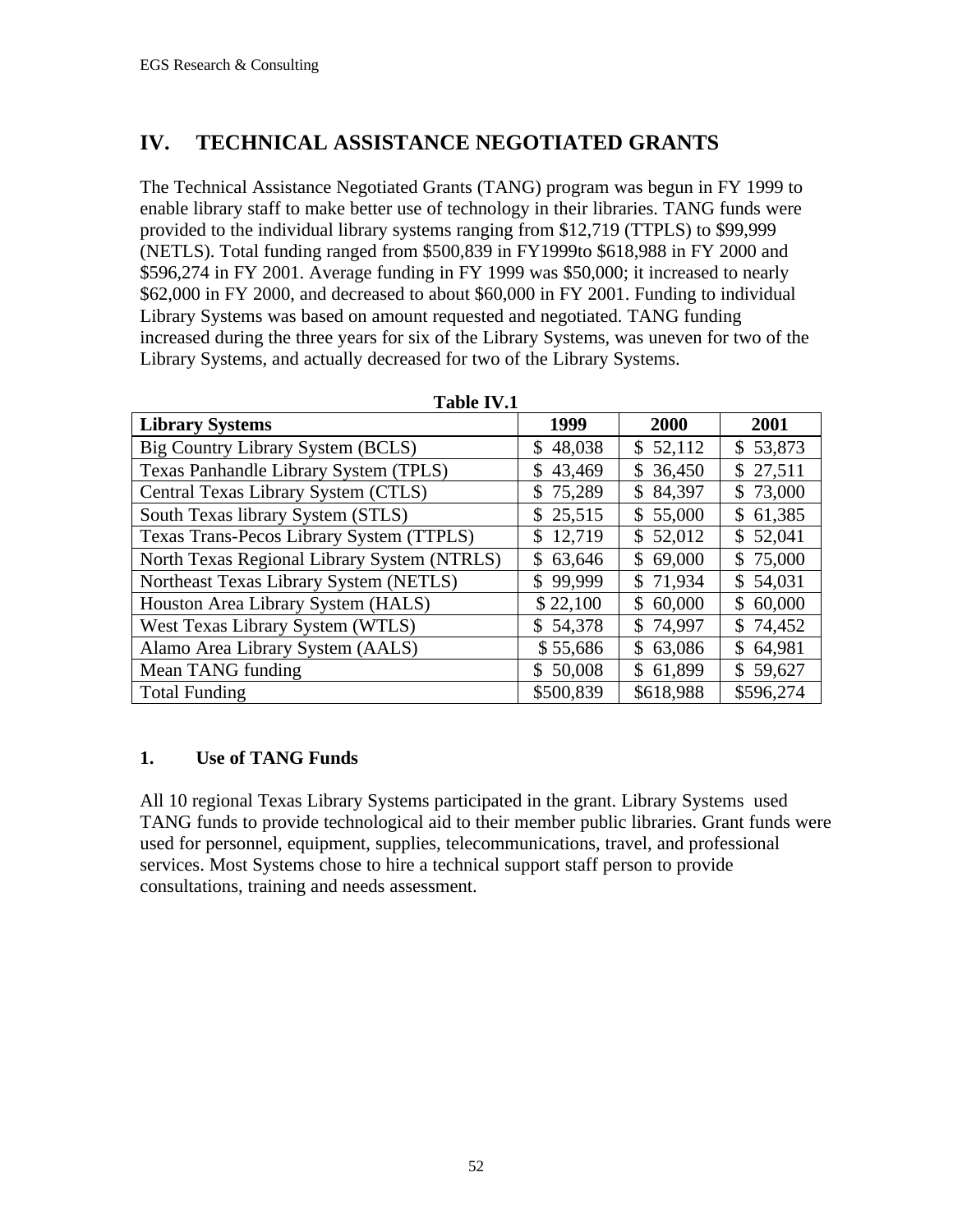## IV. TECHNICAL ASSISTANCE NEGOTIATED GRANTS

The Technical Assistance Negotiated Grants (TANG) program was begun in FY 1999 to enable library staff to make better use of technology in their libraries. TANG funds were provided to the individual library systems ranging from $12,719 (TTPLS) to $99,999 (NETLS). Total funding ranged from $500,839 in FY1999to $618,988 in FY 2000 and $596,274 in FY 2001. Average funding in FY 1999 was $50,000; it increased to nearly $62,000 in FY 2000, and decreased to about $60,000 in FY 2001. Funding to individual Library Systems was based on amount requested and negotiated. TANG funding increased during the three years for six of the Library Systems, was uneven for two of the Library Systems, and actually decreased for two of the Library Systems.

**Table IV.1**

| Library Systems | 1999 | 2000 | 2001 |
|---|---|---|---|
| Big Country Library System (BCLS) | $ 48,038 | $ 52,112 | $ 53,873 |
| Texas Panhandle Library System (TPLS) | $ 43,469 | $ 36,450 | $ 27,511 |
| Central Texas Library System (CTLS) | $ 75,289 | $ 84,397 | $ 73,000 |
| South Texas library System (STLS) | $ 25,515 | $ 55,000 | $ 61,385 |
| Texas Trans-Pecos Library System (TTPLS) | $ 12,719 | $ 52,012 | $ 52,041 |
| North Texas Regional Library System (NTRLS) | $ 63,646 | $ 69,000 | $ 75,000 |
| Northeast Texas Library System (NETLS) | $ 99,999 | $ 71,934 | $ 54,031 |
| Houston Area Library System (HALS) | $ 22,100 | $ 60,000 | $ 60,000 |
| West Texas Library System (WTLS) | $ 54,378 | $ 74,997 | $ 74,452 |
| Alamo Area Library System (AALS) | $ 55,686 | $ 63,086 | $ 64,981 |
| Mean TANG funding | $ 50,008 | $ 61,899 | $ 59,627 |
| Total Funding | $500,839 | $618,988 | $596,274 |

### 1. Use of TANG Funds

All 10 regional Texas Library Systems participated in the grant. Library Systems used TANG funds to provide technological aid to their member public libraries. Grant funds were used for personnel, equipment, supplies, telecommunications, travel, and professional services. Most Systems chose to hire a technical support staff person to provide consultations, training and needs assessment.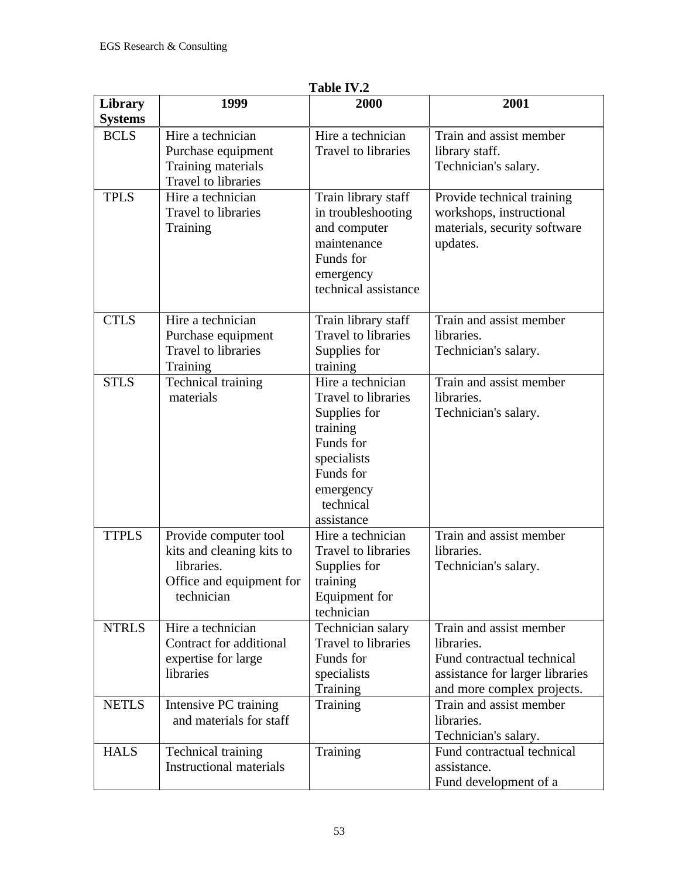**Table IV.2**

| Library Systems | 1999 | 2000 | 2001 |
|---|---|---|---|
| BCLS | Hire a technician<br>Purchase equipment<br>Training materials<br>Travel to libraries | Hire a technician<br>Travel to libraries | Train and assist member library staff.<br>Technician's salary. |
| TPLS | Hire a technician<br>Travel to libraries<br>Training | Train library staff in troubleshooting and computer maintenance<br>Funds for emergency technical assistance | Provide technical training workshops, instructional materials, security software updates. |
| CTLS | Hire a technician<br>Purchase equipment<br>Travel to libraries<br>Training | Train library staff<br>Travel to libraries<br>Supplies for training | Train and assist member libraries.<br>Technician's salary. |
| STLS | Technical training materials | Hire a technician<br>Travel to libraries<br>Supplies for training<br>Funds for specialists<br>Funds for emergency technical assistance | Train and assist member libraries.<br>Technician's salary. |
| TTPLS | Provide computer tool kits and cleaning kits to libraries.<br>Office and equipment for technician | Hire a technician<br>Travel to libraries<br>Supplies for training<br>Equipment for technician | Train and assist member libraries.<br>Technician's salary. |
| NTRLS | Hire a technician<br>Contract for additional expertise for large libraries | Technician salary<br>Travel to libraries<br>Funds for specialists<br>Training | Train and assist member libraries.<br>Fund contractual technical assistance for larger libraries and more complex projects. |
| NETLS | Intensive PC training and materials for staff | Training | Train and assist member libraries.<br>Technician's salary. |
| HALS | Technical training<br>Instructional materials | Training | Fund contractual technical assistance.<br>Fund development of a |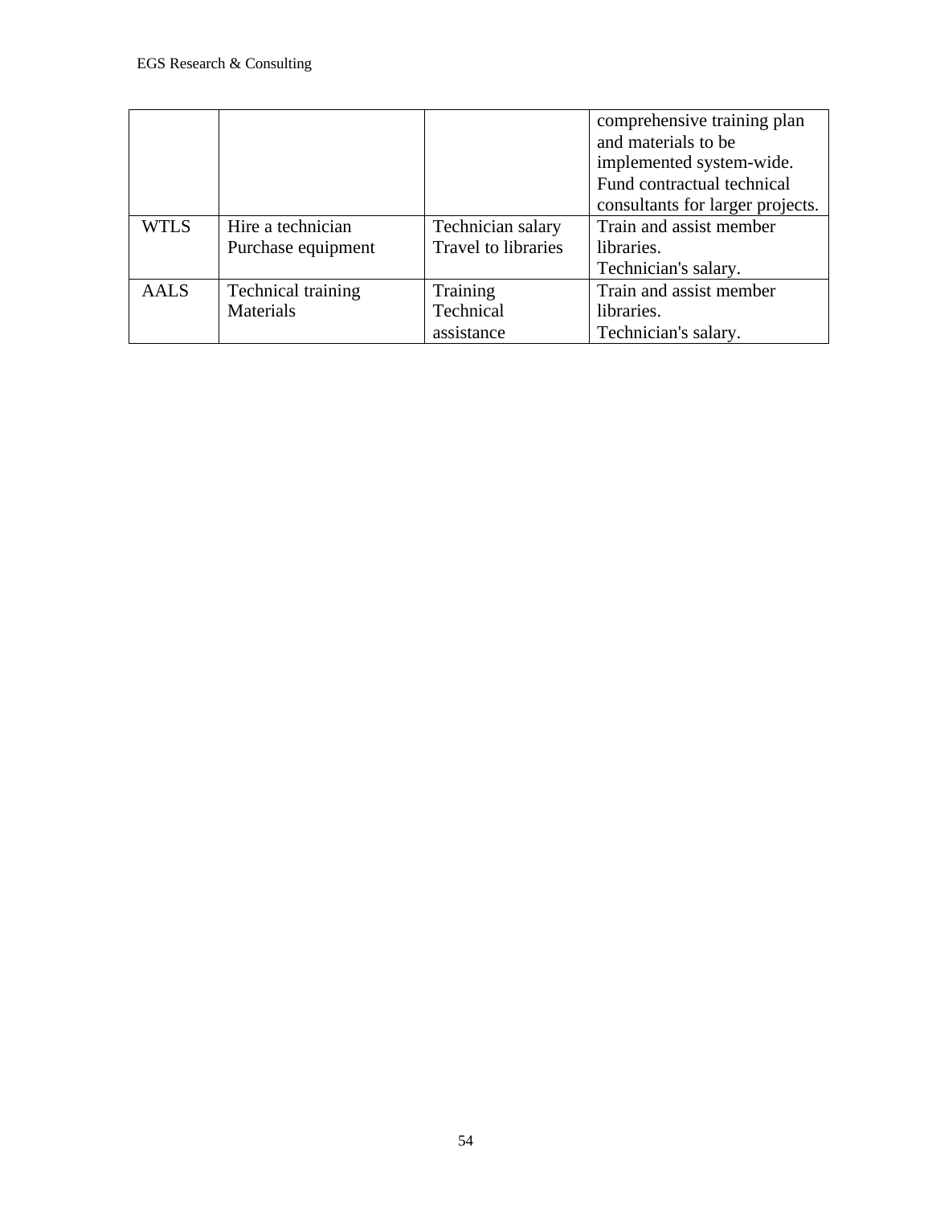| | | | |
|---|---|---|---|
| | | | comprehensive training plan and materials to be implemented system-wide. Fund contractual technical consultants for larger projects. |
| WTLS | Hire a technician Purchase equipment | Technician salary Travel to libraries | Train and assist member libraries. Technician's salary. |
| AALS | Technical training Materials | Training Technical assistance | Train and assist member libraries. Technician's salary. |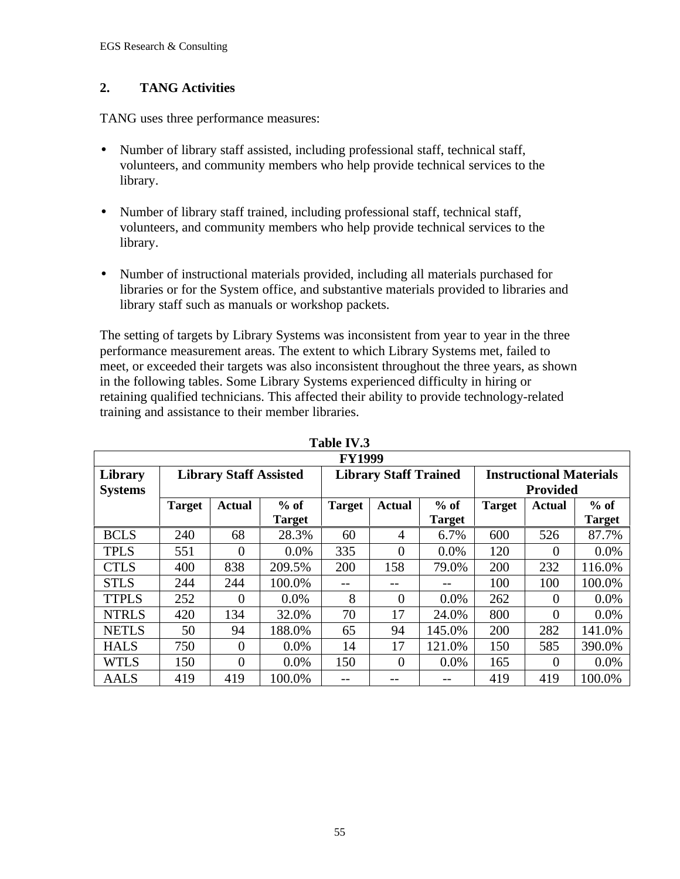## 2. TANG Activities

TANG uses three performance measures:

- Number of library staff assisted, including professional staff, technical staff, volunteers, and community members who help provide technical services to the library.
- Number of library staff trained, including professional staff, technical staff, volunteers, and community members who help provide technical services to the library.
- Number of instructional materials provided, including all materials purchased for libraries or for the System office, and substantive materials provided to libraries and library staff such as manuals or workshop packets.

The setting of targets by Library Systems was inconsistent from year to year in the three performance measurement areas. The extent to which Library Systems met, failed to meet, or exceeded their targets was also inconsistent throughout the three years, as shown in the following tables. Some Library Systems experienced difficulty in hiring or retaining qualified technicians. This affected their ability to provide technology-related training and assistance to their member libraries.

**Table IV.3**

| FY1999 | | | | | | | | | |
|---|---|---|---|---|---|---|---|---|---|
| **Library Systems** | **Library Staff Assisted** | | | **Library Staff Trained** | | | **Instructional Materials Provided** | | |
| | **Target** | **Actual** | **% of Target** | **Target** | **Actual** | **% of Target** | **Target** | **Actual** | **% of Target** |
| BCLS | 240 | 68 | 28.3% | 60 | 4 | 6.7% | 600 | 526 | 87.7% |
| TPLS | 551 | 0 | 0.0% | 335 | 0 | 0.0% | 120 | 0 | 0.0% |
| CTLS | 400 | 838 | 209.5% | 200 | 158 | 79.0% | 200 | 232 | 116.0% |
| STLS | 244 | 244 | 100.0% | -- | -- | -- | 100 | 100 | 100.0% |
| TTPLS | 252 | 0 | 0.0% | 8 | 0 | 0.0% | 262 | 0 | 0.0% |
| NTRLS | 420 | 134 | 32.0% | 70 | 17 | 24.0% | 800 | 0 | 0.0% |
| NETLS | 50 | 94 | 188.0% | 65 | 94 | 145.0% | 200 | 282 | 141.0% |
| HALS | 750 | 0 | 0.0% | 14 | 17 | 121.0% | 150 | 585 | 390.0% |
| WTLS | 150 | 0 | 0.0% | 150 | 0 | 0.0% | 165 | 0 | 0.0% |
| AALS | 419 | 419 | 100.0% | -- | -- | -- | 419 | 419 | 100.0% |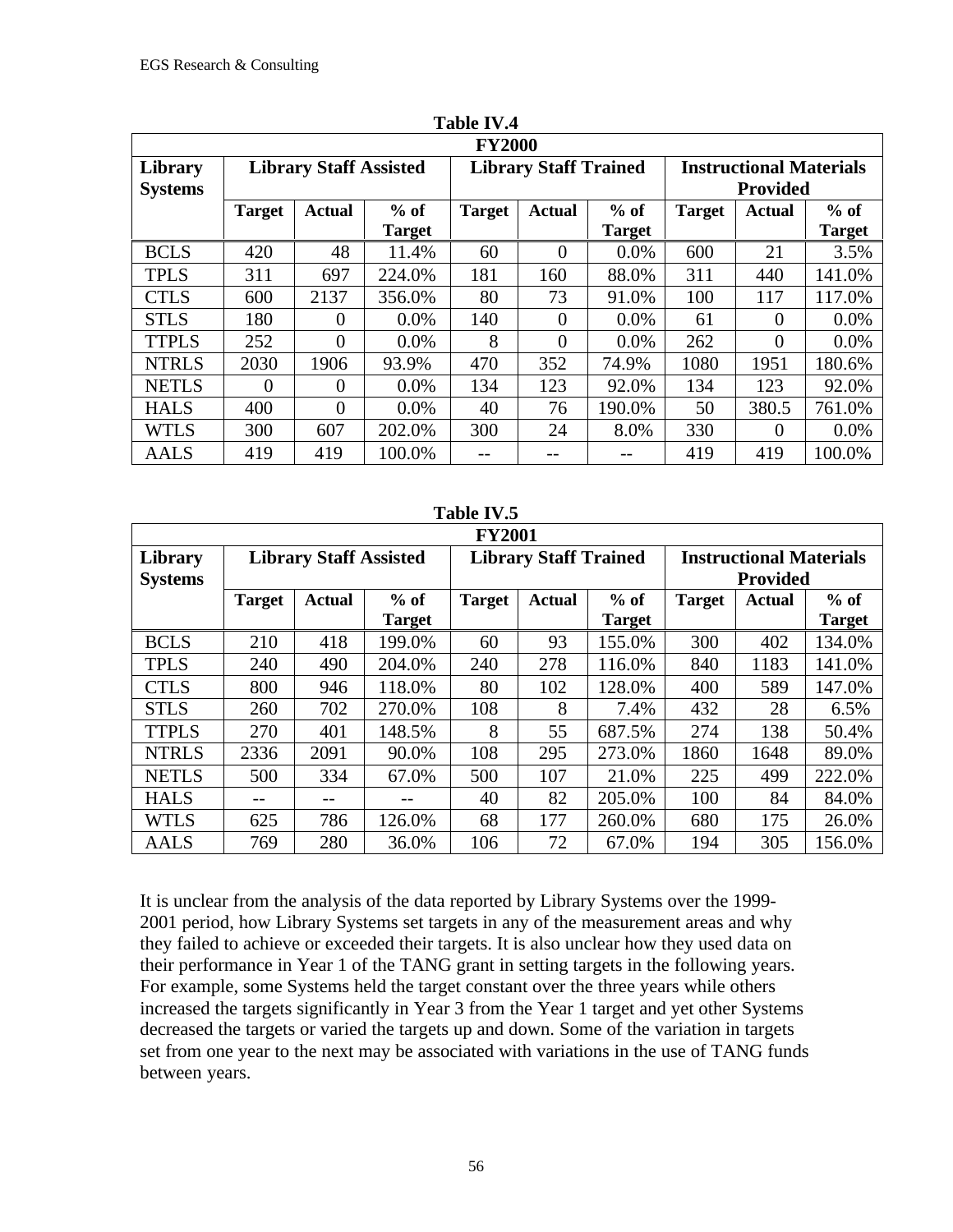**Table IV.4**

| FY2000 | | | | | | | | | |
|---|---|---|---|---|---|---|---|---|---|
| **Library Systems** | **Library Staff Assisted** | | | **Library Staff Trained** | | | **Instructional Materials Provided** | | |
| | **Target** | **Actual** | **% of Target** | **Target** | **Actual** | **% of Target** | **Target** | **Actual** | **% of Target** |
| BCLS | 420 | 48 | 11.4% | 60 | 0 | 0.0% | 600 | 21 | 3.5% |
| TPLS | 311 | 697 | 224.0% | 181 | 160 | 88.0% | 311 | 440 | 141.0% |
| CTLS | 600 | 2137 | 356.0% | 80 | 73 | 91.0% | 100 | 117 | 117.0% |
| STLS | 180 | 0 | 0.0% | 140 | 0 | 0.0% | 61 | 0 | 0.0% |
| TTPLS | 252 | 0 | 0.0% | 8 | 0 | 0.0% | 262 | 0 | 0.0% |
| NTRLS | 2030 | 1906 | 93.9% | 470 | 352 | 74.9% | 1080 | 1951 | 180.6% |
| NETLS | 0 | 0 | 0.0% | 134 | 123 | 92.0% | 134 | 123 | 92.0% |
| HALS | 400 | 0 | 0.0% | 40 | 76 | 190.0% | 50 | 380.5 | 761.0% |
| WTLS | 300 | 607 | 202.0% | 300 | 24 | 8.0% | 330 | 0 | 0.0% |
| AALS | 419 | 419 | 100.0% | -- | -- | -- | 419 | 419 | 100.0% |

**Table IV.5**

| FY2001 | | | | | | | | | |
|---|---|---|---|---|---|---|---|---|---|
| **Library Systems** | **Library Staff Assisted** | | | **Library Staff Trained** | | | **Instructional Materials Provided** | | |
| | **Target** | **Actual** | **% of Target** | **Target** | **Actual** | **% of Target** | **Target** | **Actual** | **% of Target** |
| BCLS | 210 | 418 | 199.0% | 60 | 93 | 155.0% | 300 | 402 | 134.0% |
| TPLS | 240 | 490 | 204.0% | 240 | 278 | 116.0% | 840 | 1183 | 141.0% |
| CTLS | 800 | 946 | 118.0% | 80 | 102 | 128.0% | 400 | 589 | 147.0% |
| STLS | 260 | 702 | 270.0% | 108 | 8 | 7.4% | 432 | 28 | 6.5% |
| TTPLS | 270 | 401 | 148.5% | 8 | 55 | 687.5% | 274 | 138 | 50.4% |
| NTRLS | 2336 | 2091 | 90.0% | 108 | 295 | 273.0% | 1860 | 1648 | 89.0% |
| NETLS | 500 | 334 | 67.0% | 500 | 107 | 21.0% | 225 | 499 | 222.0% |
| HALS | -- | -- | -- | 40 | 82 | 205.0% | 100 | 84 | 84.0% |
| WTLS | 625 | 786 | 126.0% | 68 | 177 | 260.0% | 680 | 175 | 26.0% |
| AALS | 769 | 280 | 36.0% | 106 | 72 | 67.0% | 194 | 305 | 156.0% |

It is unclear from the analysis of the data reported by Library Systems over the 1999-2001 period, how Library Systems set targets in any of the measurement areas and why they failed to achieve or exceeded their targets. It is also unclear how they used data on their performance in Year 1 of the TANG grant in setting targets in the following years. For example, some Systems held the target constant over the three years while others increased the targets significantly in Year 3 from the Year 1 target and yet other Systems decreased the targets or varied the targets up and down. Some of the variation in targets set from one year to the next may be associated with variations in the use of TANG funds between years.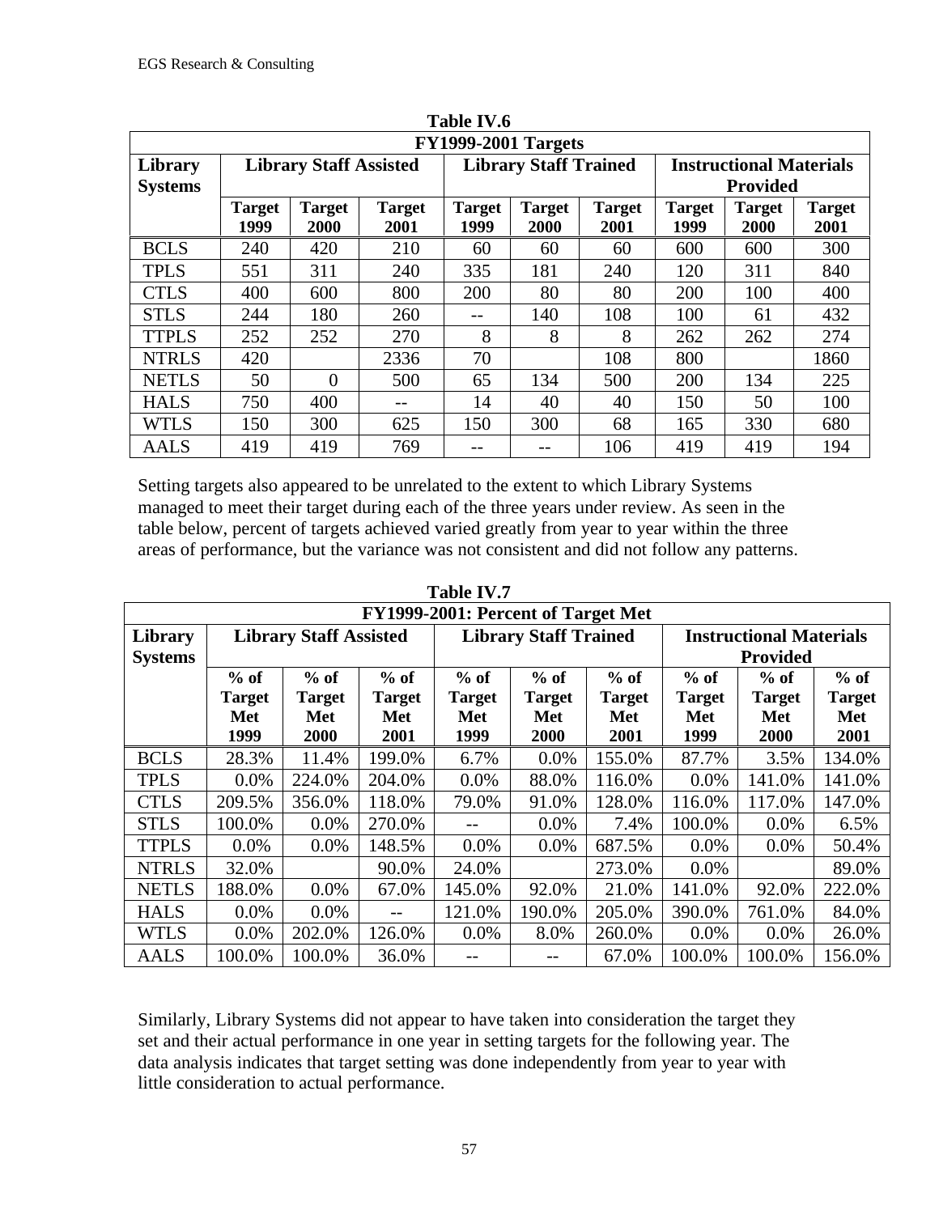**Table IV.6**

| FY1999-2001 Targets | | | | | | | | | |
|---|---|---|---|---|---|---|---|---|---|
| Library Systems | Library Staff Assisted | | | Library Staff Trained | | | Instructional Materials Provided | | |
| | Target 1999 | Target 2000 | Target 2001 | Target 1999 | Target 2000 | Target 2001 | Target 1999 | Target 2000 | Target 2001 |
| BCLS | 240 | 420 | 210 | 60 | 60 | 60 | 600 | 600 | 300 |
| TPLS | 551 | 311 | 240 | 335 | 181 | 240 | 120 | 311 | 840 |
| CTLS | 400 | 600 | 800 | 200 | 80 | 80 | 200 | 100 | 400 |
| STLS | 244 | 180 | 260 | -- | 140 | 108 | 100 | 61 | 432 |
| TTPLS | 252 | 252 | 270 | 8 | 8 | 8 | 262 | 262 | 274 |
| NTRLS | 420 | | 2336 | 70 | | 108 | 800 | | 1860 |
| NETLS | 50 | 0 | 500 | 65 | 134 | 500 | 200 | 134 | 225 |
| HALS | 750 | 400 | -- | 14 | 40 | 40 | 150 | 50 | 100 |
| WTLS | 150 | 300 | 625 | 150 | 300 | 68 | 165 | 330 | 680 |
| AALS | 419 | 419 | 769 | -- | -- | 106 | 419 | 419 | 194 |

Setting targets also appeared to be unrelated to the extent to which Library Systems managed to meet their target during each of the three years under review. As seen in the table below, percent of targets achieved varied greatly from year to year within the three areas of performance, but the variance was not consistent and did not follow any patterns.

**Table IV.7**

| FY1999-2001: Percent of Target Met | | | | | | | | | |
|---|---|---|---|---|---|---|---|---|---|
| Library Systems | Library Staff Assisted | | | Library Staff Trained | | | Instructional Materials Provided | | |
| | % of Target Met 1999 | % of Target Met 2000 | % of Target Met 2001 | % of Target Met 1999 | % of Target Met 2000 | % of Target Met 2001 | % of Target Met 1999 | % of Target Met 2000 | % of Target Met 2001 |
| BCLS | 28.3% | 11.4% | 199.0% | 6.7% | 0.0% | 155.0% | 87.7% | 3.5% | 134.0% |
| TPLS | 0.0% | 224.0% | 204.0% | 0.0% | 88.0% | 116.0% | 0.0% | 141.0% | 141.0% |
| CTLS | 209.5% | 356.0% | 118.0% | 79.0% | 91.0% | 128.0% | 116.0% | 117.0% | 147.0% |
| STLS | 100.0% | 0.0% | 270.0% | -- | 0.0% | 7.4% | 100.0% | 0.0% | 6.5% |
| TTPLS | 0.0% | 0.0% | 148.5% | 0.0% | 0.0% | 687.5% | 0.0% | 0.0% | 50.4% |
| NTRLS | 32.0% | | 90.0% | 24.0% | | 273.0% | 0.0% | | 89.0% |
| NETLS | 188.0% | 0.0% | 67.0% | 145.0% | 92.0% | 21.0% | 141.0% | 92.0% | 222.0% |
| HALS | 0.0% | 0.0% | -- | 121.0% | 190.0% | 205.0% | 390.0% | 761.0% | 84.0% |
| WTLS | 0.0% | 202.0% | 126.0% | 0.0% | 8.0% | 260.0% | 0.0% | 0.0% | 26.0% |
| AALS | 100.0% | 100.0% | 36.0% | -- | -- | 67.0% | 100.0% | 100.0% | 156.0% |

Similarly, Library Systems did not appear to have taken into consideration the target they set and their actual performance in one year in setting targets for the following year. The data analysis indicates that target setting was done independently from year to year with little consideration to actual performance.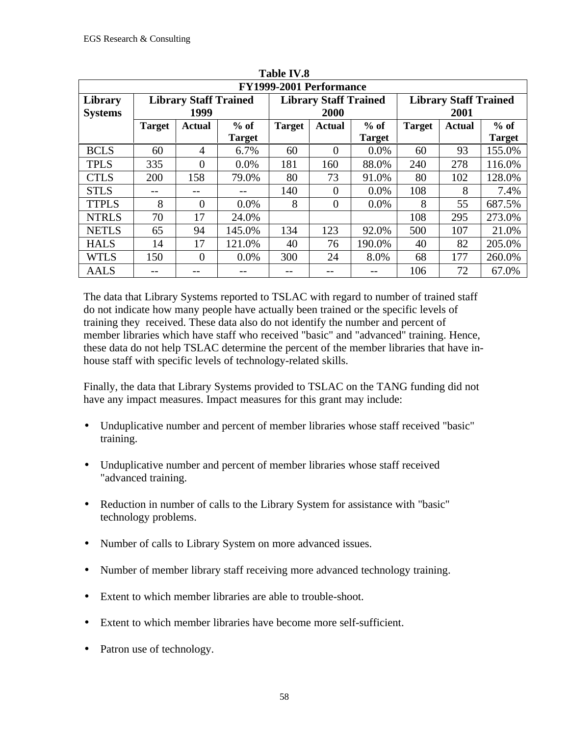**Table IV.8**

| FY1999-2001 Performance | | | | | | | | | |
|---|---|---|---|---|---|---|---|---|---|
| **Library Systems** | **Library Staff Trained 1999** | | | **Library Staff Trained 2000** | | | **Library Staff Trained 2001** | | |
| | **Target** | **Actual** | **% of Target** | **Target** | **Actual** | **% of Target** | **Target** | **Actual** | **% of Target** |
| BCLS | 60 | 4 | 6.7% | 60 | 0 | 0.0% | 60 | 93 | 155.0% |
| TPLS | 335 | 0 | 0.0% | 181 | 160 | 88.0% | 240 | 278 | 116.0% |
| CTLS | 200 | 158 | 79.0% | 80 | 73 | 91.0% | 80 | 102 | 128.0% |
| STLS | -- | -- | -- | 140 | 0 | 0.0% | 108 | 8 | 7.4% |
| TTPLS | 8 | 0 | 0.0% | 8 | 0 | 0.0% | 8 | 55 | 687.5% |
| NTRLS | 70 | 17 | 24.0% | | | | 108 | 295 | 273.0% |
| NETLS | 65 | 94 | 145.0% | 134 | 123 | 92.0% | 500 | 107 | 21.0% |
| HALS | 14 | 17 | 121.0% | 40 | 76 | 190.0% | 40 | 82 | 205.0% |
| WTLS | 150 | 0 | 0.0% | 300 | 24 | 8.0% | 68 | 177 | 260.0% |
| AALS | -- | -- | -- | -- | -- | -- | 106 | 72 | 67.0% |

The data that Library Systems reported to TSLAC with regard to number of trained staff do not indicate how many people have actually been trained or the specific levels of training they received. These data also do not identify the number and percent of member libraries which have staff who received "basic" and "advanced" training. Hence, these data do not help TSLAC determine the percent of the member libraries that have in-house staff with specific levels of technology-related skills.

Finally, the data that Library Systems provided to TSLAC on the TANG funding did not have any impact measures. Impact measures for this grant may include:

- Unduplicative number and percent of member libraries whose staff received "basic" training.
- Unduplicative number and percent of member libraries whose staff received "advanced training.
- Reduction in number of calls to the Library System for assistance with "basic" technology problems.
- Number of calls to Library System on more advanced issues.
- Number of member library staff receiving more advanced technology training.
- Extent to which member libraries are able to trouble-shoot.
- Extent to which member libraries have become more self-sufficient.
- Patron use of technology.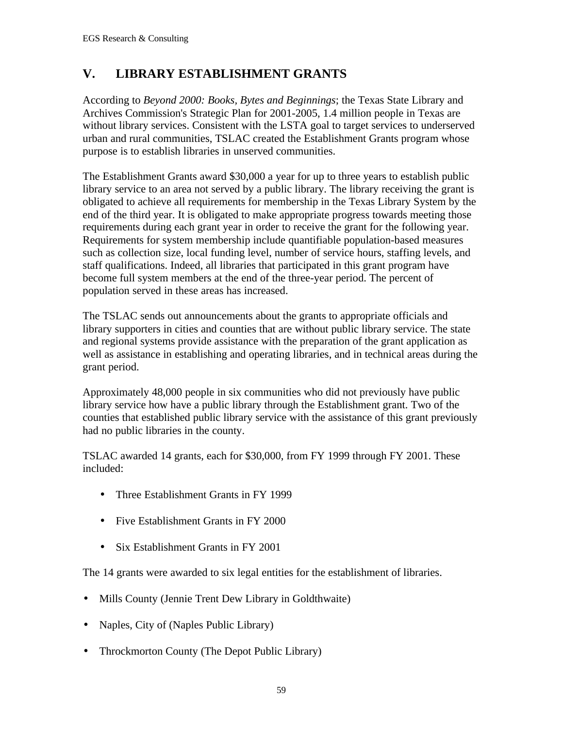## V. LIBRARY ESTABLISHMENT GRANTS

According to *Beyond 2000: Books, Bytes and Beginnings*; the Texas State Library and Archives Commission's Strategic Plan for 2001-2005, 1.4 million people in Texas are without library services. Consistent with the LSTA goal to target services to underserved urban and rural communities, TSLAC created the Establishment Grants program whose purpose is to establish libraries in unserved communities.

The Establishment Grants award $30,000 a year for up to three years to establish public library service to an area not served by a public library. The library receiving the grant is obligated to achieve all requirements for membership in the Texas Library System by the end of the third year. It is obligated to make appropriate progress towards meeting those requirements during each grant year in order to receive the grant for the following year. Requirements for system membership include quantifiable population-based measures such as collection size, local funding level, number of service hours, staffing levels, and staff qualifications. Indeed, all libraries that participated in this grant program have become full system members at the end of the three-year period. The percent of population served in these areas has increased.

The TSLAC sends out announcements about the grants to appropriate officials and library supporters in cities and counties that are without public library service. The state and regional systems provide assistance with the preparation of the grant application as well as assistance in establishing and operating libraries, and in technical areas during the grant period.

Approximately 48,000 people in six communities who did not previously have public library service how have a public library through the Establishment grant. Two of the counties that established public library service with the assistance of this grant previously had no public libraries in the county.

TSLAC awarded 14 grants, each for $30,000, from FY 1999 through FY 2001. These included:

- Three Establishment Grants in FY 1999
- Five Establishment Grants in FY 2000
- Six Establishment Grants in FY 2001

The 14 grants were awarded to six legal entities for the establishment of libraries.

- Mills County (Jennie Trent Dew Library in Goldthwaite)
- Naples, City of (Naples Public Library)
- Throckmorton County (The Depot Public Library)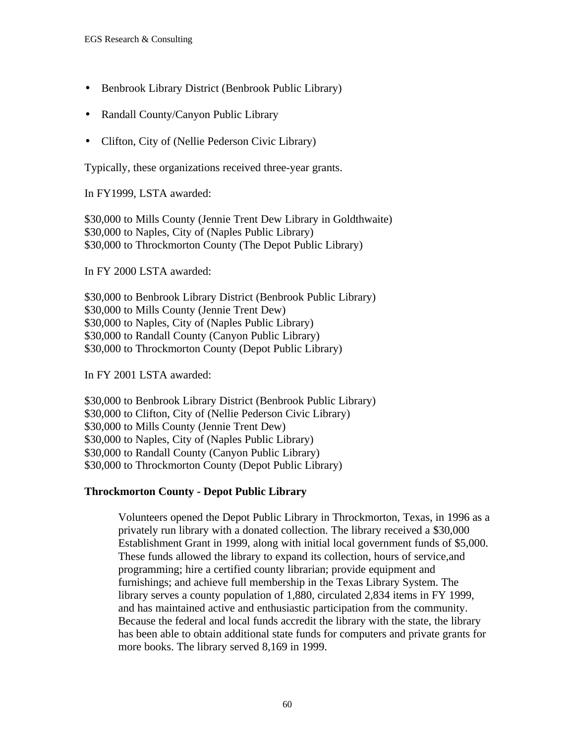- Benbrook Library District (Benbrook Public Library)
- Randall County/Canyon Public Library
- Clifton, City of (Nellie Pederson Civic Library)

Typically, these organizations received three-year grants.

In FY1999, LSTA awarded:

$30,000 to Mills County (Jennie Trent Dew Library in Goldthwaite)
$30,000 to Naples, City of (Naples Public Library)
$30,000 to Throckmorton County (The Depot Public Library)

In FY 2000 LSTA awarded:

$30,000 to Benbrook Library District (Benbrook Public Library)
$30,000 to Mills County (Jennie Trent Dew)
$30,000 to Naples, City of (Naples Public Library)
$30,000 to Randall County (Canyon Public Library)
$30,000 to Throckmorton County (Depot Public Library)

In FY 2001 LSTA awarded:

$30,000 to Benbrook Library District (Benbrook Public Library)
$30,000 to Clifton, City of (Nellie Pederson Civic Library)
$30,000 to Mills County (Jennie Trent Dew)
$30,000 to Naples, City of (Naples Public Library)
$30,000 to Randall County (Canyon Public Library)
$30,000 to Throckmorton County (Depot Public Library)

**Throckmorton County - Depot Public Library**

> Volunteers opened the Depot Public Library in Throckmorton, Texas, in 1996 as a privately run library with a donated collection. The library received a $30,000 Establishment Grant in 1999, along with initial local government funds of $5,000. These funds allowed the library to expand its collection, hours of service,and programming; hire a certified county librarian; provide equipment and furnishings; and achieve full membership in the Texas Library System. The library serves a county population of 1,880, circulated 2,834 items in FY 1999, and has maintained active and enthusiastic participation from the community. Because the federal and local funds accredit the library with the state, the library has been able to obtain additional state funds for computers and private grants for more books. The library served 8,169 in 1999.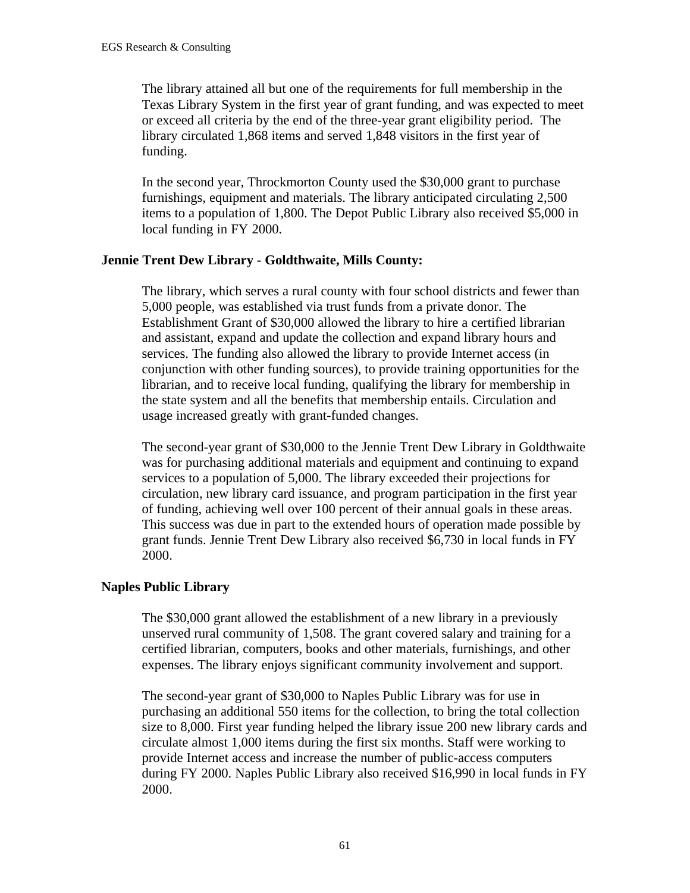The library attained all but one of the requirements for full membership in the Texas Library System in the first year of grant funding, and was expected to meet or exceed all criteria by the end of the three-year grant eligibility period. The library circulated 1,868 items and served 1,848 visitors in the first year of funding.

In the second year, Throckmorton County used the $30,000 grant to purchase furnishings, equipment and materials. The library anticipated circulating 2,500 items to a population of 1,800. The Depot Public Library also received $5,000 in local funding in FY 2000.

**Jennie Trent Dew Library - Goldthwaite, Mills County:**

The library, which serves a rural county with four school districts and fewer than 5,000 people, was established via trust funds from a private donor. The Establishment Grant of $30,000 allowed the library to hire a certified librarian and assistant, expand and update the collection and expand library hours and services. The funding also allowed the library to provide Internet access (in conjunction with other funding sources), to provide training opportunities for the librarian, and to receive local funding, qualifying the library for membership in the state system and all the benefits that membership entails. Circulation and usage increased greatly with grant-funded changes.

The second-year grant of $30,000 to the Jennie Trent Dew Library in Goldthwaite was for purchasing additional materials and equipment and continuing to expand services to a population of 5,000. The library exceeded their projections for circulation, new library card issuance, and program participation in the first year of funding, achieving well over 100 percent of their annual goals in these areas. This success was due in part to the extended hours of operation made possible by grant funds. Jennie Trent Dew Library also received $6,730 in local funds in FY 2000.

**Naples Public Library**

The $30,000 grant allowed the establishment of a new library in a previously unserved rural community of 1,508. The grant covered salary and training for a certified librarian, computers, books and other materials, furnishings, and other expenses. The library enjoys significant community involvement and support.

The second-year grant of $30,000 to Naples Public Library was for use in purchasing an additional 550 items for the collection, to bring the total collection size to 8,000. First year funding helped the library issue 200 new library cards and circulate almost 1,000 items during the first six months. Staff were working to provide Internet access and increase the number of public-access computers during FY 2000. Naples Public Library also received $16,990 in local funds in FY 2000.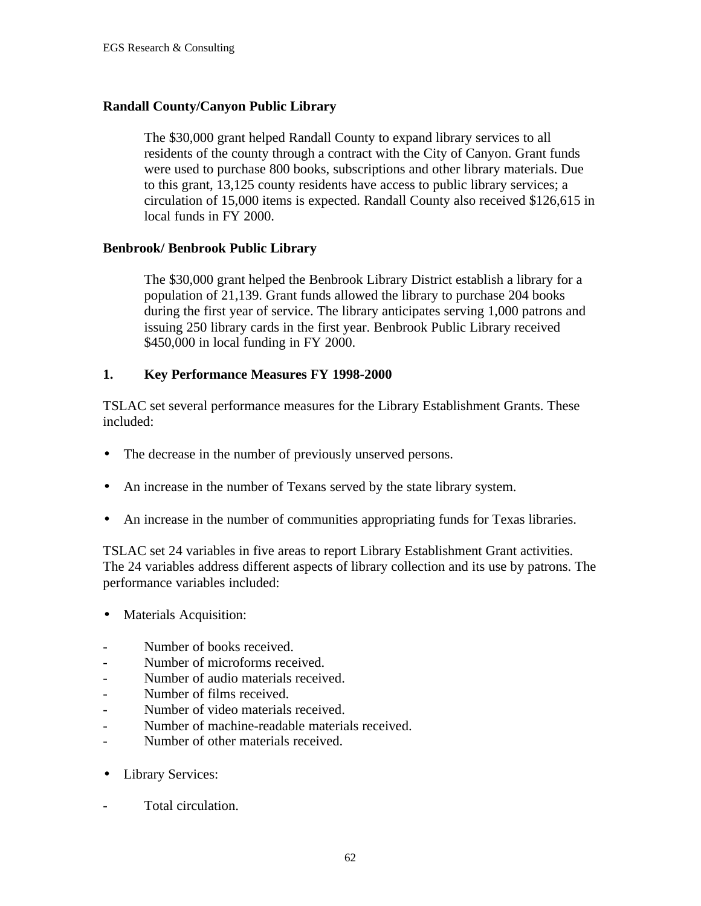**Randall County/Canyon Public Library**

> The $30,000 grant helped Randall County to expand library services to all residents of the county through a contract with the City of Canyon. Grant funds were used to purchase 800 books, subscriptions and other library materials. Due to this grant, 13,125 county residents have access to public library services; a circulation of 15,000 items is expected. Randall County also received $126,615 in local funds in FY 2000.

**Benbrook/ Benbrook Public Library**

> The $30,000 grant helped the Benbrook Library District establish a library for a population of 21,139. Grant funds allowed the library to purchase 204 books during the first year of service. The library anticipates serving 1,000 patrons and issuing 250 library cards in the first year. Benbrook Public Library received $450,000 in local funding in FY 2000.

## 1. Key Performance Measures FY 1998-2000

TSLAC set several performance measures for the Library Establishment Grants. These included:

- The decrease in the number of previously unserved persons.
- An increase in the number of Texans served by the state library system.
- An increase in the number of communities appropriating funds for Texas libraries.

TSLAC set 24 variables in five areas to report Library Establishment Grant activities. The 24 variables address different aspects of library collection and its use by patrons. The performance variables included:

- Materials Acquisition:

- Number of books received.
- Number of microforms received.
- Number of audio materials received.
- Number of films received.
- Number of video materials received.
- Number of machine-readable materials received.
- Number of other materials received.

- Library Services:

- Total circulation.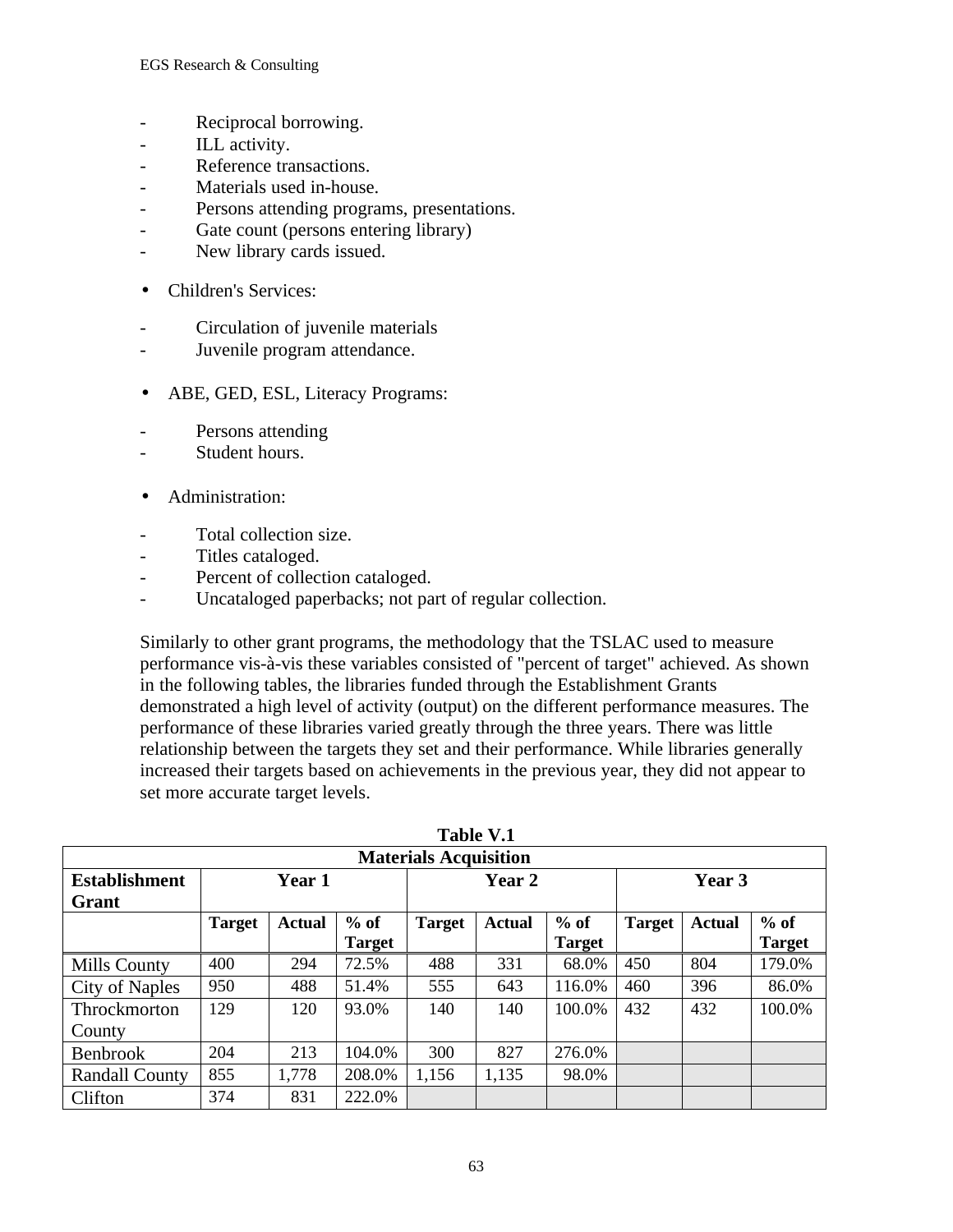- Reciprocal borrowing.
- ILL activity.
- Reference transactions.
- Materials used in-house.
- Persons attending programs, presentations.
- Gate count (persons entering library)
- New library cards issued.

- Children's Services:

- Circulation of juvenile materials
- Juvenile program attendance.

- ABE, GED, ESL, Literacy Programs:

- Persons attending
- Student hours.

- Administration:

- Total collection size.
- Titles cataloged.
- Percent of collection cataloged.
- Uncataloged paperbacks; not part of regular collection.

Similarly to other grant programs, the methodology that the TSLAC used to measure performance vis-à-vis these variables consisted of "percent of target" achieved. As shown in the following tables, the libraries funded through the Establishment Grants demonstrated a high level of activity (output) on the different performance measures. The performance of these libraries varied greatly through the three years. There was little relationship between the targets they set and their performance. While libraries generally increased their targets based on achievements in the previous year, they did not appear to set more accurate target levels.

**Table V.1**

| Materials Acquisition | | | | | | | | | |
|---|---|---|---|---|---|---|---|---|---|
| **Establishment Grant** | **Year 1** | | | **Year 2** | | | **Year 3** | | |
| | **Target** | **Actual** | **% of Target** | **Target** | **Actual** | **% of Target** | **Target** | **Actual** | **% of Target** |
| Mills County | 400 | 294 | 72.5% | 488 | 331 | 68.0% | 450 | 804 | 179.0% |
| City of Naples | 950 | 488 | 51.4% | 555 | 643 | 116.0% | 460 | 396 | 86.0% |
| Throckmorton County | 129 | 120 | 93.0% | 140 | 140 | 100.0% | 432 | 432 | 100.0% |
| Benbrook | 204 | 213 | 104.0% | 300 | 827 | 276.0% | | | |
| Randall County | 855 | 1,778 | 208.0% | 1,156 | 1,135 | 98.0% | | | |
| Clifton | 374 | 831 | 222.0% | | | | | | |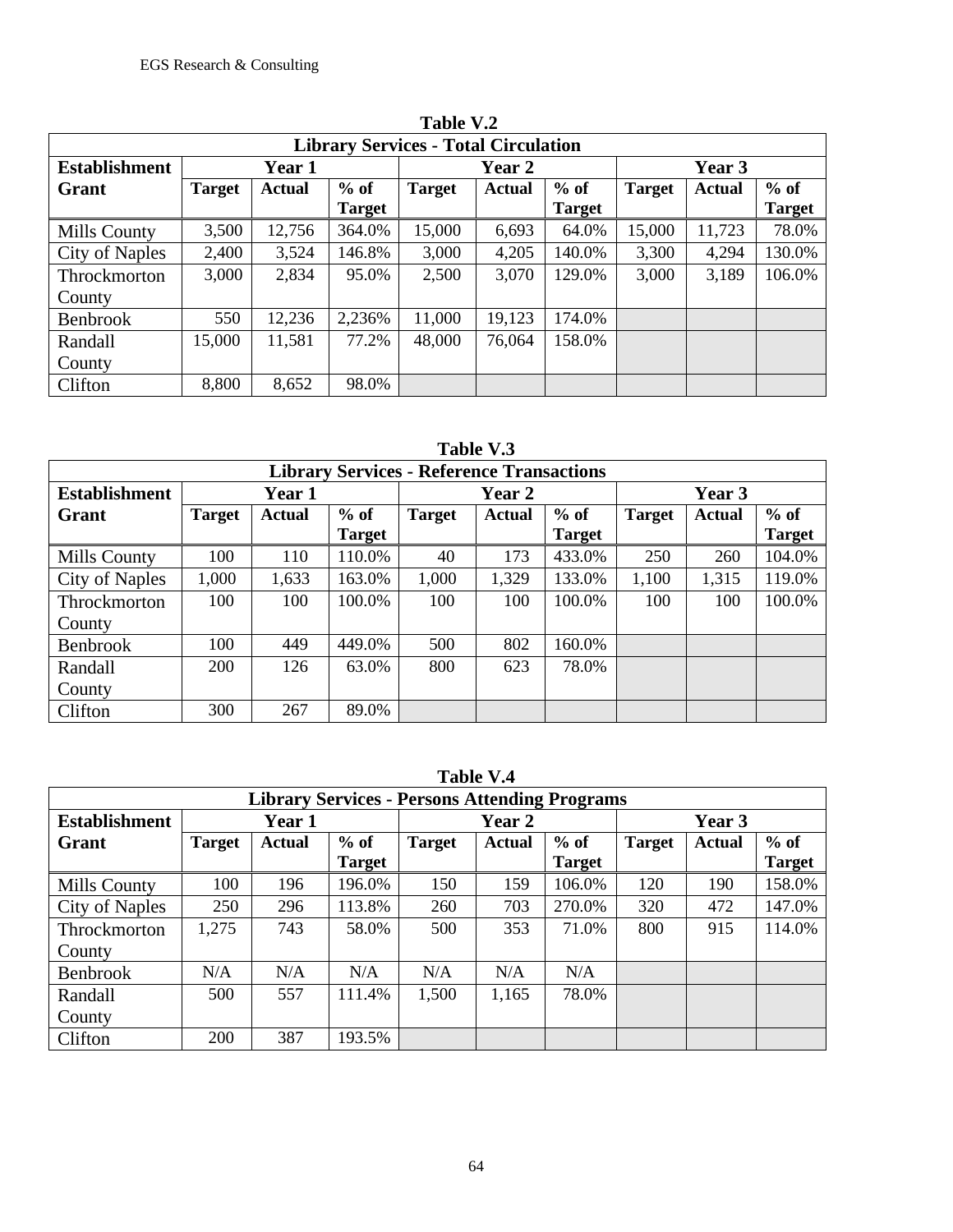**Table V.2**

| Library Services - Total Circulation | | | | | | | | | |
|---|---|---|---|---|---|---|---|---|---|
| Establishment Grant | Year 1 | | | Year 2 | | | Year 3 | | |
| | Target | Actual | % of Target | Target | Actual | % of Target | Target | Actual | % of Target |
| Mills County | 3,500 | 12,756 | 364.0% | 15,000 | 6,693 | 64.0% | 15,000 | 11,723 | 78.0% |
| City of Naples | 2,400 | 3,524 | 146.8% | 3,000 | 4,205 | 140.0% | 3,300 | 4,294 | 130.0% |
| Throckmorton County | 3,000 | 2,834 | 95.0% | 2,500 | 3,070 | 129.0% | 3,000 | 3,189 | 106.0% |
| Benbrook | 550 | 12,236 | 2,236% | 11,000 | 19,123 | 174.0% | | | |
| Randall County | 15,000 | 11,581 | 77.2% | 48,000 | 76,064 | 158.0% | | | |
| Clifton | 8,800 | 8,652 | 98.0% | | | | | | |

**Table V.3**

| Library Services - Reference Transactions | | | | | | | | | |
|---|---|---|---|---|---|---|---|---|---|
| Establishment Grant | Year 1 | | | Year 2 | | | Year 3 | | |
| | Target | Actual | % of Target | Target | Actual | % of Target | Target | Actual | % of Target |
| Mills County | 100 | 110 | 110.0% | 40 | 173 | 433.0% | 250 | 260 | 104.0% |
| City of Naples | 1,000 | 1,633 | 163.0% | 1,000 | 1,329 | 133.0% | 1,100 | 1,315 | 119.0% |
| Throckmorton County | 100 | 100 | 100.0% | 100 | 100 | 100.0% | 100 | 100 | 100.0% |
| Benbrook | 100 | 449 | 449.0% | 500 | 802 | 160.0% | | | |
| Randall County | 200 | 126 | 63.0% | 800 | 623 | 78.0% | | | |
| Clifton | 300 | 267 | 89.0% | | | | | | |

**Table V.4**

| Library Services - Persons Attending Programs | | | | | | | | | |
|---|---|---|---|---|---|---|---|---|---|
| Establishment Grant | Year 1 | | | Year 2 | | | Year 3 | | |
| | Target | Actual | % of Target | Target | Actual | % of Target | Target | Actual | % of Target |
| Mills County | 100 | 196 | 196.0% | 150 | 159 | 106.0% | 120 | 190 | 158.0% |
| City of Naples | 250 | 296 | 113.8% | 260 | 703 | 270.0% | 320 | 472 | 147.0% |
| Throckmorton County | 1,275 | 743 | 58.0% | 500 | 353 | 71.0% | 800 | 915 | 114.0% |
| Benbrook | N/A | N/A | N/A | N/A | N/A | N/A | | | |
| Randall County | 500 | 557 | 111.4% | 1,500 | 1,165 | 78.0% | | | |
| Clifton | 200 | 387 | 193.5% | | | | | | |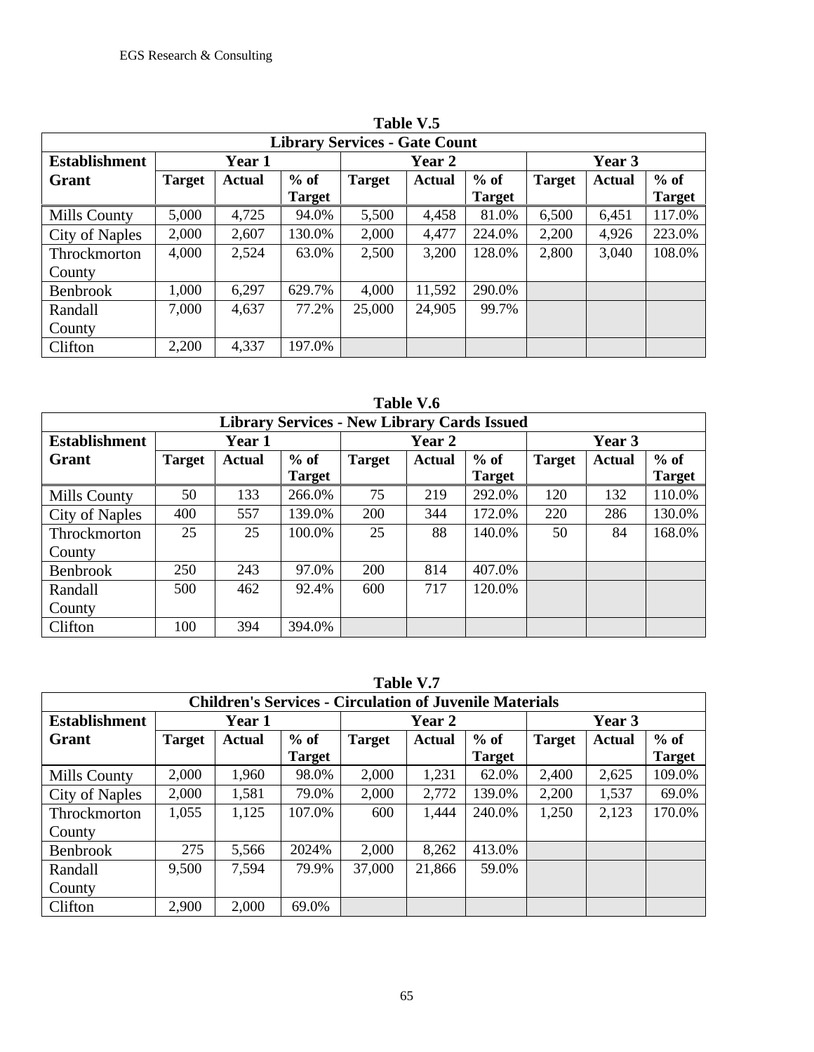**Table V.5**

| Library Services - Gate Count | | | | | | | | | |
|---|---|---|---|---|---|---|---|---|---|
| **Establishment Grant** | **Year 1** | | | **Year 2** | | | **Year 3** | | |
| | **Target** | **Actual** | **% of Target** | **Target** | **Actual** | **% of Target** | **Target** | **Actual** | **% of Target** |
| Mills County | 5,000 | 4,725 | 94.0% | 5,500 | 4,458 | 81.0% | 6,500 | 6,451 | 117.0% |
| City of Naples | 2,000 | 2,607 | 130.0% | 2,000 | 4,477 | 224.0% | 2,200 | 4,926 | 223.0% |
| Throckmorton County | 4,000 | 2,524 | 63.0% | 2,500 | 3,200 | 128.0% | 2,800 | 3,040 | 108.0% |
| Benbrook | 1,000 | 6,297 | 629.7% | 4,000 | 11,592 | 290.0% | | | |
| Randall County | 7,000 | 4,637 | 77.2% | 25,000 | 24,905 | 99.7% | | | |
| Clifton | 2,200 | 4,337 | 197.0% | | | | | | |

**Table V.6**

| Library Services - New Library Cards Issued | | | | | | | | | |
|---|---|---|---|---|---|---|---|---|---|
| **Establishment Grant** | **Year 1** | | | **Year 2** | | | **Year 3** | | |
| | **Target** | **Actual** | **% of Target** | **Target** | **Actual** | **% of Target** | **Target** | **Actual** | **% of Target** |
| Mills County | 50 | 133 | 266.0% | 75 | 219 | 292.0% | 120 | 132 | 110.0% |
| City of Naples | 400 | 557 | 139.0% | 200 | 344 | 172.0% | 220 | 286 | 130.0% |
| Throckmorton County | 25 | 25 | 100.0% | 25 | 88 | 140.0% | 50 | 84 | 168.0% |
| Benbrook | 250 | 243 | 97.0% | 200 | 814 | 407.0% | | | |
| Randall County | 500 | 462 | 92.4% | 600 | 717 | 120.0% | | | |
| Clifton | 100 | 394 | 394.0% | | | | | | |

**Table V.7**

| Children's Services - Circulation of Juvenile Materials | | | | | | | | | |
|---|---|---|---|---|---|---|---|---|---|
| **Establishment Grant** | **Year 1** | | | **Year 2** | | | **Year 3** | | |
| | **Target** | **Actual** | **% of Target** | **Target** | **Actual** | **% of Target** | **Target** | **Actual** | **% of Target** |
| Mills County | 2,000 | 1,960 | 98.0% | 2,000 | 1,231 | 62.0% | 2,400 | 2,625 | 109.0% |
| City of Naples | 2,000 | 1,581 | 79.0% | 2,000 | 2,772 | 139.0% | 2,200 | 1,537 | 69.0% |
| Throckmorton County | 1,055 | 1,125 | 107.0% | 600 | 1,444 | 240.0% | 1,250 | 2,123 | 170.0% |
| Benbrook | 275 | 5,566 | 2024% | 2,000 | 8,262 | 413.0% | | | |
| Randall County | 9,500 | 7,594 | 79.9% | 37,000 | 21,866 | 59.0% | | | |
| Clifton | 2,900 | 2,000 | 69.0% | | | | | | |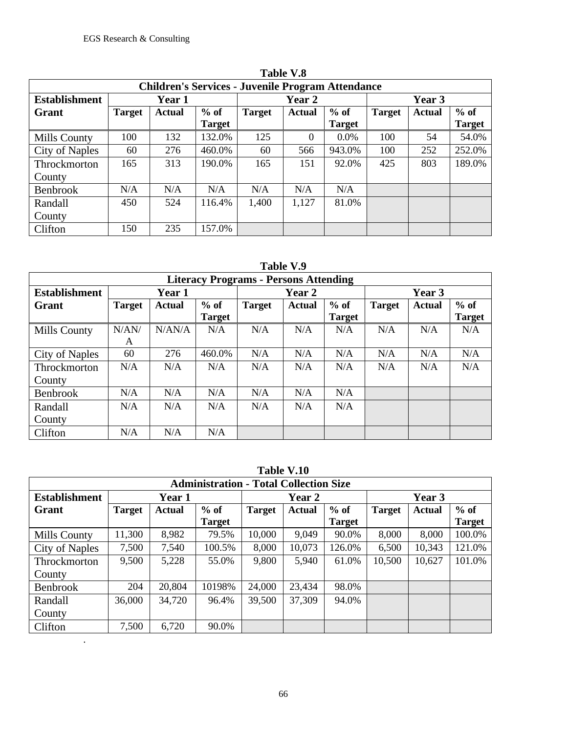**Table V.8**

| Children's Services - Juvenile Program Attendance | | | | | | | | | |
|---|---|---|---|---|---|---|---|---|---|
| **Establishment Grant** | **Year 1** | | | **Year 2** | | | **Year 3** | | |
| | **Target** | **Actual** | **% of Target** | **Target** | **Actual** | **% of Target** | **Target** | **Actual** | **% of Target** |
| Mills County | 100 | 132 | 132.0% | 125 | 0 | 0.0% | 100 | 54 | 54.0% |
| City of Naples | 60 | 276 | 460.0% | 60 | 566 | 943.0% | 100 | 252 | 252.0% |
| Throckmorton County | 165 | 313 | 190.0% | 165 | 151 | 92.0% | 425 | 803 | 189.0% |
| Benbrook | N/A | N/A | N/A | N/A | N/A | N/A | | | |
| Randall County | 450 | 524 | 116.4% | 1,400 | 1,127 | 81.0% | | | |
| Clifton | 150 | 235 | 157.0% | | | | | | |

**Table V.9**

| Literacy Programs - Persons Attending | | | | | | | | | |
|---|---|---|---|---|---|---|---|---|---|
| **Establishment Grant** | **Year 1** | | | **Year 2** | | | **Year 3** | | |
| | **Target** | **Actual** | **% of Target** | **Target** | **Actual** | **% of Target** | **Target** | **Actual** | **% of Target** |
| Mills County | N/AN/A | N/AN/A | N/A | N/A | N/A | N/A | N/A | N/A | N/A |
| City of Naples | 60 | 276 | 460.0% | N/A | N/A | N/A | N/A | N/A | N/A |
| Throckmorton County | N/A | N/A | N/A | N/A | N/A | N/A | N/A | N/A | N/A |
| Benbrook | N/A | N/A | N/A | N/A | N/A | N/A | | | |
| Randall County | N/A | N/A | N/A | N/A | N/A | N/A | | | |
| Clifton | N/A | N/A | N/A | | | | | | |

**Table V.10**

| Administration - Total Collection Size | | | | | | | | | |
|---|---|---|---|---|---|---|---|---|---|
| **Establishment Grant** | **Year 1** | | | **Year 2** | | | **Year 3** | | |
| | **Target** | **Actual** | **% of Target** | **Target** | **Actual** | **% of Target** | **Target** | **Actual** | **% of Target** |
| Mills County | 11,300 | 8,982 | 79.5% | 10,000 | 9,049 | 90.0% | 8,000 | 8,000 | 100.0% |
| City of Naples | 7,500 | 7,540 | 100.5% | 8,000 | 10,073 | 126.0% | 6,500 | 10,343 | 121.0% |
| Throckmorton County | 9,500 | 5,228 | 55.0% | 9,800 | 5,940 | 61.0% | 10,500 | 10,627 | 101.0% |
| Benbrook | 204 | 20,804 | 10198% | 24,000 | 23,434 | 98.0% | | | |
| Randall County | 36,000 | 34,720 | 96.4% | 39,500 | 37,309 | 94.0% | | | |
| Clifton | 7,500 | 6,720 | 90.0% | | | | | | |

.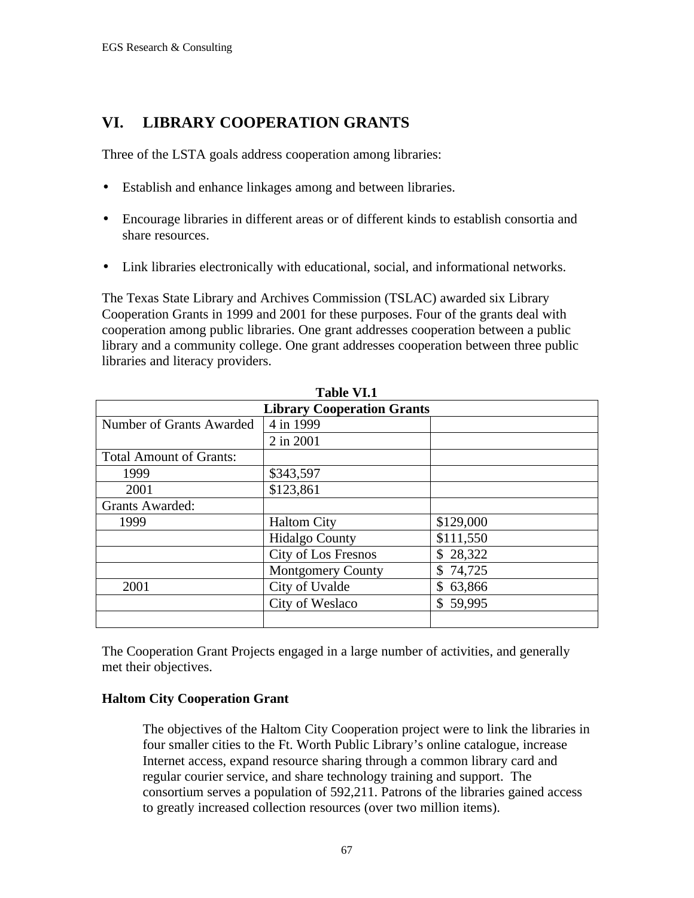## VI. LIBRARY COOPERATION GRANTS

Three of the LSTA goals address cooperation among libraries:

- Establish and enhance linkages among and between libraries.
- Encourage libraries in different areas or of different kinds to establish consortia and share resources.
- Link libraries electronically with educational, social, and informational networks.

The Texas State Library and Archives Commission (TSLAC) awarded six Library Cooperation Grants in 1999 and 2001 for these purposes. Four of the grants deal with cooperation among public libraries. One grant addresses cooperation between a public library and a community college. One grant addresses cooperation between three public libraries and literacy providers.

**Table VI.1**

| **Library Cooperation Grants** | | |
|---|---|---|
| Number of Grants Awarded | 4 in 1999 | |
| | 2 in 2001 | |
| Total Amount of Grants: | | |
| 1999 | $343,597 | |
| 2001 | $123,861 | |
| Grants Awarded: | | |
| 1999 | Haltom City | $129,000 |
| | Hidalgo County | $111,550 |
| | City of Los Fresnos | $ 28,322 |
| | Montgomery County | $ 74,725 |
| 2001 | City of Uvalde | $ 63,866 |
| | City of Weslaco | $ 59,995 |
| | | |

The Cooperation Grant Projects engaged in a large number of activities, and generally met their objectives.

**Haltom City Cooperation Grant**

The objectives of the Haltom City Cooperation project were to link the libraries in four smaller cities to the Ft. Worth Public Library's online catalogue, increase Internet access, expand resource sharing through a common library card and regular courier service, and share technology training and support. The consortium serves a population of 592,211. Patrons of the libraries gained access to greatly increased collection resources (over two million items).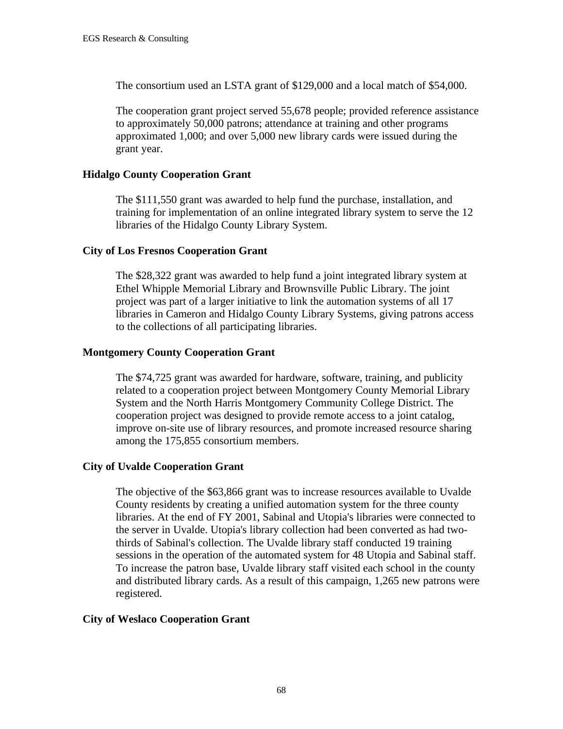The consortium used an LSTA grant of $129,000 and a local match of $54,000.

The cooperation grant project served 55,678 people; provided reference assistance to approximately 50,000 patrons; attendance at training and other programs approximated 1,000; and over 5,000 new library cards were issued during the grant year.

**Hidalgo County Cooperation Grant**

The $111,550 grant was awarded to help fund the purchase, installation, and training for implementation of an online integrated library system to serve the 12 libraries of the Hidalgo County Library System.

**City of Los Fresnos Cooperation Grant**

The $28,322 grant was awarded to help fund a joint integrated library system at Ethel Whipple Memorial Library and Brownsville Public Library. The joint project was part of a larger initiative to link the automation systems of all 17 libraries in Cameron and Hidalgo County Library Systems, giving patrons access to the collections of all participating libraries.

**Montgomery County Cooperation Grant**

The $74,725 grant was awarded for hardware, software, training, and publicity related to a cooperation project between Montgomery County Memorial Library System and the North Harris Montgomery Community College District. The cooperation project was designed to provide remote access to a joint catalog, improve on-site use of library resources, and promote increased resource sharing among the 175,855 consortium members.

**City of Uvalde Cooperation Grant**

The objective of the $63,866 grant was to increase resources available to Uvalde County residents by creating a unified automation system for the three county libraries. At the end of FY 2001, Sabinal and Utopia's libraries were connected to the server in Uvalde. Utopia's library collection had been converted as had two-thirds of Sabinal's collection. The Uvalde library staff conducted 19 training sessions in the operation of the automated system for 48 Utopia and Sabinal staff. To increase the patron base, Uvalde library staff visited each school in the county and distributed library cards. As a result of this campaign, 1,265 new patrons were registered.

**City of Weslaco Cooperation Grant**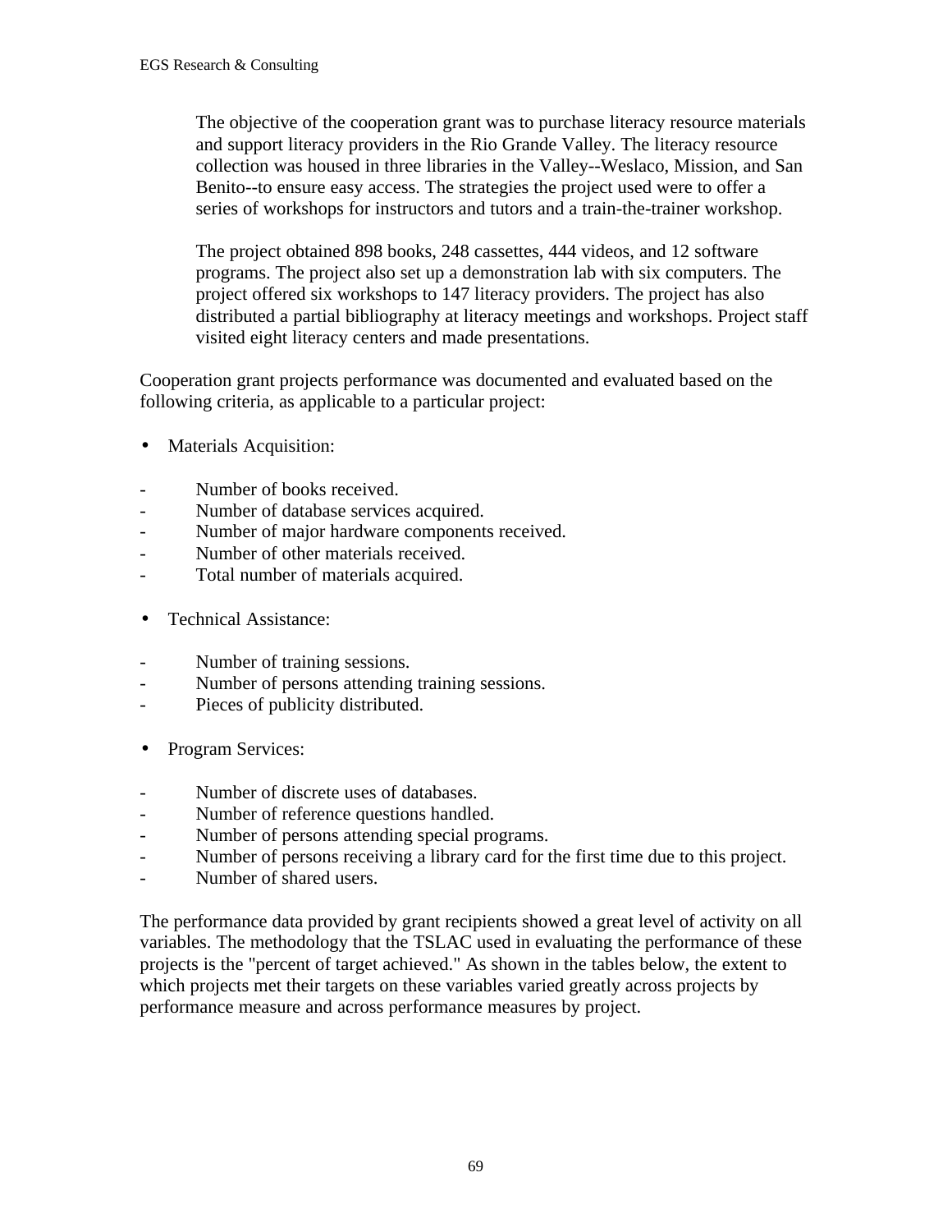The objective of the cooperation grant was to purchase literacy resource materials and support literacy providers in the Rio Grande Valley. The literacy resource collection was housed in three libraries in the Valley--Weslaco, Mission, and San Benito--to ensure easy access. The strategies the project used were to offer a series of workshops for instructors and tutors and a train-the-trainer workshop.

The project obtained 898 books, 248 cassettes, 444 videos, and 12 software programs. The project also set up a demonstration lab with six computers. The project offered six workshops to 147 literacy providers. The project has also distributed a partial bibliography at literacy meetings and workshops. Project staff visited eight literacy centers and made presentations.

Cooperation grant projects performance was documented and evaluated based on the following criteria, as applicable to a particular project:

- Materials Acquisition:
  - Number of books received.
  - Number of database services acquired.
  - Number of major hardware components received.
  - Number of other materials received.
  - Total number of materials acquired.

- Technical Assistance:
  - Number of training sessions.
  - Number of persons attending training sessions.
  - Pieces of publicity distributed.

- Program Services:
  - Number of discrete uses of databases.
  - Number of reference questions handled.
  - Number of persons attending special programs.
  - Number of persons receiving a library card for the first time due to this project.
  - Number of shared users.

The performance data provided by grant recipients showed a great level of activity on all variables. The methodology that the TSLAC used in evaluating the performance of these projects is the "percent of target achieved." As shown in the tables below, the extent to which projects met their targets on these variables varied greatly across projects by performance measure and across performance measures by project.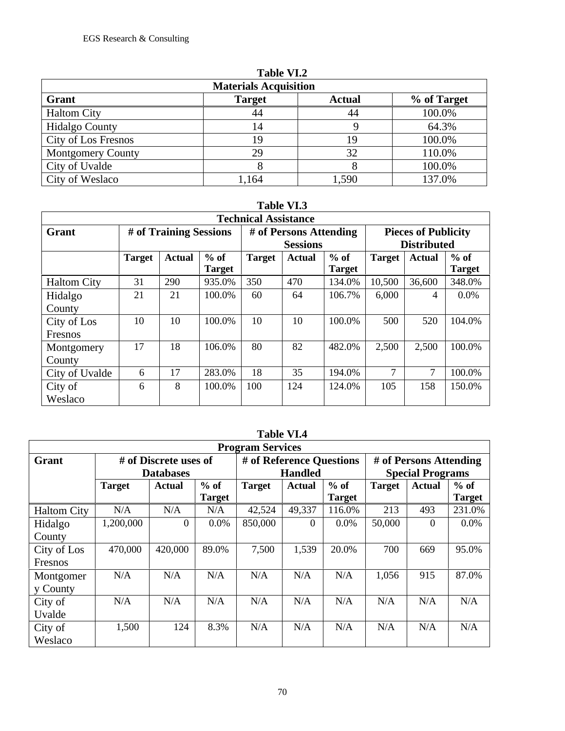**Table VI.2**

| Materials Acquisition | | | |
|---|---|---|---|
| **Grant** | **Target** | **Actual** | **% of Target** |
| Haltom City | 44 | 44 | 100.0% |
| Hidalgo County | 14 | 9 | 64.3% |
| City of Los Fresnos | 19 | 19 | 100.0% |
| Montgomery County | 29 | 32 | 110.0% |
| City of Uvalde | 8 | 8 | 100.0% |
| City of Weslaco | 1,164 | 1,590 | 137.0% |

**Table VI.3**

| Technical Assistance | | | | | | | | | |
|---|---|---|---|---|---|---|---|---|---|
| **Grant** | **# of Training Sessions** | | | **# of Persons Attending Sessions** | | | **Pieces of Publicity Distributed** | | |
| | **Target** | **Actual** | **% of Target** | **Target** | **Actual** | **% of Target** | **Target** | **Actual** | **% of Target** |
| Haltom City | 31 | 290 | 935.0% | 350 | 470 | 134.0% | 10,500 | 36,600 | 348.0% |
| Hidalgo County | 21 | 21 | 100.0% | 60 | 64 | 106.7% | 6,000 | 4 | 0.0% |
| City of Los Fresnos | 10 | 10 | 100.0% | 10 | 10 | 100.0% | 500 | 520 | 104.0% |
| Montgomery County | 17 | 18 | 106.0% | 80 | 82 | 482.0% | 2,500 | 2,500 | 100.0% |
| City of Uvalde | 6 | 17 | 283.0% | 18 | 35 | 194.0% | 7 | 7 | 100.0% |
| City of Weslaco | 6 | 8 | 100.0% | 100 | 124 | 124.0% | 105 | 158 | 150.0% |

**Table VI.4**

| Program Services | | | | | | | | | |
|---|---|---|---|---|---|---|---|---|---|
| **Grant** | **# of Discrete uses of Databases** | | | **# of Reference Questions Handled** | | | **# of Persons Attending Special Programs** | | |
| | **Target** | **Actual** | **% of Target** | **Target** | **Actual** | **% of Target** | **Target** | **Actual** | **% of Target** |
| Haltom City | N/A | N/A | N/A | 42,524 | 49,337 | 116.0% | 213 | 493 | 231.0% |
| Hidalgo County | 1,200,000 | 0 | 0.0% | 850,000 | 0 | 0.0% | 50,000 | 0 | 0.0% |
| City of Los Fresnos | 470,000 | 420,000 | 89.0% | 7,500 | 1,539 | 20.0% | 700 | 669 | 95.0% |
| Montgomery County | N/A | N/A | N/A | N/A | N/A | N/A | 1,056 | 915 | 87.0% |
| City of Uvalde | N/A | N/A | N/A | N/A | N/A | N/A | N/A | N/A | N/A |
| City of Weslaco | 1,500 | 124 | 8.3% | N/A | N/A | N/A | N/A | N/A | N/A |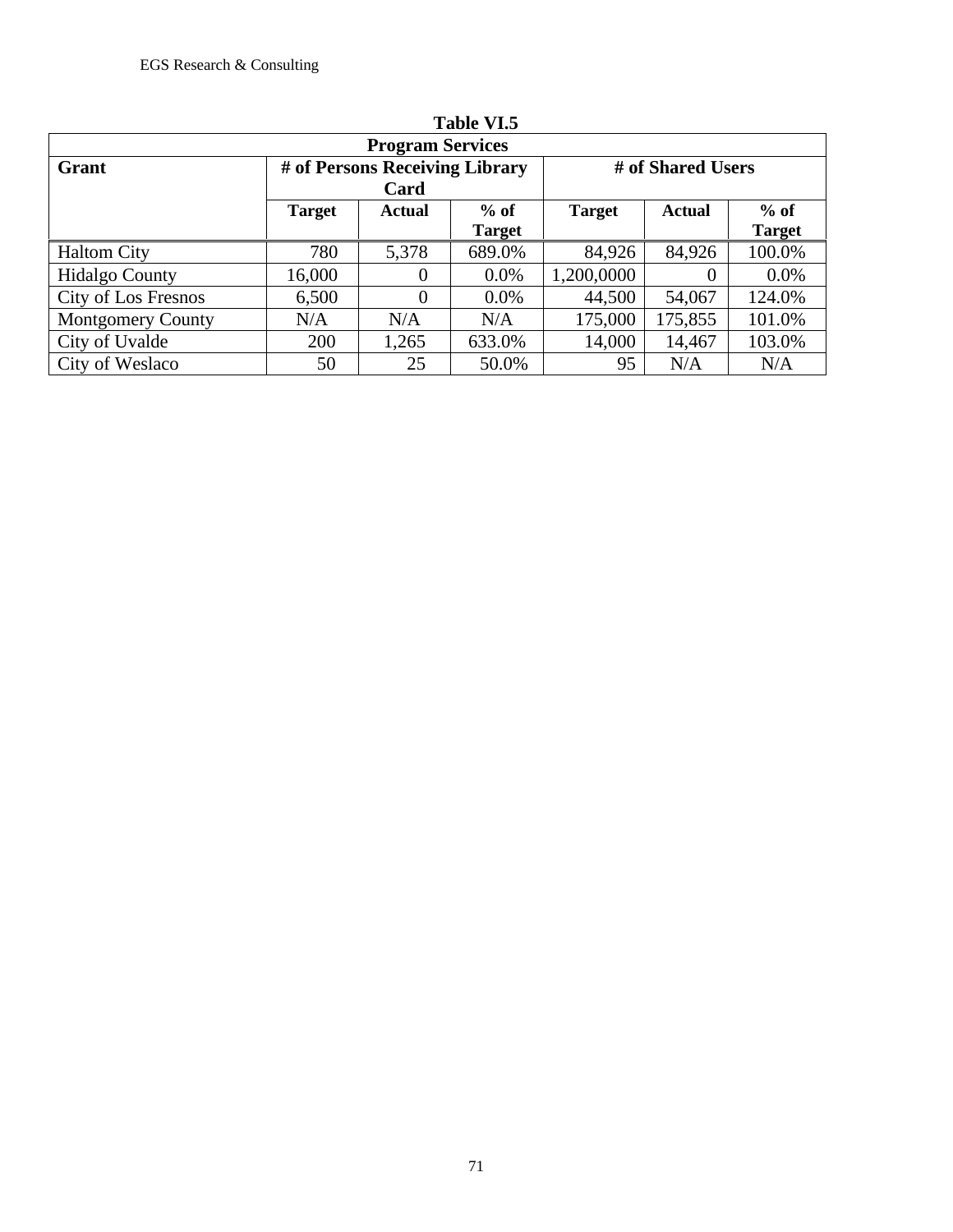**Table VI.5**

**Program Services**

| Grant | # of Persons Receiving Library Card | | | # of Shared Users | | |
|---|---|---|---|---|---|---|
| | **Target** | **Actual** | **% of Target** | **Target** | **Actual** | **% of Target** |
| Haltom City | 780 | 5,378 | 689.0% | 84,926 | 84,926 | 100.0% |
| Hidalgo County | 16,000 | 0 | 0.0% | 1,200,0000 | 0 | 0.0% |
| City of Los Fresnos | 6,500 | 0 | 0.0% | 44,500 | 54,067 | 124.0% |
| Montgomery County | N/A | N/A | N/A | 175,000 | 175,855 | 101.0% |
| City of Uvalde | 200 | 1,265 | 633.0% | 14,000 | 14,467 | 103.0% |
| City of Weslaco | 50 | 25 | 50.0% | 95 | N/A | N/A |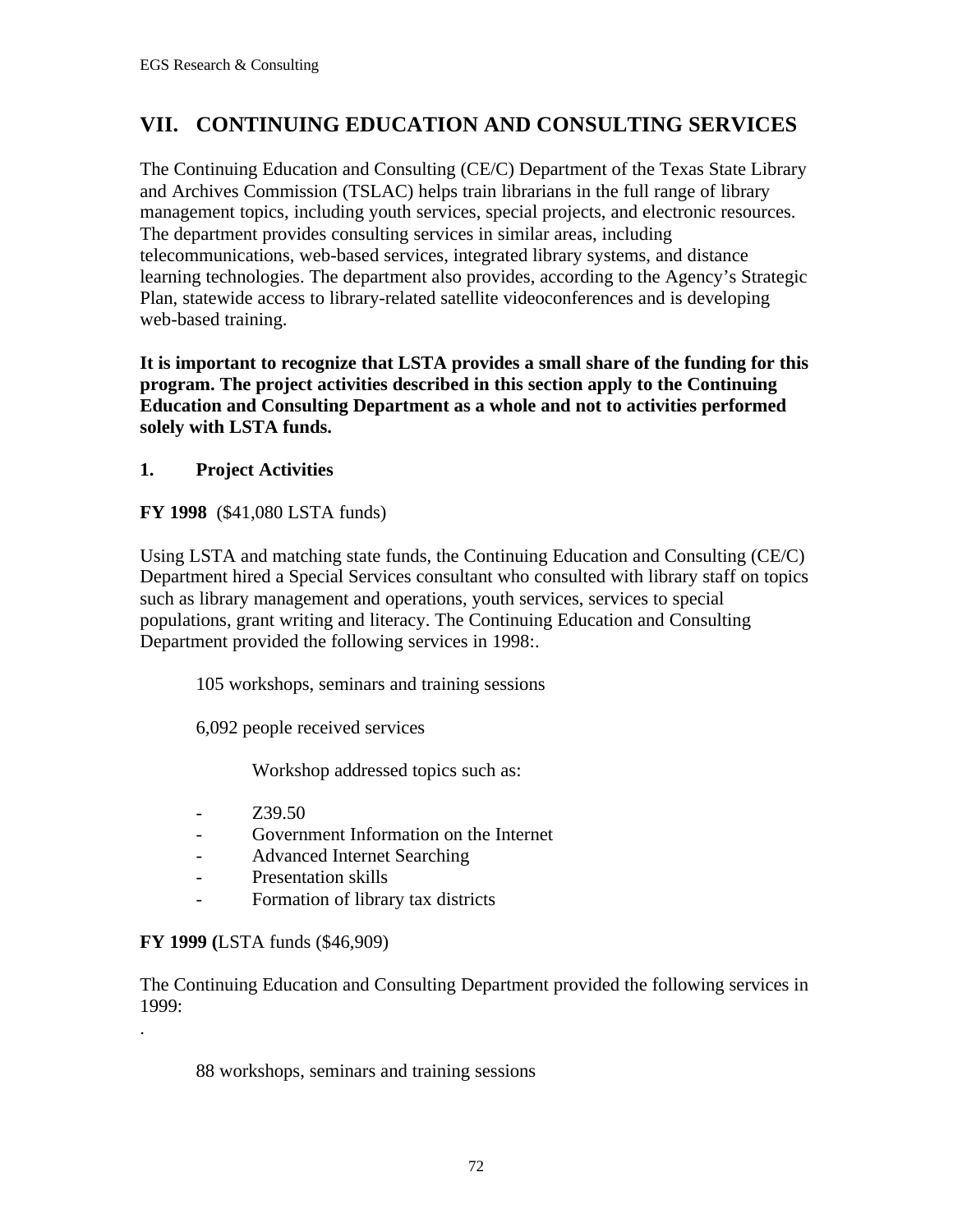## VII. CONTINUING EDUCATION AND CONSULTING SERVICES

The Continuing Education and Consulting (CE/C) Department of the Texas State Library and Archives Commission (TSLAC) helps train librarians in the full range of library management topics, including youth services, special projects, and electronic resources. The department provides consulting services in similar areas, including telecommunications, web-based services, integrated library systems, and distance learning technologies. The department also provides, according to the Agency's Strategic Plan, statewide access to library-related satellite videoconferences and is developing web-based training.

**It is important to recognize that LSTA provides a small share of the funding for this program. The project activities described in this section apply to the Continuing Education and Consulting Department as a whole and not to activities performed solely with LSTA funds.**

### 1. Project Activities

**FY 1998** ($41,080 LSTA funds)

Using LSTA and matching state funds, the Continuing Education and Consulting (CE/C) Department hired a Special Services consultant who consulted with library staff on topics such as library management and operations, youth services, services to special populations, grant writing and literacy. The Continuing Education and Consulting Department provided the following services in 1998:.

105 workshops, seminars and training sessions

6,092 people received services

Workshop addressed topics such as:

- Z39.50
- Government Information on the Internet
- Advanced Internet Searching
- Presentation skills
- Formation of library tax districts

**FY 1999 (**LSTA funds ($46,909)

The Continuing Education and Consulting Department provided the following services in 1999:

.

88 workshops, seminars and training sessions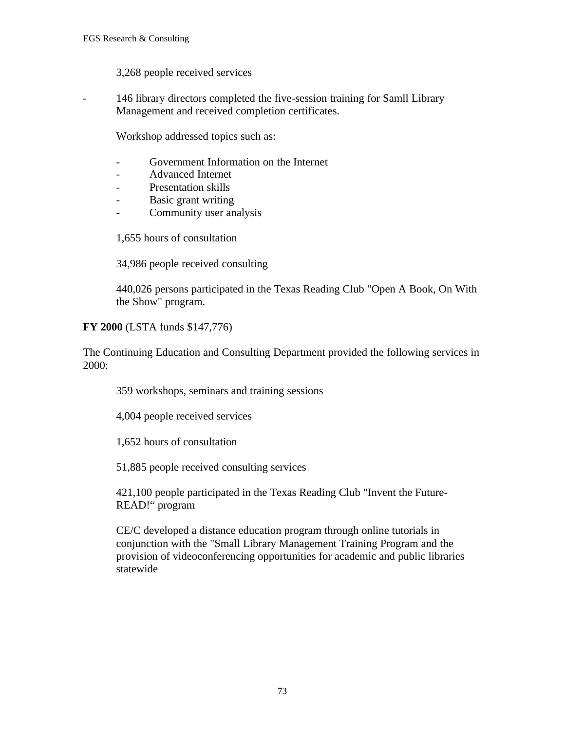3,268 people received services

- 146 library directors completed the five-session training for Samll Library Management and received completion certificates.

  Workshop addressed topics such as:

  - Government Information on the Internet
  - Advanced Internet
  - Presentation skills
  - Basic grant writing
  - Community user analysis

  1,655 hours of consultation

  34,986 people received consulting

  440,026 persons participated in the Texas Reading Club "Open A Book, On With the Show" program.

**FY 2000** (LSTA funds $147,776)

The Continuing Education and Consulting Department provided the following services in 2000:

359 workshops, seminars and training sessions

4,004 people received services

1,652 hours of consultation

51,885 people received consulting services

421,100 people participated in the Texas Reading Club "Invent the Future-READ!" program

CE/C developed a distance education program through online tutorials in conjunction with the "Small Library Management Training Program and the provision of videoconferencing opportunities for academic and public libraries statewide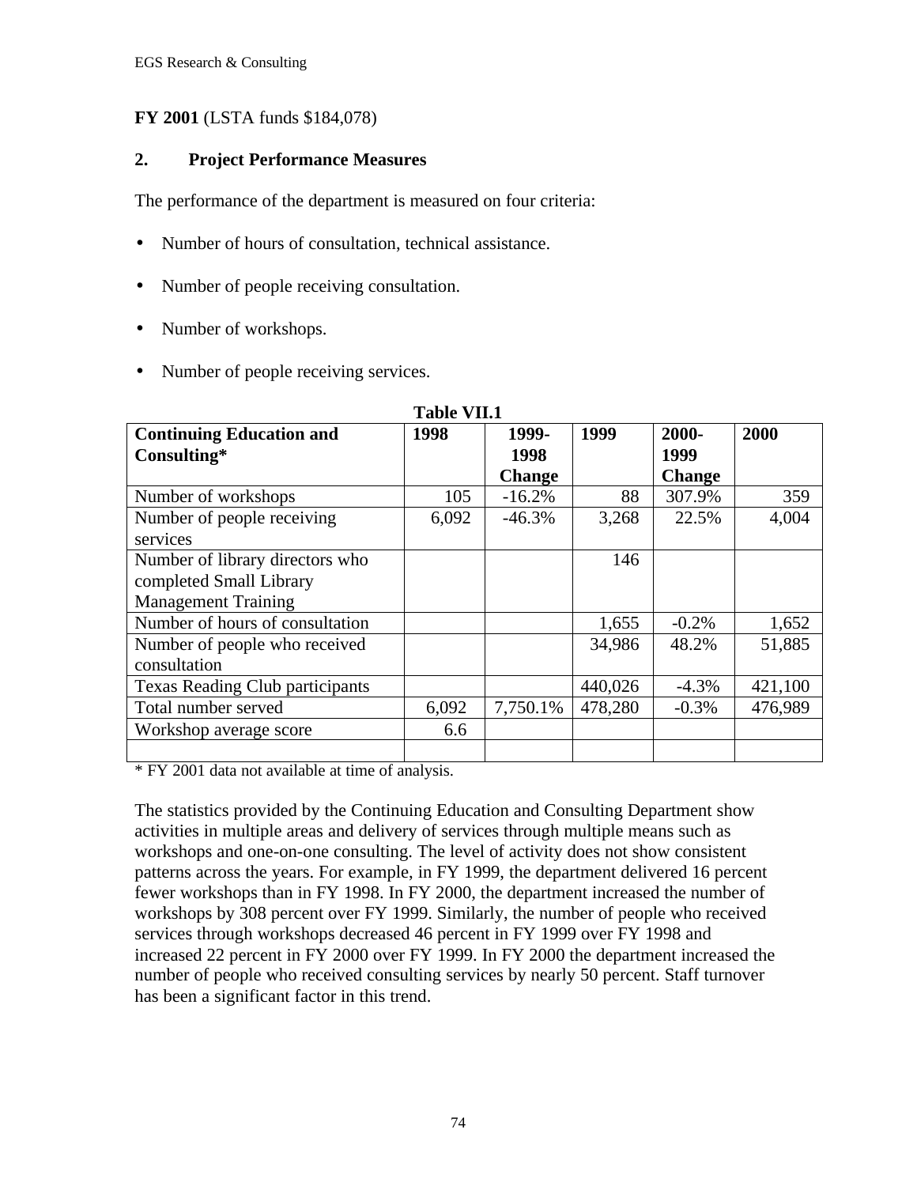**FY 2001** (LSTA funds $184,078)

**2. Project Performance Measures**

The performance of the department is measured on four criteria:

- Number of hours of consultation, technical assistance.
- Number of people receiving consultation.
- Number of workshops.
- Number of people receiving services.

**Table VII.1**

| Continuing Education and Consulting* | 1998 | 1999-1998 Change | 1999 | 2000-1999 Change | 2000 |
|---|---|---|---|---|---|
| Number of workshops | 105 | -16.2% | 88 | 307.9% | 359 |
| Number of people receiving services | 6,092 | -46.3% | 3,268 | 22.5% | 4,004 |
| Number of library directors who completed Small Library Management Training | | | 146 | | |
| Number of hours of consultation | | | 1,655 | -0.2% | 1,652 |
| Number of people who received consultation | | | 34,986 | 48.2% | 51,885 |
| Texas Reading Club participants | | | 440,026 | -4.3% | 421,100 |
| Total number served | 6,092 | 7,750.1% | 478,280 | -0.3% | 476,989 |
| Workshop average score | 6.6 | | | | |
| | | | | | |

* FY 2001 data not available at time of analysis.

The statistics provided by the Continuing Education and Consulting Department show activities in multiple areas and delivery of services through multiple means such as workshops and one-on-one consulting. The level of activity does not show consistent patterns across the years. For example, in FY 1999, the department delivered 16 percent fewer workshops than in FY 1998. In FY 2000, the department increased the number of workshops by 308 percent over FY 1999. Similarly, the number of people who received services through workshops decreased 46 percent in FY 1999 over FY 1998 and increased 22 percent in FY 2000 over FY 1999. In FY 2000 the department increased the number of people who received consulting services by nearly 50 percent. Staff turnover has been a significant factor in this trend.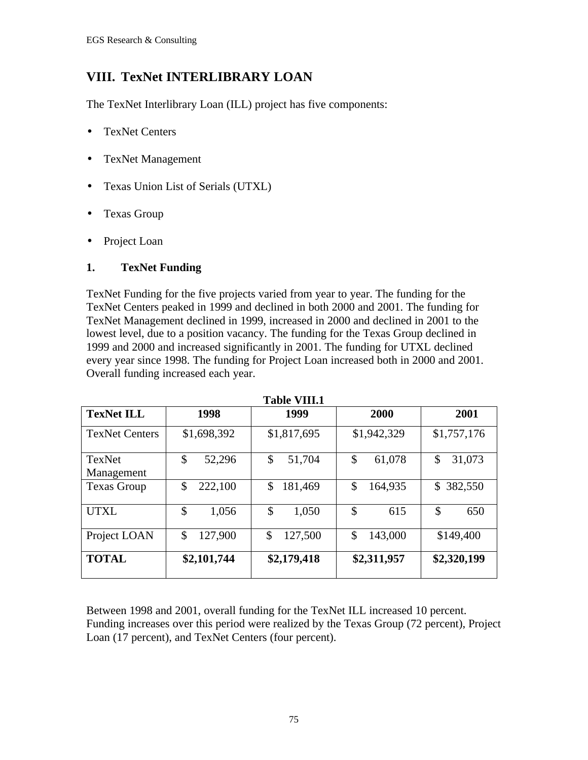## VIII. TexNet INTERLIBRARY LOAN

The TexNet Interlibrary Loan (ILL) project has five components:

- TexNet Centers
- TexNet Management
- Texas Union List of Serials (UTXL)
- Texas Group
- Project Loan

### 1. TexNet Funding

TexNet Funding for the five projects varied from year to year. The funding for the TexNet Centers peaked in 1999 and declined in both 2000 and 2001. The funding for TexNet Management declined in 1999, increased in 2000 and declined in 2001 to the lowest level, due to a position vacancy. The funding for the Texas Group declined in 1999 and 2000 and increased significantly in 2001. The funding for UTXL declined every year since 1998. The funding for Project Loan increased both in 2000 and 2001. Overall funding increased each year.

**Table VIII.1**

| TexNet ILL | 1998 | 1999 | 2000 | 2001 |
|---|---|---|---|---|
| TexNet Centers | $1,698,392 | $1,817,695 | $1,942,329 | $1,757,176 |
| TexNet Management | $ 52,296 | $ 51,704 | $ 61,078 | $ 31,073 |
| Texas Group | $ 222,100 | $ 181,469 | $ 164,935 | $ 382,550 |
| UTXL | $ 1,056 | $ 1,050 | $ 615 | $ 650 |
| Project LOAN | $ 127,900 | $ 127,500 | $ 143,000 | $149,400 |
| **TOTAL** | **$2,101,744** | **$2,179,418** | **$2,311,957** | **$2,320,199** |

Between 1998 and 2001, overall funding for the TexNet ILL increased 10 percent. Funding increases over this period were realized by the Texas Group (72 percent), Project Loan (17 percent), and TexNet Centers (four percent).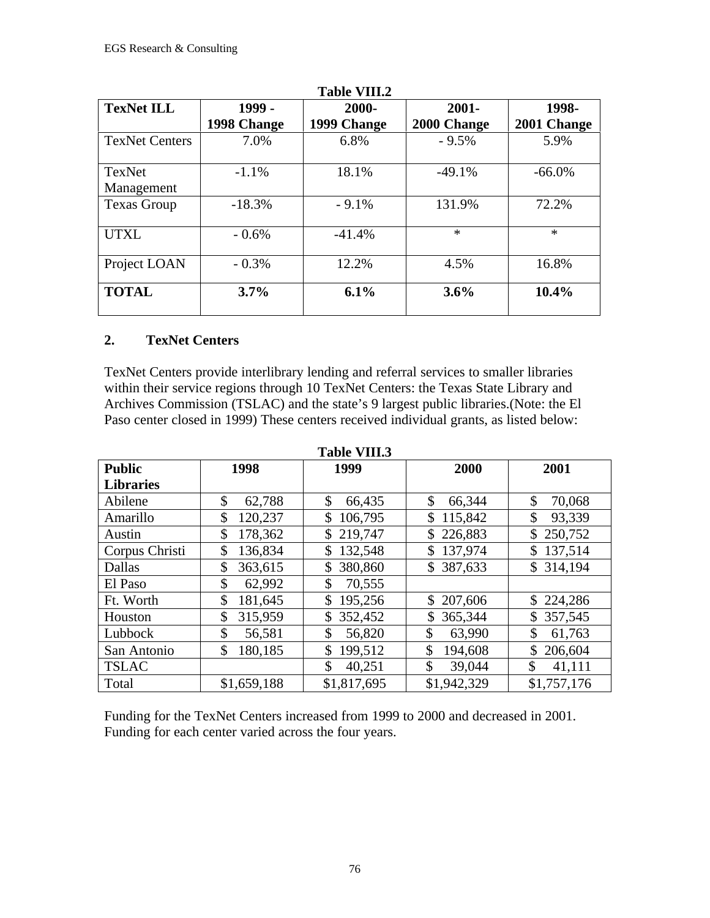**Table VIII.2**

| TexNet ILL | 1999 - 1998 Change | 2000- 1999 Change | 2001- 2000 Change | 1998- 2001 Change |
|---|---|---|---|---|
| TexNet Centers | 7.0% | 6.8% | - 9.5% | 5.9% |
| TexNet Management | -1.1% | 18.1% | -49.1% | -66.0% |
| Texas Group | -18.3% | - 9.1% | 131.9% | 72.2% |
| UTXL | - 0.6% | -41.4% | * | * |
| Project LOAN | - 0.3% | 12.2% | 4.5% | 16.8% |
| **TOTAL** | **3.7%** | **6.1%** | **3.6%** | **10.4%** |

## 2. TexNet Centers

TexNet Centers provide interlibrary lending and referral services to smaller libraries within their service regions through 10 TexNet Centers: the Texas State Library and Archives Commission (TSLAC) and the state's 9 largest public libraries.(Note: the El Paso center closed in 1999) These centers received individual grants, as listed below:

**Table VIII.3**

| Public Libraries | 1998 | 1999 | 2000 | 2001 |
|---|---|---|---|---|
| Abilene | $ 62,788 | $ 66,435 | $ 66,344 | $ 70,068 |
| Amarillo | $ 120,237 | $ 106,795 | $ 115,842 | $ 93,339 |
| Austin | $ 178,362 | $ 219,747 | $ 226,883 | $ 250,752 |
| Corpus Christi | $ 136,834 | $ 132,548 | $ 137,974 | $ 137,514 |
| Dallas | $ 363,615 | $ 380,860 | $ 387,633 | $ 314,194 |
| El Paso | $ 62,992 | $ 70,555 | | |
| Ft. Worth | $ 181,645 | $ 195,256 | $ 207,606 | $ 224,286 |
| Houston | $ 315,959 | $ 352,452 | $ 365,344 | $ 357,545 |
| Lubbock | $ 56,581 | $ 56,820 | $ 63,990 | $ 61,763 |
| San Antonio | $ 180,185 | $ 199,512 | $ 194,608 | $ 206,604 |
| TSLAC | | $ 40,251 | $ 39,044 | $ 41,111 |
| Total | $1,659,188 | $1,817,695 | $1,942,329 | $1,757,176 |

Funding for the TexNet Centers increased from 1999 to 2000 and decreased in 2001. Funding for each center varied across the four years.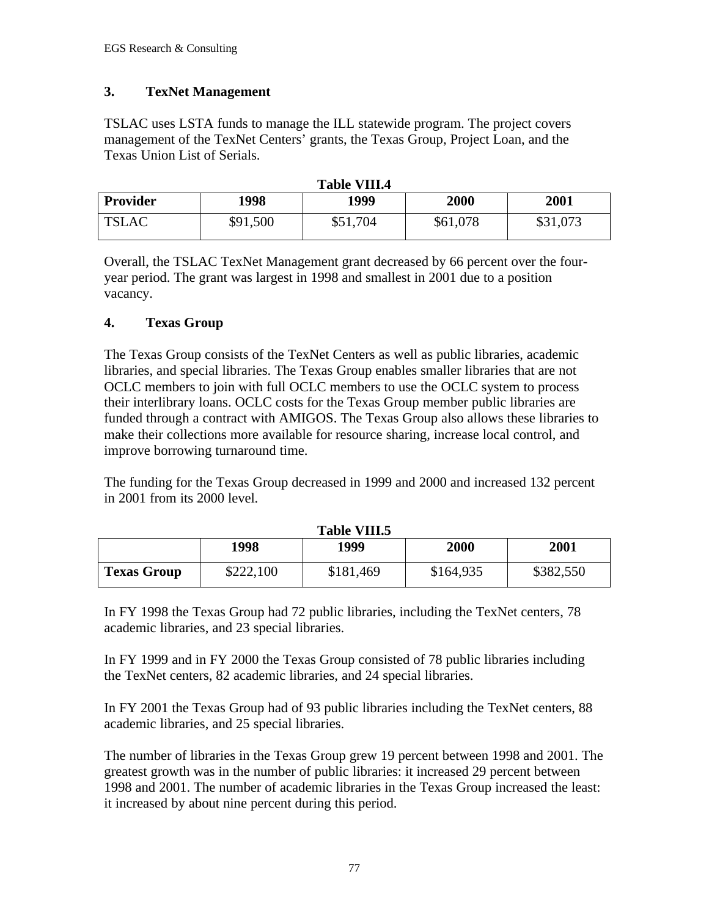### 3. TexNet Management

TSLAC uses LSTA funds to manage the ILL statewide program. The project covers management of the TexNet Centers' grants, the Texas Group, Project Loan, and the Texas Union List of Serials.

**Table VIII.4**

| Provider | 1998 | 1999 | 2000 | 2001 |
|---|---|---|---|---|
| TSLAC | $91,500 | $51,704 | $61,078 | $31,073 |

Overall, the TSLAC TexNet Management grant decreased by 66 percent over the four-year period. The grant was largest in 1998 and smallest in 2001 due to a position vacancy.

### 4. Texas Group

The Texas Group consists of the TexNet Centers as well as public libraries, academic libraries, and special libraries. The Texas Group enables smaller libraries that are not OCLC members to join with full OCLC members to use the OCLC system to process their interlibrary loans. OCLC costs for the Texas Group member public libraries are funded through a contract with AMIGOS. The Texas Group also allows these libraries to make their collections more available for resource sharing, increase local control, and improve borrowing turnaround time.

The funding for the Texas Group decreased in 1999 and 2000 and increased 132 percent in 2001 from its 2000 level.

**Table VIII.5**

| | 1998 | 1999 | 2000 | 2001 |
|---|---|---|---|---|
| **Texas Group** | $222,100 | $181,469 | $164,935 | $382,550 |

In FY 1998 the Texas Group had 72 public libraries, including the TexNet centers, 78 academic libraries, and 23 special libraries.

In FY 1999 and in FY 2000 the Texas Group consisted of 78 public libraries including the TexNet centers, 82 academic libraries, and 24 special libraries.

In FY 2001 the Texas Group had of 93 public libraries including the TexNet centers, 88 academic libraries, and 25 special libraries.

The number of libraries in the Texas Group grew 19 percent between 1998 and 2001. The greatest growth was in the number of public libraries: it increased 29 percent between 1998 and 2001. The number of academic libraries in the Texas Group increased the least: it increased by about nine percent during this period.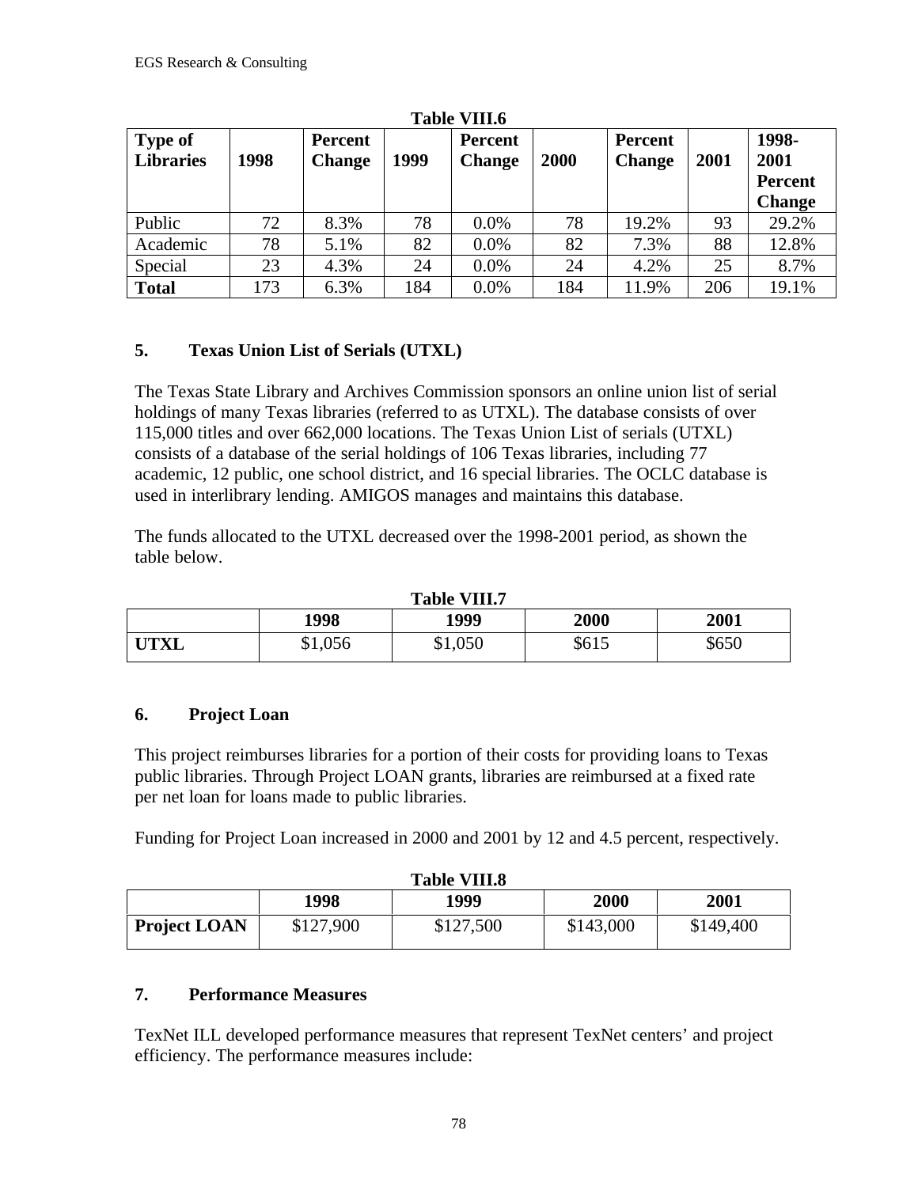**Table VIII.6**

| Type of Libraries | 1998 | Percent Change | 1999 | Percent Change | 2000 | Percent Change | 2001 | 1998-2001 Percent Change |
|---|---|---|---|---|---|---|---|---|
| Public | 72 | 8.3% | 78 | 0.0% | 78 | 19.2% | 93 | 29.2% |
| Academic | 78 | 5.1% | 82 | 0.0% | 82 | 7.3% | 88 | 12.8% |
| Special | 23 | 4.3% | 24 | 0.0% | 24 | 4.2% | 25 | 8.7% |
| **Total** | 173 | 6.3% | 184 | 0.0% | 184 | 11.9% | 206 | 19.1% |

### 5. Texas Union List of Serials (UTXL)

The Texas State Library and Archives Commission sponsors an online union list of serial holdings of many Texas libraries (referred to as UTXL). The database consists of over 115,000 titles and over 662,000 locations. The Texas Union List of serials (UTXL) consists of a database of the serial holdings of 106 Texas libraries, including 77 academic, 12 public, one school district, and 16 special libraries. The OCLC database is used in interlibrary lending. AMIGOS manages and maintains this database.

The funds allocated to the UTXL decreased over the 1998-2001 period, as shown the table below.

**Table VIII.7**

| | 1998 | 1999 | 2000 | 2001 |
|---|---|---|---|---|
| **UTXL** | $1,056 | $1,050 | $615 | $650 |

### 6. Project Loan

This project reimburses libraries for a portion of their costs for providing loans to Texas public libraries. Through Project LOAN grants, libraries are reimbursed at a fixed rate per net loan for loans made to public libraries.

Funding for Project Loan increased in 2000 and 2001 by 12 and 4.5 percent, respectively.

**Table VIII.8**

| | 1998 | 1999 | 2000 | 2001 |
|---|---|---|---|---|
| **Project LOAN** | $127,900 | $127,500 | $143,000 | $149,400 |

### 7. Performance Measures

TexNet ILL developed performance measures that represent TexNet centers' and project efficiency. The performance measures include: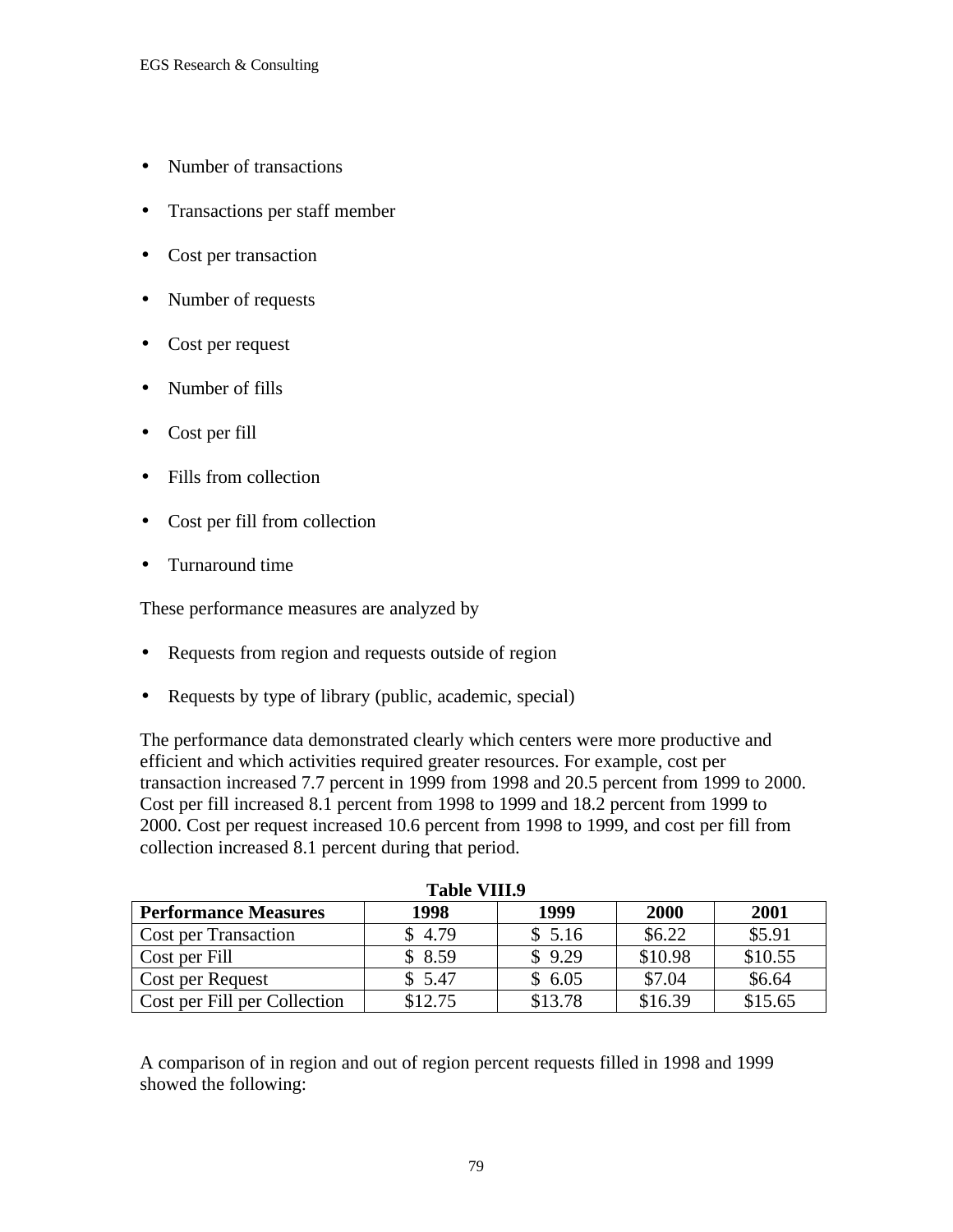- Number of transactions
- Transactions per staff member
- Cost per transaction
- Number of requests
- Cost per request
- Number of fills
- Cost per fill
- Fills from collection
- Cost per fill from collection
- Turnaround time

These performance measures are analyzed by

- Requests from region and requests outside of region
- Requests by type of library (public, academic, special)

The performance data demonstrated clearly which centers were more productive and efficient and which activities required greater resources. For example, cost per transaction increased 7.7 percent in 1999 from 1998 and 20.5 percent from 1999 to 2000. Cost per fill increased 8.1 percent from 1998 to 1999 and 18.2 percent from 1999 to 2000. Cost per request increased 10.6 percent from 1998 to 1999, and cost per fill from collection increased 8.1 percent during that period.

**Table VIII.9**

| Performance Measures | 1998 | 1999 | 2000 | 2001 |
|---|---|---|---|---|
| Cost per Transaction | $ 4.79 | $ 5.16 | $6.22 | $5.91 |
| Cost per Fill | $ 8.59 | $ 9.29 | $10.98 | $10.55 |
| Cost per Request | $ 5.47 | $ 6.05 | $7.04 | $6.64 |
| Cost per Fill per Collection | $12.75 | $13.78 | $16.39 | $15.65 |

A comparison of in region and out of region percent requests filled in 1998 and 1999 showed the following: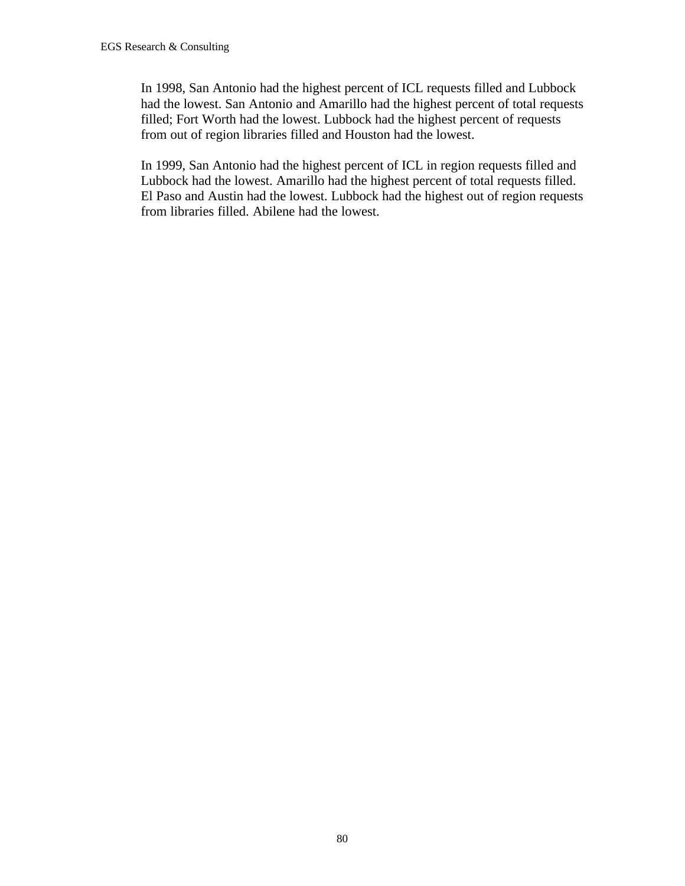In 1998, San Antonio had the highest percent of ICL requests filled and Lubbock had the lowest. San Antonio and Amarillo had the highest percent of total requests filled; Fort Worth had the lowest. Lubbock had the highest percent of requests from out of region libraries filled and Houston had the lowest.

In 1999, San Antonio had the highest percent of ICL in region requests filled and Lubbock had the lowest. Amarillo had the highest percent of total requests filled. El Paso and Austin had the lowest. Lubbock had the highest out of region requests from libraries filled. Abilene had the lowest.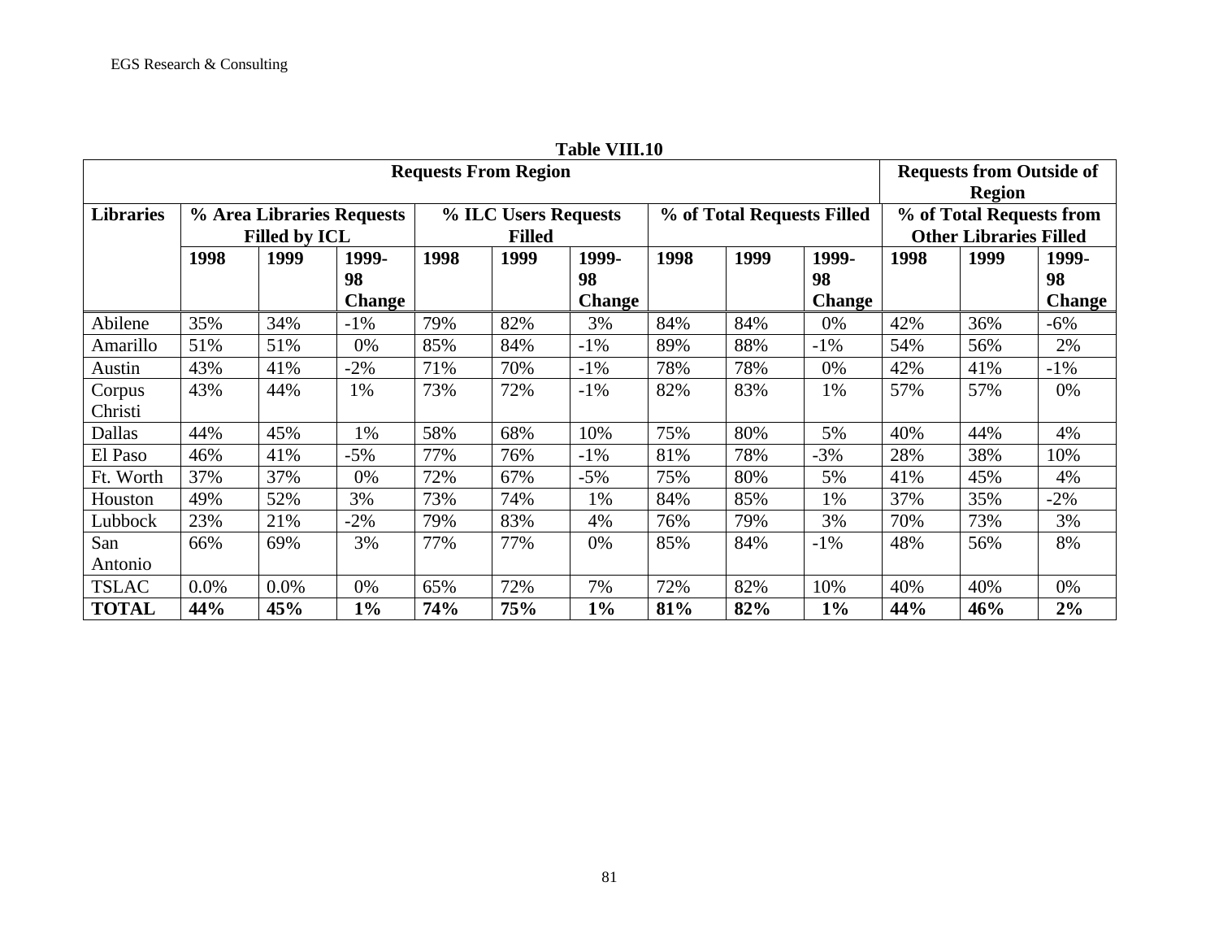**Table VIII.10**

| Libraries | Requests From Region | | | | | | | | | Requests from Outside of Region | | |
|---|---|---|---|---|---|---|---|---|---|---|---|---|
| | % Area Libraries Requests Filled by ICL | | | % ILC Users Requests Filled | | | % of Total Requests Filled | | | % of Total Requests from Other Libraries Filled | | |
| | 1998 | 1999 | 1999-98 Change | 1998 | 1999 | 1999-98 Change | 1998 | 1999 | 1999-98 Change | 1998 | 1999 | 1999-98 Change |
| Abilene | 35% | 34% | -1% | 79% | 82% | 3% | 84% | 84% | 0% | 42% | 36% | -6% |
| Amarillo | 51% | 51% | 0% | 85% | 84% | -1% | 89% | 88% | -1% | 54% | 56% | 2% |
| Austin | 43% | 41% | -2% | 71% | 70% | -1% | 78% | 78% | 0% | 42% | 41% | -1% |
| Corpus Christi | 43% | 44% | 1% | 73% | 72% | -1% | 82% | 83% | 1% | 57% | 57% | 0% |
| Dallas | 44% | 45% | 1% | 58% | 68% | 10% | 75% | 80% | 5% | 40% | 44% | 4% |
| El Paso | 46% | 41% | -5% | 77% | 76% | -1% | 81% | 78% | -3% | 28% | 38% | 10% |
| Ft. Worth | 37% | 37% | 0% | 72% | 67% | -5% | 75% | 80% | 5% | 41% | 45% | 4% |
| Houston | 49% | 52% | 3% | 73% | 74% | 1% | 84% | 85% | 1% | 37% | 35% | -2% |
| Lubbock | 23% | 21% | -2% | 79% | 83% | 4% | 76% | 79% | 3% | 70% | 73% | 3% |
| San Antonio | 66% | 69% | 3% | 77% | 77% | 0% | 85% | 84% | -1% | 48% | 56% | 8% |
| TSLAC | 0.0% | 0.0% | 0% | 65% | 72% | 7% | 72% | 82% | 10% | 40% | 40% | 0% |
| **TOTAL** | **44%** | **45%** | **1%** | **74%** | **75%** | **1%** | **81%** | **82%** | **1%** | **44%** | **46%** | **2%** |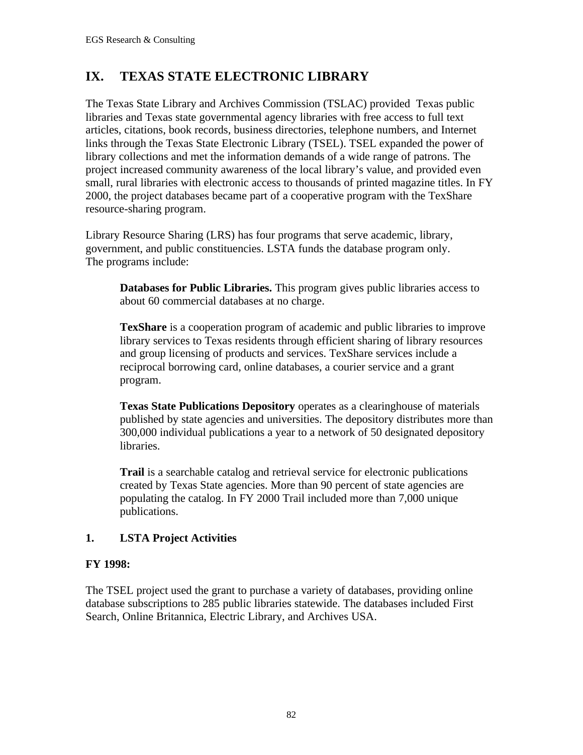## IX. TEXAS STATE ELECTRONIC LIBRARY

The Texas State Library and Archives Commission (TSLAC) provided Texas public libraries and Texas state governmental agency libraries with free access to full text articles, citations, book records, business directories, telephone numbers, and Internet links through the Texas State Electronic Library (TSEL). TSEL expanded the power of library collections and met the information demands of a wide range of patrons. The project increased community awareness of the local library's value, and provided even small, rural libraries with electronic access to thousands of printed magazine titles. In FY 2000, the project databases became part of a cooperative program with the TexShare resource-sharing program.

Library Resource Sharing (LRS) has four programs that serve academic, library, government, and public constituencies. LSTA funds the database program only. The programs include:

> **Databases for Public Libraries.** This program gives public libraries access to about 60 commercial databases at no charge.
>
> **TexShare** is a cooperation program of academic and public libraries to improve library services to Texas residents through efficient sharing of library resources and group licensing of products and services. TexShare services include a reciprocal borrowing card, online databases, a courier service and a grant program.
>
> **Texas State Publications Depository** operates as a clearinghouse of materials published by state agencies and universities. The depository distributes more than 300,000 individual publications a year to a network of 50 designated depository libraries.
>
> **Trail** is a searchable catalog and retrieval service for electronic publications created by Texas State agencies. More than 90 percent of state agencies are populating the catalog. In FY 2000 Trail included more than 7,000 unique publications.

### 1. LSTA Project Activities

**FY 1998:**

The TSEL project used the grant to purchase a variety of databases, providing online database subscriptions to 285 public libraries statewide. The databases included First Search, Online Britannica, Electric Library, and Archives USA.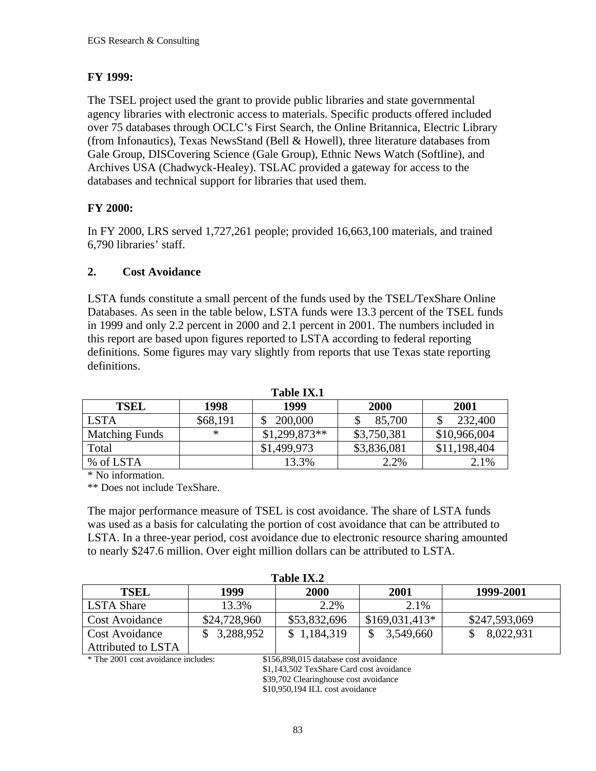**FY 1999:**

The TSEL project used the grant to provide public libraries and state governmental agency libraries with electronic access to materials. Specific products offered included over 75 databases through OCLC's First Search, the Online Britannica, Electric Library (from Infonautics), Texas NewsStand (Bell & Howell), three literature databases from Gale Group, DISCovering Science (Gale Group), Ethnic News Watch (Softline), and Archives USA (Chadwyck-Healey). TSLAC provided a gateway for access to the databases and technical support for libraries that used them.

**FY 2000:**

In FY 2000, LRS served 1,727,261 people; provided 16,663,100 materials, and trained 6,790 libraries' staff.

**2. Cost Avoidance**

LSTA funds constitute a small percent of the funds used by the TSEL/TexShare Online Databases. As seen in the table below, LSTA funds were 13.3 percent of the TSEL funds in 1999 and only 2.2 percent in 2000 and 2.1 percent in 2001. The numbers included in this report are based upon figures reported to LSTA according to federal reporting definitions. Some figures may vary slightly from reports that use Texas state reporting definitions.

**Table IX.1**

| TSEL | 1998 | 1999 | 2000 | 2001 |
|---|---|---|---|---|
| LSTA | $68,191 | $ 200,000 | $ 85,700 | $ 232,400 |
| Matching Funds | * | $1,299,873** | $3,750,381 | $10,966,004 |
| Total | | $1,499,973 | $3,836,081 | $11,198,404 |
| % of LSTA | | 13.3% | 2.2% | 2.1% |

* No information.

** Does not include TexShare.

The major performance measure of TSEL is cost avoidance. The share of LSTA funds was used as a basis for calculating the portion of cost avoidance that can be attributed to LSTA. In a three-year period, cost avoidance due to electronic resource sharing amounted to nearly $247.6 million. Over eight million dollars can be attributed to LSTA.

**Table IX.2**

| TSEL | 1999 | 2000 | 2001 | 1999-2001 |
|---|---|---|---|---|
| LSTA Share | 13.3% | 2.2% | 2.1% | |
| Cost Avoidance | $24,728,960 | $53,832,696 | $169,031,413* | $247,593,069 |
| Cost Avoidance Attributed to LSTA | $ 3,288,952 | $ 1,184,319 | $ 3,549,660 | $ 8,022,931 |

* The 2001 cost avoidance includes:
$156,898,015 database cost avoidance
$1,143,502 TexShare Card cost avoidance
$39,702 Clearinghouse cost avoidance
$10,950,194 ILL cost avoidance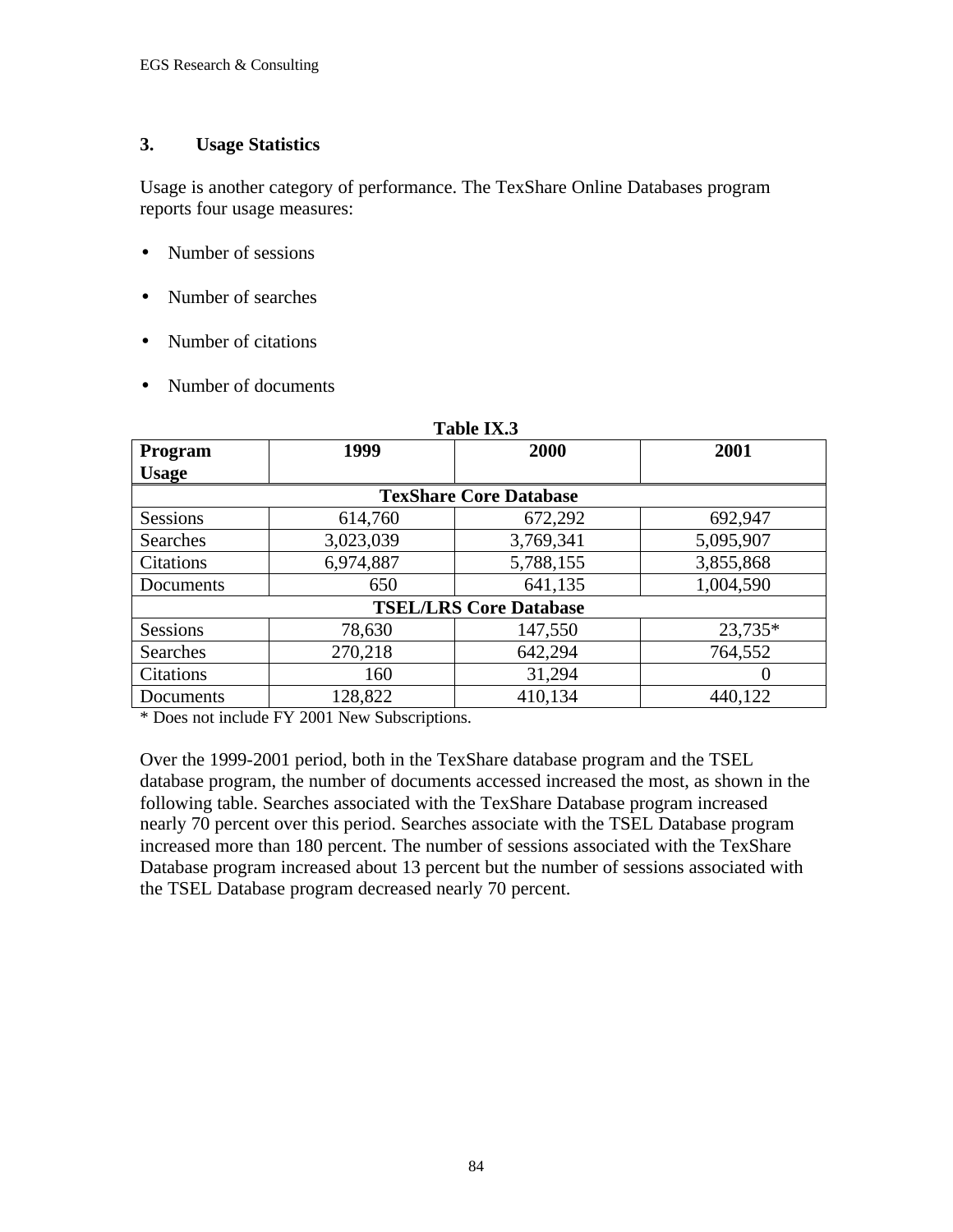### 3. Usage Statistics

Usage is another category of performance. The TexShare Online Databases program reports four usage measures:

- Number of sessions
- Number of searches
- Number of citations
- Number of documents

**Table IX.3**

| Program Usage | 1999 | 2000 | 2001 |
|---|---|---|---|
| **TexShare Core Database** | | | |
| Sessions | 614,760 | 672,292 | 692,947 |
| Searches | 3,023,039 | 3,769,341 | 5,095,907 |
| Citations | 6,974,887 | 5,788,155 | 3,855,868 |
| Documents | 650 | 641,135 | 1,004,590 |
| **TSEL/LRS Core Database** | | | |
| Sessions | 78,630 | 147,550 | 23,735* |
| Searches | 270,218 | 642,294 | 764,552 |
| Citations | 160 | 31,294 | 0 |
| Documents | 128,822 | 410,134 | 440,122 |

* Does not include FY 2001 New Subscriptions.

Over the 1999-2001 period, both in the TexShare database program and the TSEL database program, the number of documents accessed increased the most, as shown in the following table. Searches associated with the TexShare Database program increased nearly 70 percent over this period. Searches associate with the TSEL Database program increased more than 180 percent. The number of sessions associated with the TexShare Database program increased about 13 percent but the number of sessions associated with the TSEL Database program decreased nearly 70 percent.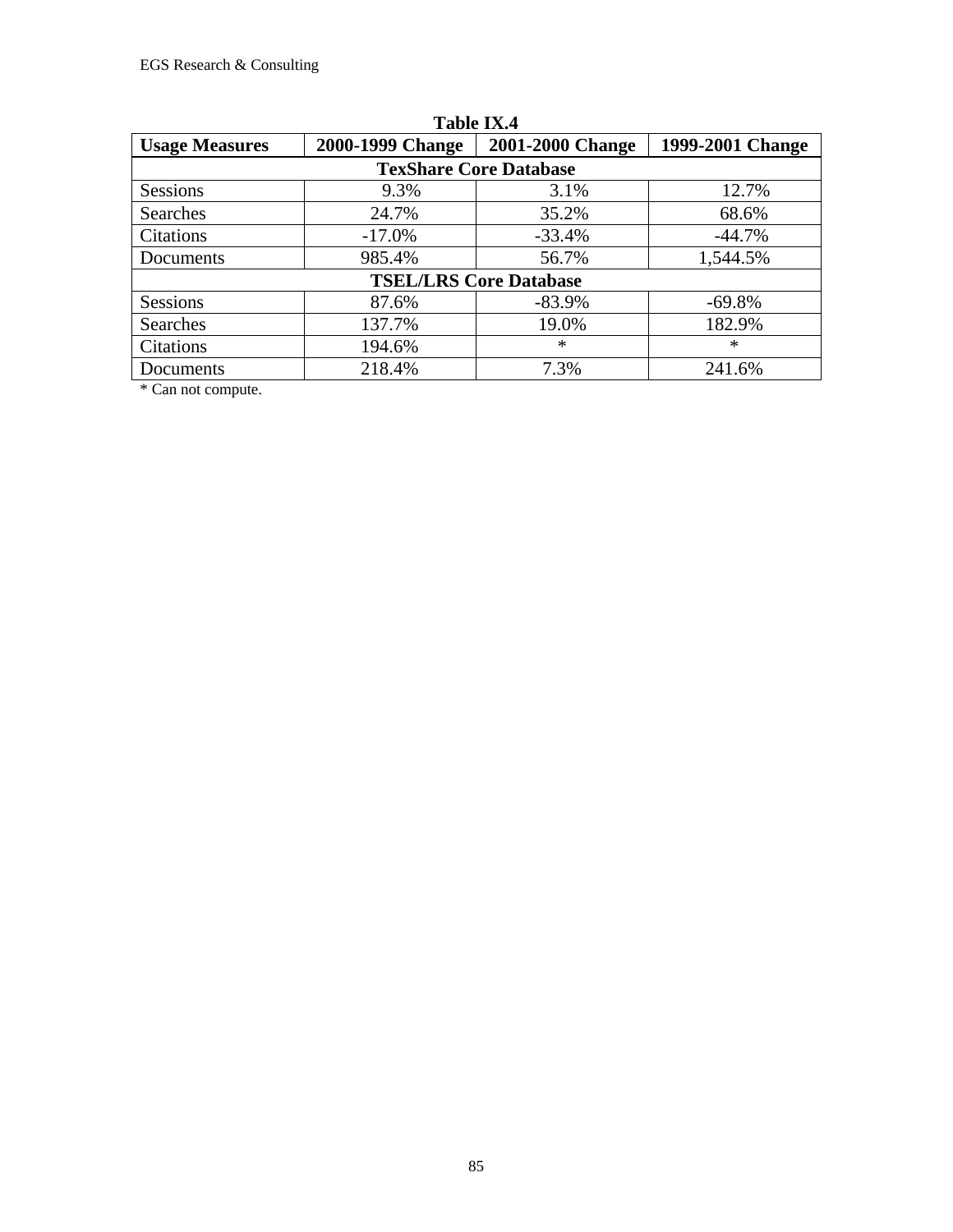**Table IX.4**

| Usage Measures | 2000-1999 Change | 2001-2000 Change | 1999-2001 Change |
|---|---|---|---|
| **TexShare Core Database** | | | |
| Sessions | 9.3% | 3.1% | 12.7% |
| Searches | 24.7% | 35.2% | 68.6% |
| Citations | -17.0% | -33.4% | -44.7% |
| Documents | 985.4% | 56.7% | 1,544.5% |
| **TSEL/LRS Core Database** | | | |
| Sessions | 87.6% | -83.9% | -69.8% |
| Searches | 137.7% | 19.0% | 182.9% |
| Citations | 194.6% | * | * |
| Documents | 218.4% | 7.3% | 241.6% |

* Can not compute.